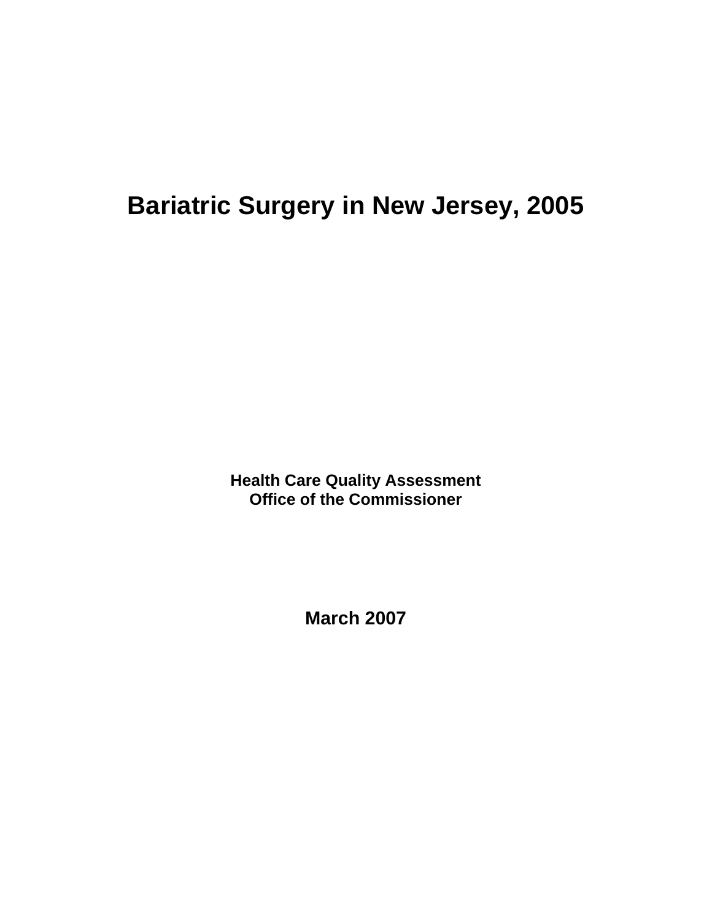# Bariatric Surgery in New Jersey, 2005

**Health Care Quality Assessment**
**Office of the Commissioner**

**March 2007**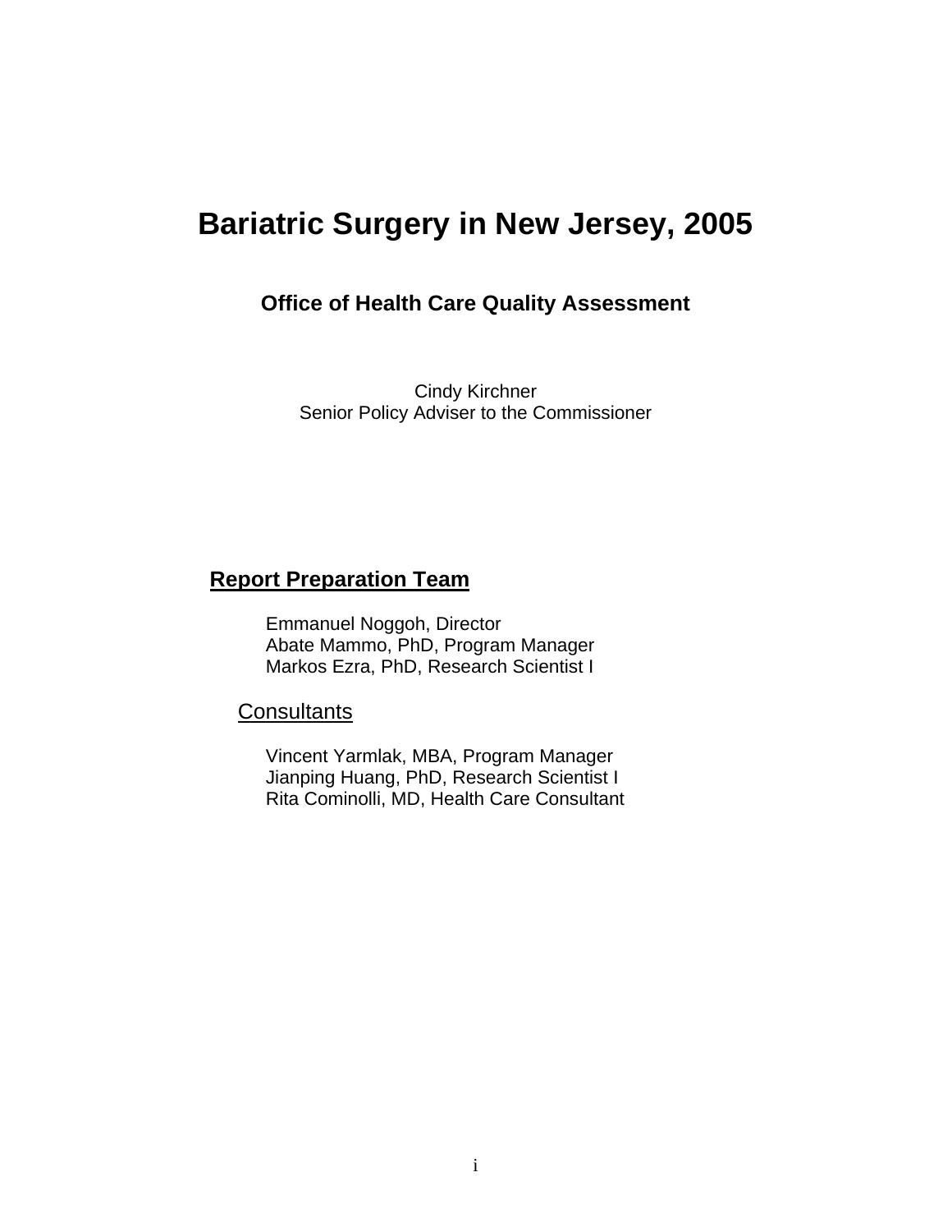# Bariatric Surgery in New Jersey, 2005

### Office of Health Care Quality Assessment

Cindy Kirchner
Senior Policy Adviser to the Commissioner

## Report Preparation Team

Emmanuel Noggoh, Director
Abate Mammo, PhD, Program Manager
Markos Ezra, PhD, Research Scientist I

### Consultants

Vincent Yarmlak, MBA, Program Manager
Jianping Huang, PhD, Research Scientist I
Rita Cominolli, MD, Health Care Consultant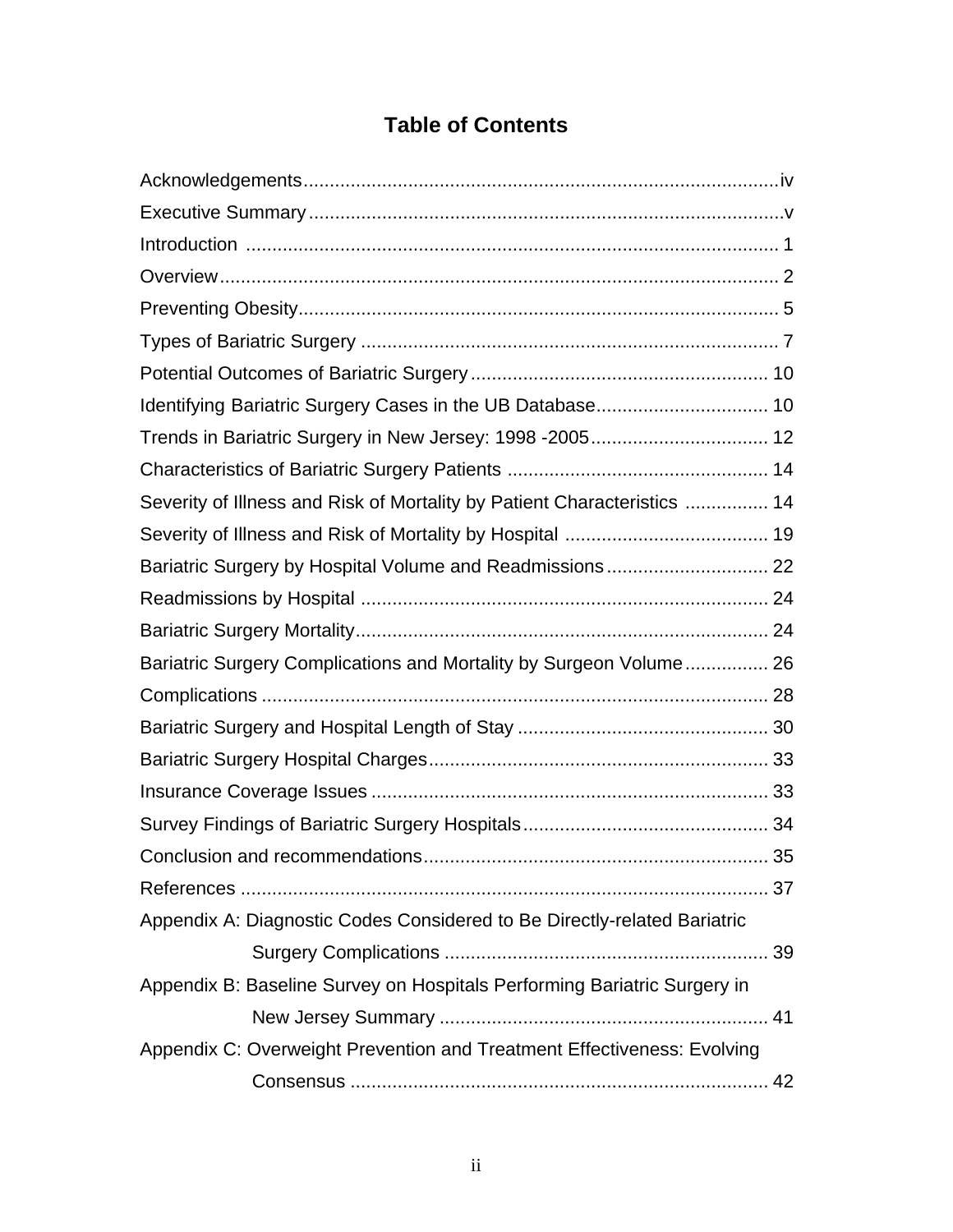# Table of Contents

Acknowledgements .......... iv
Executive Summary .......... v
Introduction .......... 1
Overview .......... 2
Preventing Obesity .......... 5
Types of Bariatric Surgery .......... 7
Potential Outcomes of Bariatric Surgery .......... 10
Identifying Bariatric Surgery Cases in the UB Database .......... 10
Trends in Bariatric Surgery in New Jersey: 1998 -2005 .......... 12
Characteristics of Bariatric Surgery Patients .......... 14
Severity of Illness and Risk of Mortality by Patient Characteristics .......... 14
Severity of Illness and Risk of Mortality by Hospital .......... 19
Bariatric Surgery by Hospital Volume and Readmissions .......... 22
Readmissions by Hospital .......... 24
Bariatric Surgery Mortality .......... 24
Bariatric Surgery Complications and Mortality by Surgeon Volume .......... 26
Complications .......... 28
Bariatric Surgery and Hospital Length of Stay .......... 30
Bariatric Surgery Hospital Charges .......... 33
Insurance Coverage Issues .......... 33
Survey Findings of Bariatric Surgery Hospitals .......... 34
Conclusion and recommendations .......... 35
References .......... 37
Appendix A: Diagnostic Codes Considered to Be Directly-related Bariatric Surgery Complications .......... 39
Appendix B: Baseline Survey on Hospitals Performing Bariatric Surgery in New Jersey Summary .......... 41
Appendix C: Overweight Prevention and Treatment Effectiveness: Evolving Consensus .......... 42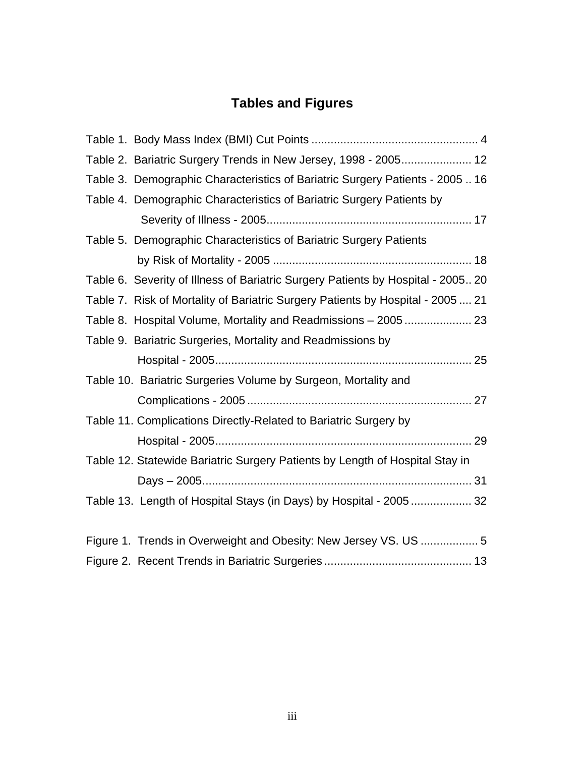# Tables and Figures

Table 1. Body Mass Index (BMI) Cut Points .................................................... 4

Table 2. Bariatric Surgery Trends in New Jersey, 1998 - 2005...................... 12

Table 3. Demographic Characteristics of Bariatric Surgery Patients - 2005 .. 16

Table 4. Demographic Characteristics of Bariatric Surgery Patients by Severity of Illness - 2005................................................................ 17

Table 5. Demographic Characteristics of Bariatric Surgery Patients by Risk of Mortality - 2005 .............................................................. 18

Table 6. Severity of Illness of Bariatric Surgery Patients by Hospital - 2005.. 20

Table 7. Risk of Mortality of Bariatric Surgery Patients by Hospital - 2005 .... 21

Table 8. Hospital Volume, Mortality and Readmissions – 2005 ..................... 23

Table 9. Bariatric Surgeries, Mortality and Readmissions by Hospital - 2005................................................................................ 25

Table 10. Bariatric Surgeries Volume by Surgeon, Mortality and Complications - 2005 ...................................................................... 27

Table 11. Complications Directly-Related to Bariatric Surgery by Hospital - 2005................................................................................ 29

Table 12. Statewide Bariatric Surgery Patients by Length of Hospital Stay in Days – 2005.................................................................................... 31

Table 13. Length of Hospital Stays (in Days) by Hospital - 2005 ................... 32

Figure 1. Trends in Overweight and Obesity: New Jersey VS. US .................. 5

Figure 2. Recent Trends in Bariatric Surgeries .............................................. 13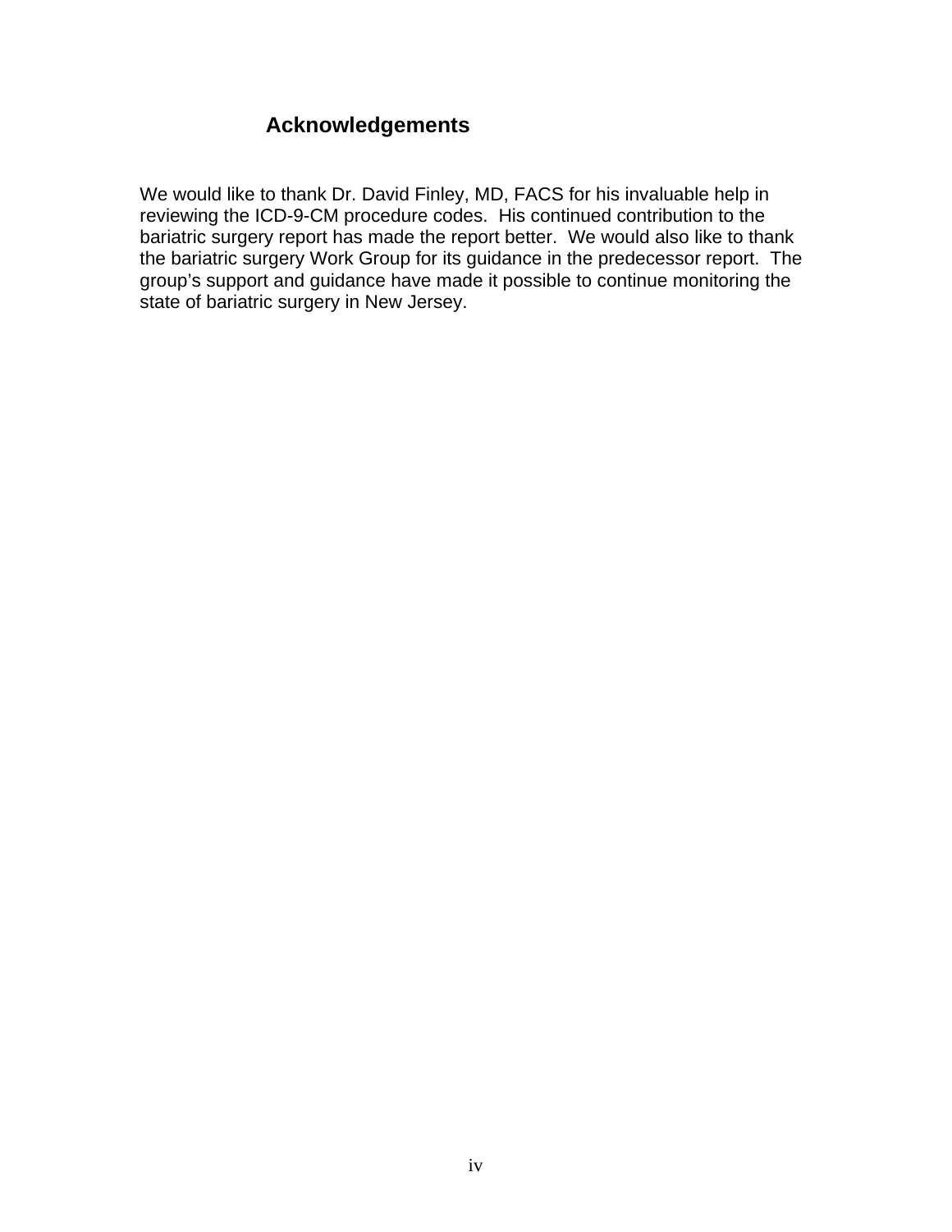# Acknowledgements

We would like to thank Dr. David Finley, MD, FACS for his invaluable help in reviewing the ICD-9-CM procedure codes. His continued contribution to the bariatric surgery report has made the report better. We would also like to thank the bariatric surgery Work Group for its guidance in the predecessor report. The group's support and guidance have made it possible to continue monitoring the state of bariatric surgery in New Jersey.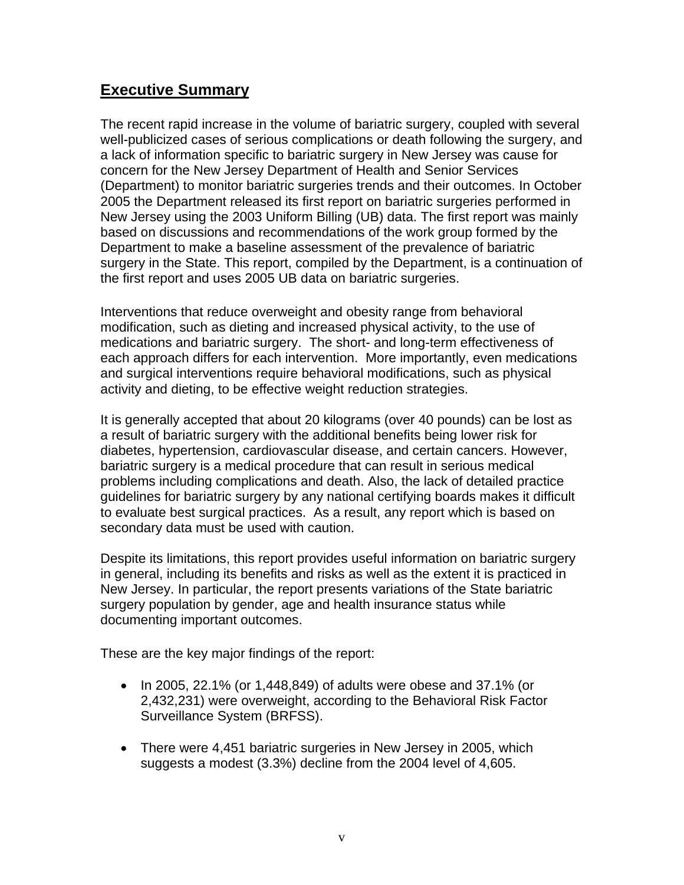## Executive Summary

The recent rapid increase in the volume of bariatric surgery, coupled with several well-publicized cases of serious complications or death following the surgery, and a lack of information specific to bariatric surgery in New Jersey was cause for concern for the New Jersey Department of Health and Senior Services (Department) to monitor bariatric surgeries trends and their outcomes. In October 2005 the Department released its first report on bariatric surgeries performed in New Jersey using the 2003 Uniform Billing (UB) data. The first report was mainly based on discussions and recommendations of the work group formed by the Department to make a baseline assessment of the prevalence of bariatric surgery in the State. This report, compiled by the Department, is a continuation of the first report and uses 2005 UB data on bariatric surgeries.

Interventions that reduce overweight and obesity range from behavioral modification, such as dieting and increased physical activity, to the use of medications and bariatric surgery. The short- and long-term effectiveness of each approach differs for each intervention. More importantly, even medications and surgical interventions require behavioral modifications, such as physical activity and dieting, to be effective weight reduction strategies.

It is generally accepted that about 20 kilograms (over 40 pounds) can be lost as a result of bariatric surgery with the additional benefits being lower risk for diabetes, hypertension, cardiovascular disease, and certain cancers. However, bariatric surgery is a medical procedure that can result in serious medical problems including complications and death. Also, the lack of detailed practice guidelines for bariatric surgery by any national certifying boards makes it difficult to evaluate best surgical practices. As a result, any report which is based on secondary data must be used with caution.

Despite its limitations, this report provides useful information on bariatric surgery in general, including its benefits and risks as well as the extent it is practiced in New Jersey. In particular, the report presents variations of the State bariatric surgery population by gender, age and health insurance status while documenting important outcomes.

These are the key major findings of the report:

- In 2005, 22.1% (or 1,448,849) of adults were obese and 37.1% (or 2,432,231) were overweight, according to the Behavioral Risk Factor Surveillance System (BRFSS).

- There were 4,451 bariatric surgeries in New Jersey in 2005, which suggests a modest (3.3%) decline from the 2004 level of 4,605.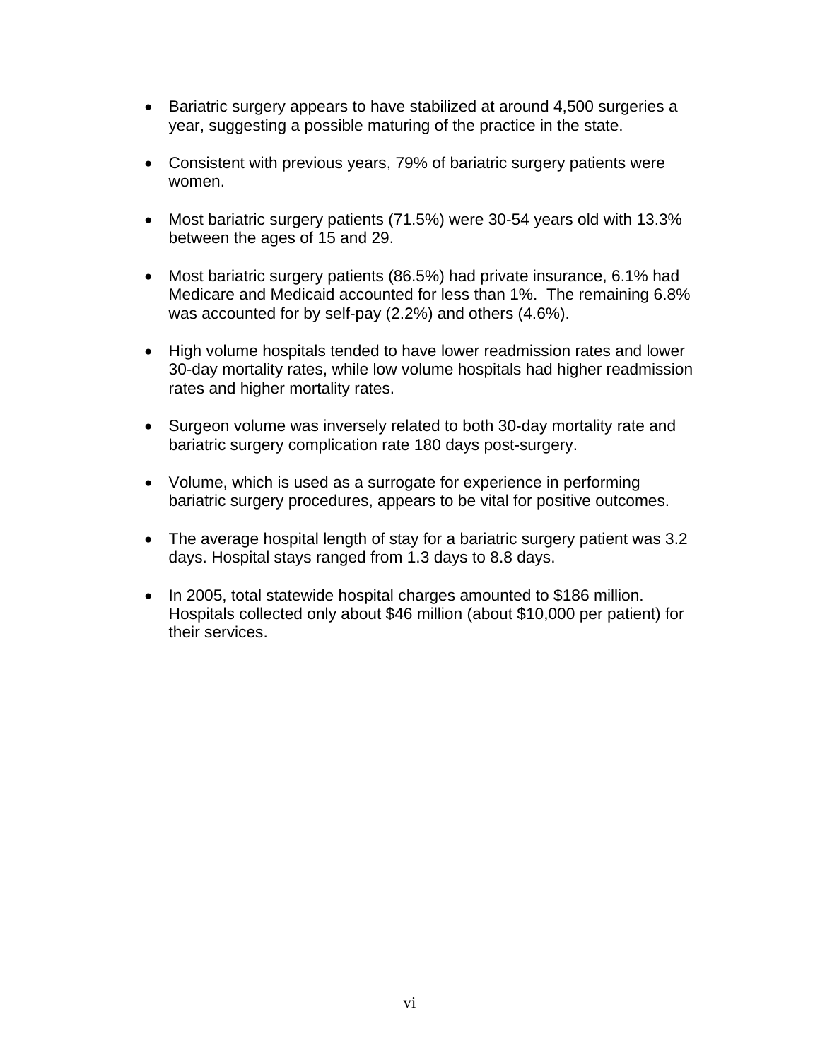- Bariatric surgery appears to have stabilized at around 4,500 surgeries a year, suggesting a possible maturing of the practice in the state.

- Consistent with previous years, 79% of bariatric surgery patients were women.

- Most bariatric surgery patients (71.5%) were 30-54 years old with 13.3% between the ages of 15 and 29.

- Most bariatric surgery patients (86.5%) had private insurance, 6.1% had Medicare and Medicaid accounted for less than 1%. The remaining 6.8% was accounted for by self-pay (2.2%) and others (4.6%).

- High volume hospitals tended to have lower readmission rates and lower 30-day mortality rates, while low volume hospitals had higher readmission rates and higher mortality rates.

- Surgeon volume was inversely related to both 30-day mortality rate and bariatric surgery complication rate 180 days post-surgery.

- Volume, which is used as a surrogate for experience in performing bariatric surgery procedures, appears to be vital for positive outcomes.

- The average hospital length of stay for a bariatric surgery patient was 3.2 days. Hospital stays ranged from 1.3 days to 8.8 days.

- In 2005, total statewide hospital charges amounted to $186 million. Hospitals collected only about $46 million (about $10,000 per patient) for their services.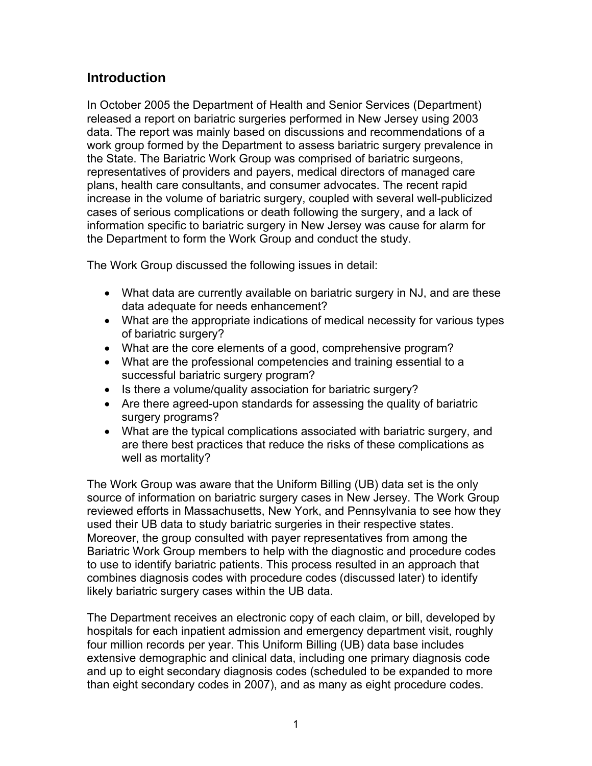## Introduction

In October 2005 the Department of Health and Senior Services (Department) released a report on bariatric surgeries performed in New Jersey using 2003 data. The report was mainly based on discussions and recommendations of a work group formed by the Department to assess bariatric surgery prevalence in the State. The Bariatric Work Group was comprised of bariatric surgeons, representatives of providers and payers, medical directors of managed care plans, health care consultants, and consumer advocates. The recent rapid increase in the volume of bariatric surgery, coupled with several well-publicized cases of serious complications or death following the surgery, and a lack of information specific to bariatric surgery in New Jersey was cause for alarm for the Department to form the Work Group and conduct the study.

The Work Group discussed the following issues in detail:

- What data are currently available on bariatric surgery in NJ, and are these data adequate for needs enhancement?
- What are the appropriate indications of medical necessity for various types of bariatric surgery?
- What are the core elements of a good, comprehensive program?
- What are the professional competencies and training essential to a successful bariatric surgery program?
- Is there a volume/quality association for bariatric surgery?
- Are there agreed-upon standards for assessing the quality of bariatric surgery programs?
- What are the typical complications associated with bariatric surgery, and are there best practices that reduce the risks of these complications as well as mortality?

The Work Group was aware that the Uniform Billing (UB) data set is the only source of information on bariatric surgery cases in New Jersey. The Work Group reviewed efforts in Massachusetts, New York, and Pennsylvania to see how they used their UB data to study bariatric surgeries in their respective states. Moreover, the group consulted with payer representatives from among the Bariatric Work Group members to help with the diagnostic and procedure codes to use to identify bariatric patients. This process resulted in an approach that combines diagnosis codes with procedure codes (discussed later) to identify likely bariatric surgery cases within the UB data.

The Department receives an electronic copy of each claim, or bill, developed by hospitals for each inpatient admission and emergency department visit, roughly four million records per year. This Uniform Billing (UB) data base includes extensive demographic and clinical data, including one primary diagnosis code and up to eight secondary diagnosis codes (scheduled to be expanded to more than eight secondary codes in 2007), and as many as eight procedure codes.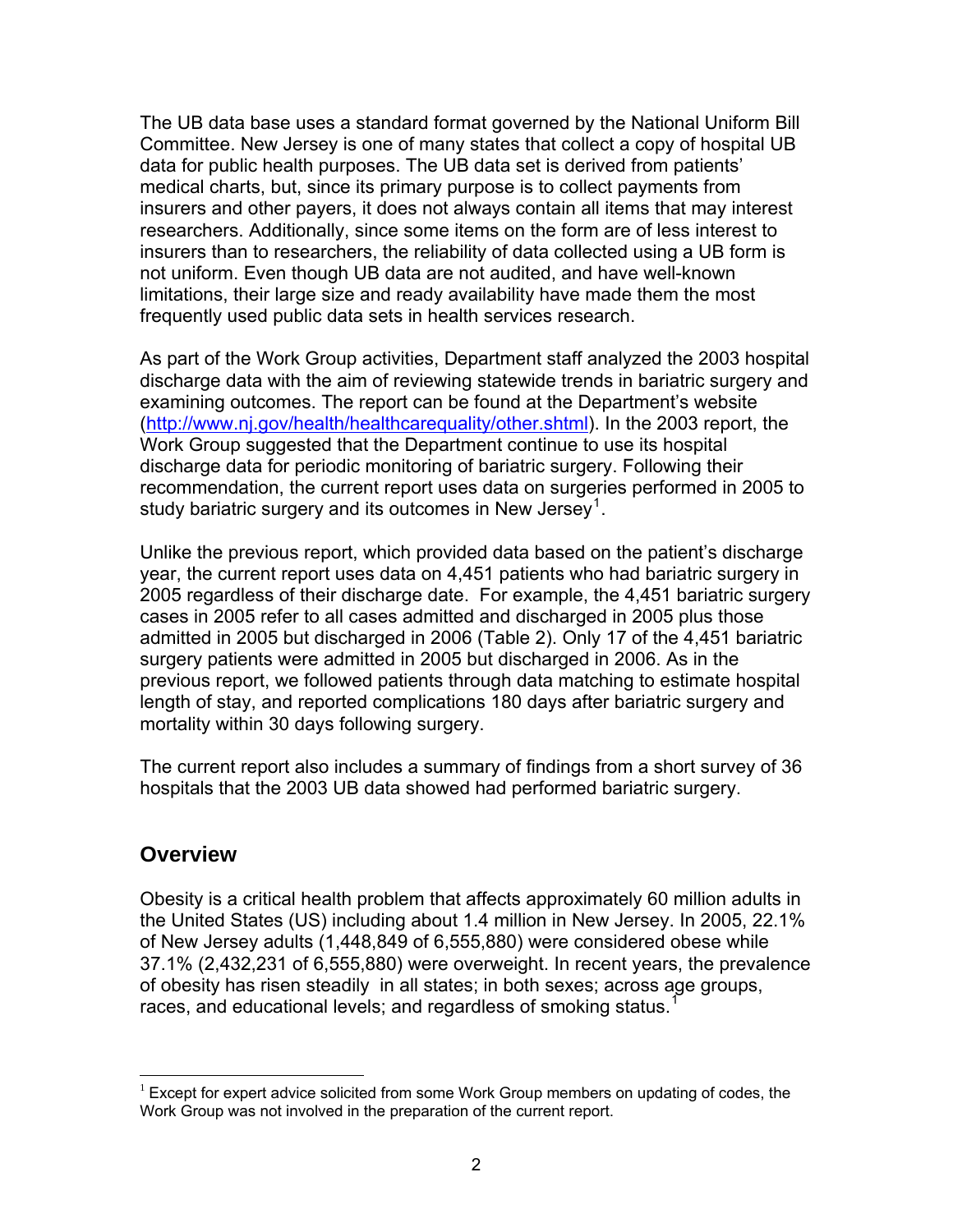The UB data base uses a standard format governed by the National Uniform Bill Committee. New Jersey is one of many states that collect a copy of hospital UB data for public health purposes. The UB data set is derived from patients' medical charts, but, since its primary purpose is to collect payments from insurers and other payers, it does not always contain all items that may interest researchers. Additionally, since some items on the form are of less interest to insurers than to researchers, the reliability of data collected using a UB form is not uniform. Even though UB data are not audited, and have well-known limitations, their large size and ready availability have made them the most frequently used public data sets in health services research.

As part of the Work Group activities, Department staff analyzed the 2003 hospital discharge data with the aim of reviewing statewide trends in bariatric surgery and examining outcomes. The report can be found at the Department's website (http://www.nj.gov/health/healthcarequality/other.shtml). In the 2003 report, the Work Group suggested that the Department continue to use its hospital discharge data for periodic monitoring of bariatric surgery. Following their recommendation, the current report uses data on surgeries performed in 2005 to study bariatric surgery and its outcomes in New Jersey[1].

Unlike the previous report, which provided data based on the patient's discharge year, the current report uses data on 4,451 patients who had bariatric surgery in 2005 regardless of their discharge date. For example, the 4,451 bariatric surgery cases in 2005 refer to all cases admitted and discharged in 2005 plus those admitted in 2005 but discharged in 2006 (Table 2). Only 17 of the 4,451 bariatric surgery patients were admitted in 2005 but discharged in 2006. As in the previous report, we followed patients through data matching to estimate hospital length of stay, and reported complications 180 days after bariatric surgery and mortality within 30 days following surgery.

The current report also includes a summary of findings from a short survey of 36 hospitals that the 2003 UB data showed had performed bariatric surgery.

## Overview

Obesity is a critical health problem that affects approximately 60 million adults in the United States (US) including about 1.4 million in New Jersey. In 2005, 22.1% of New Jersey adults (1,448,849 of 6,555,880) were considered obese while 37.1% (2,432,231 of 6,555,880) were overweight. In recent years, the prevalence of obesity has risen steadily in all states; in both sexes; across age groups, races, and educational levels; and regardless of smoking status.[1]

---

[1] Except for expert advice solicited from some Work Group members on updating of codes, the Work Group was not involved in the preparation of the current report.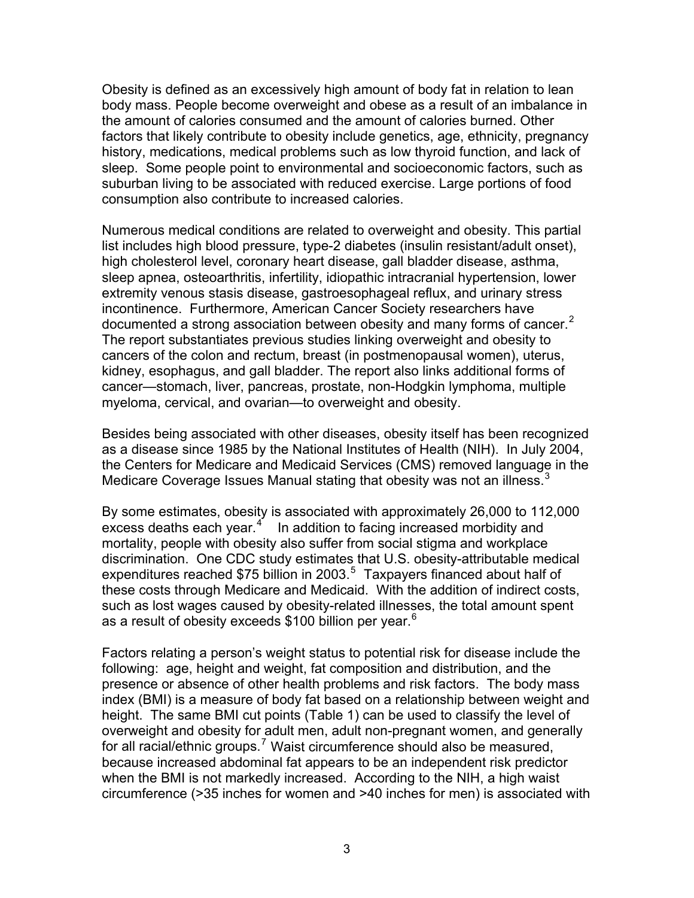Obesity is defined as an excessively high amount of body fat in relation to lean body mass. People become overweight and obese as a result of an imbalance in the amount of calories consumed and the amount of calories burned. Other factors that likely contribute to obesity include genetics, age, ethnicity, pregnancy history, medications, medical problems such as low thyroid function, and lack of sleep. Some people point to environmental and socioeconomic factors, such as suburban living to be associated with reduced exercise. Large portions of food consumption also contribute to increased calories.

Numerous medical conditions are related to overweight and obesity. This partial list includes high blood pressure, type-2 diabetes (insulin resistant/adult onset), high cholesterol level, coronary heart disease, gall bladder disease, asthma, sleep apnea, osteoarthritis, infertility, idiopathic intracranial hypertension, lower extremity venous stasis disease, gastroesophageal reflux, and urinary stress incontinence. Furthermore, American Cancer Society researchers have documented a strong association between obesity and many forms of cancer.[2] The report substantiates previous studies linking overweight and obesity to cancers of the colon and rectum, breast (in postmenopausal women), uterus, kidney, esophagus, and gall bladder. The report also links additional forms of cancer—stomach, liver, pancreas, prostate, non-Hodgkin lymphoma, multiple myeloma, cervical, and ovarian—to overweight and obesity.

Besides being associated with other diseases, obesity itself has been recognized as a disease since 1985 by the National Institutes of Health (NIH). In July 2004, the Centers for Medicare and Medicaid Services (CMS) removed language in the Medicare Coverage Issues Manual stating that obesity was not an illness.[3]

By some estimates, obesity is associated with approximately 26,000 to 112,000 excess deaths each year.[4] In addition to facing increased morbidity and mortality, people with obesity also suffer from social stigma and workplace discrimination. One CDC study estimates that U.S. obesity-attributable medical expenditures reached $75 billion in 2003.[5] Taxpayers financed about half of these costs through Medicare and Medicaid. With the addition of indirect costs, such as lost wages caused by obesity-related illnesses, the total amount spent as a result of obesity exceeds $100 billion per year.[6]

Factors relating a person's weight status to potential risk for disease include the following: age, height and weight, fat composition and distribution, and the presence or absence of other health problems and risk factors. The body mass index (BMI) is a measure of body fat based on a relationship between weight and height. The same BMI cut points (Table 1) can be used to classify the level of overweight and obesity for adult men, adult non-pregnant women, and generally for all racial/ethnic groups.[7] Waist circumference should also be measured, because increased abdominal fat appears to be an independent risk predictor when the BMI is not markedly increased. According to the NIH, a high waist circumference (>35 inches for women and >40 inches for men) is associated with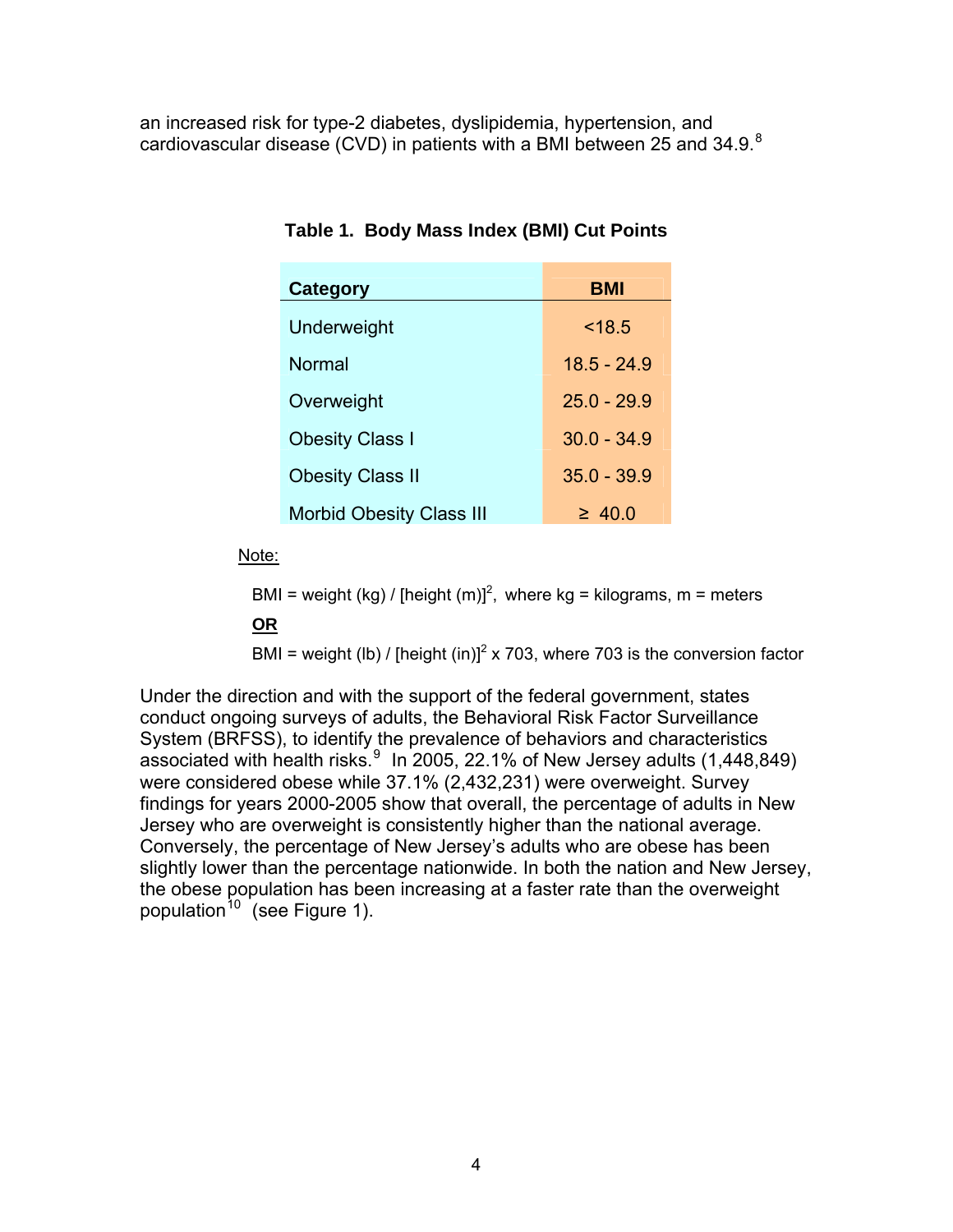an increased risk for type-2 diabetes, dyslipidemia, hypertension, and cardiovascular disease (CVD) in patients with a BMI between 25 and 34.9.[8]

**Table 1. Body Mass Index (BMI) Cut Points**

| Category | BMI |
|---|---|
| Underweight | <18.5 |
| Normal | 18.5 - 24.9 |
| Overweight | 25.0 - 29.9 |
| Obesity Class I | 30.0 - 34.9 |
| Obesity Class II | 35.0 - 39.9 |
| Morbid Obesity Class III | ≥ 40.0 |

Note:

BMI = weight (kg) / $[\text{height (m)}]^2$, where kg = kilograms, m = meters

**OR**

BMI = weight (lb) / $[\text{height (in)}]^2$ x 703, where 703 is the conversion factor

Under the direction and with the support of the federal government, states conduct ongoing surveys of adults, the Behavioral Risk Factor Surveillance System (BRFSS), to identify the prevalence of behaviors and characteristics associated with health risks.[9] In 2005, 22.1% of New Jersey adults (1,448,849) were considered obese while 37.1% (2,432,231) were overweight. Survey findings for years 2000-2005 show that overall, the percentage of adults in New Jersey who are overweight is consistently higher than the national average. Conversely, the percentage of New Jersey's adults who are obese has been slightly lower than the percentage nationwide. In both the nation and New Jersey, the obese population has been increasing at a faster rate than the overweight population[10] (see Figure 1).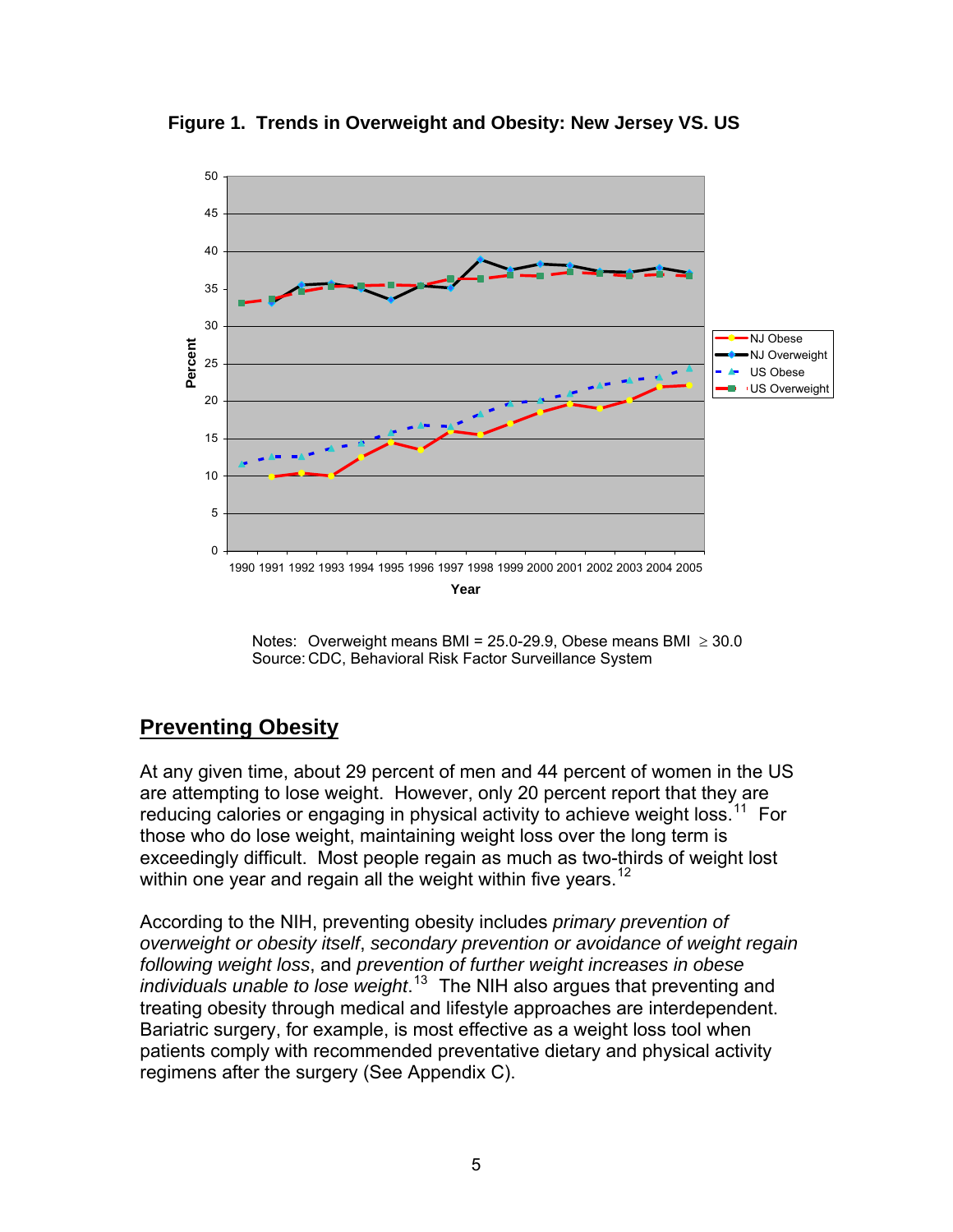**Figure 1. Trends in Overweight and Obesity: New Jersey VS. US**

Notes: Overweight means BMI = 25.0-29.9, Obese means BMI $\geq$ 30.0
Source: CDC, Behavioral Risk Factor Surveillance System

## Preventing Obesity

At any given time, about 29 percent of men and 44 percent of women in the US are attempting to lose weight. However, only 20 percent report that they are reducing calories or engaging in physical activity to achieve weight loss.[11] For those who do lose weight, maintaining weight loss over the long term is exceedingly difficult. Most people regain as much as two-thirds of weight lost within one year and regain all the weight within five years.[12]

According to the NIH, preventing obesity includes *primary prevention of overweight or obesity itself*, *secondary prevention or avoidance of weight regain following weight loss*, and *prevention of further weight increases in obese individuals unable to lose weight*.[13] The NIH also argues that preventing and treating obesity through medical and lifestyle approaches are interdependent. Bariatric surgery, for example, is most effective as a weight loss tool when patients comply with recommended preventative dietary and physical activity regimens after the surgery (See Appendix C).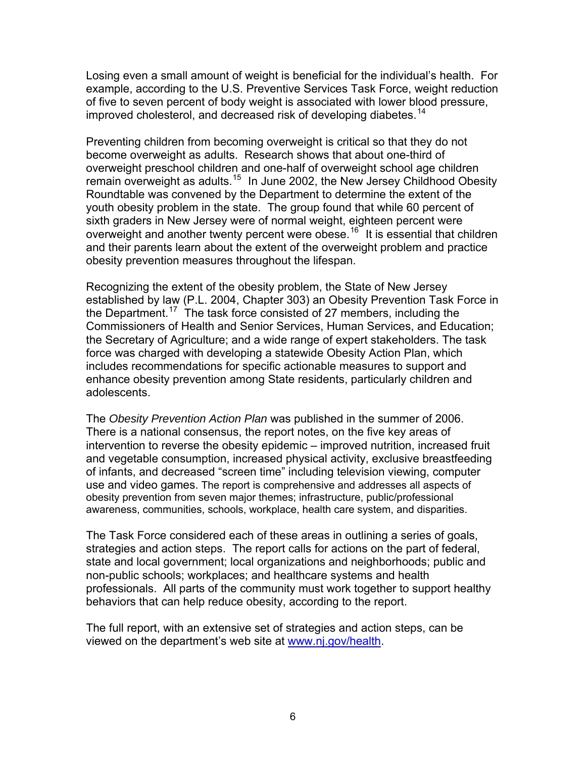Losing even a small amount of weight is beneficial for the individual's health. For example, according to the U.S. Preventive Services Task Force, weight reduction of five to seven percent of body weight is associated with lower blood pressure, improved cholesterol, and decreased risk of developing diabetes.[14]

Preventing children from becoming overweight is critical so that they do not become overweight as adults. Research shows that about one-third of overweight preschool children and one-half of overweight school age children remain overweight as adults.[15] In June 2002, the New Jersey Childhood Obesity Roundtable was convened by the Department to determine the extent of the youth obesity problem in the state. The group found that while 60 percent of sixth graders in New Jersey were of normal weight, eighteen percent were overweight and another twenty percent were obese.[16] It is essential that children and their parents learn about the extent of the overweight problem and practice obesity prevention measures throughout the lifespan.

Recognizing the extent of the obesity problem, the State of New Jersey established by law (P.L. 2004, Chapter 303) an Obesity Prevention Task Force in the Department.[17] The task force consisted of 27 members, including the Commissioners of Health and Senior Services, Human Services, and Education; the Secretary of Agriculture; and a wide range of expert stakeholders. The task force was charged with developing a statewide Obesity Action Plan, which includes recommendations for specific actionable measures to support and enhance obesity prevention among State residents, particularly children and adolescents.

The *Obesity Prevention Action Plan* was published in the summer of 2006. There is a national consensus, the report notes, on the five key areas of intervention to reverse the obesity epidemic – improved nutrition, increased fruit and vegetable consumption, increased physical activity, exclusive breastfeeding of infants, and decreased "screen time" including television viewing, computer use and video games. The report is comprehensive and addresses all aspects of obesity prevention from seven major themes; infrastructure, public/professional awareness, communities, schools, workplace, health care system, and disparities.

The Task Force considered each of these areas in outlining a series of goals, strategies and action steps. The report calls for actions on the part of federal, state and local government; local organizations and neighborhoods; public and non-public schools; workplaces; and healthcare systems and health professionals. All parts of the community must work together to support healthy behaviors that can help reduce obesity, according to the report.

The full report, with an extensive set of strategies and action steps, can be viewed on the department's web site at www.nj.gov/health.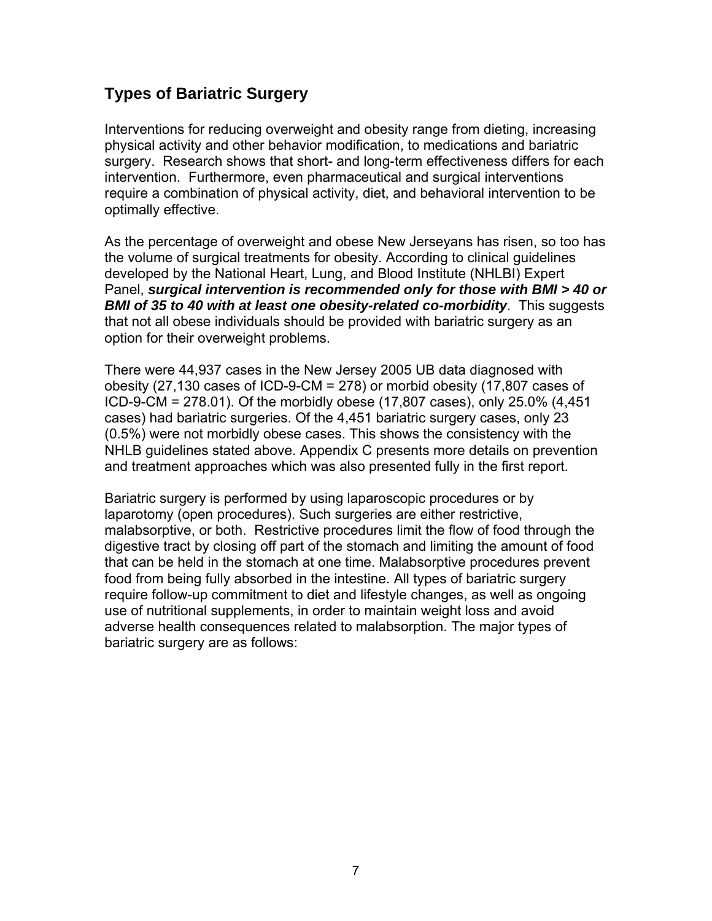## Types of Bariatric Surgery

Interventions for reducing overweight and obesity range from dieting, increasing physical activity and other behavior modification, to medications and bariatric surgery. Research shows that short- and long-term effectiveness differs for each intervention. Furthermore, even pharmaceutical and surgical interventions require a combination of physical activity, diet, and behavioral intervention to be optimally effective.

As the percentage of overweight and obese New Jerseyans has risen, so too has the volume of surgical treatments for obesity. According to clinical guidelines developed by the National Heart, Lung, and Blood Institute (NHLBI) Expert Panel, ***surgical intervention is recommended only for those with BMI > 40 or BMI of 35 to 40 with at least one obesity-related co-morbidity***. This suggests that not all obese individuals should be provided with bariatric surgery as an option for their overweight problems.

There were 44,937 cases in the New Jersey 2005 UB data diagnosed with obesity (27,130 cases of ICD-9-CM = 278) or morbid obesity (17,807 cases of ICD-9-CM = 278.01). Of the morbidly obese (17,807 cases), only 25.0% (4,451 cases) had bariatric surgeries. Of the 4,451 bariatric surgery cases, only 23 (0.5%) were not morbidly obese cases. This shows the consistency with the NHLB guidelines stated above. Appendix C presents more details on prevention and treatment approaches which was also presented fully in the first report.

Bariatric surgery is performed by using laparoscopic procedures or by laparotomy (open procedures). Such surgeries are either restrictive, malabsorptive, or both. Restrictive procedures limit the flow of food through the digestive tract by closing off part of the stomach and limiting the amount of food that can be held in the stomach at one time. Malabsorptive procedures prevent food from being fully absorbed in the intestine. All types of bariatric surgery require follow-up commitment to diet and lifestyle changes, as well as ongoing use of nutritional supplements, in order to maintain weight loss and avoid adverse health consequences related to malabsorption. The major types of bariatric surgery are as follows: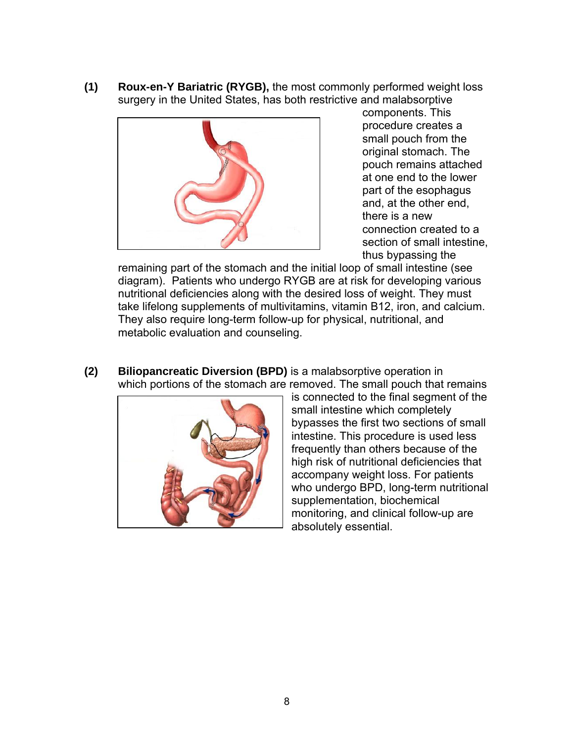**(1)** **Roux-en-Y Bariatric (RYGB),** the most commonly performed weight loss surgery in the United States, has both restrictive and malabsorptive components. This procedure creates a small pouch from the original stomach. The pouch remains attached at one end to the lower part of the esophagus and, at the other end, there is a new connection created to a section of small intestine, thus bypassing the remaining part of the stomach and the initial loop of small intestine (see diagram). Patients who undergo RYGB are at risk for developing various nutritional deficiencies along with the desired loss of weight. They must take lifelong supplements of multivitamins, vitamin B12, iron, and calcium. They also require long-term follow-up for physical, nutritional, and metabolic evaluation and counseling.

**(2)** **Biliopancreatic Diversion (BPD)** is a malabsorptive operation in which portions of the stomach are removed. The small pouch that remains is connected to the final segment of the small intestine which completely bypasses the first two sections of small intestine. This procedure is used less frequently than others because of the high risk of nutritional deficiencies that accompany weight loss. For patients who undergo BPD, long-term nutritional supplementation, biochemical monitoring, and clinical follow-up are absolutely essential.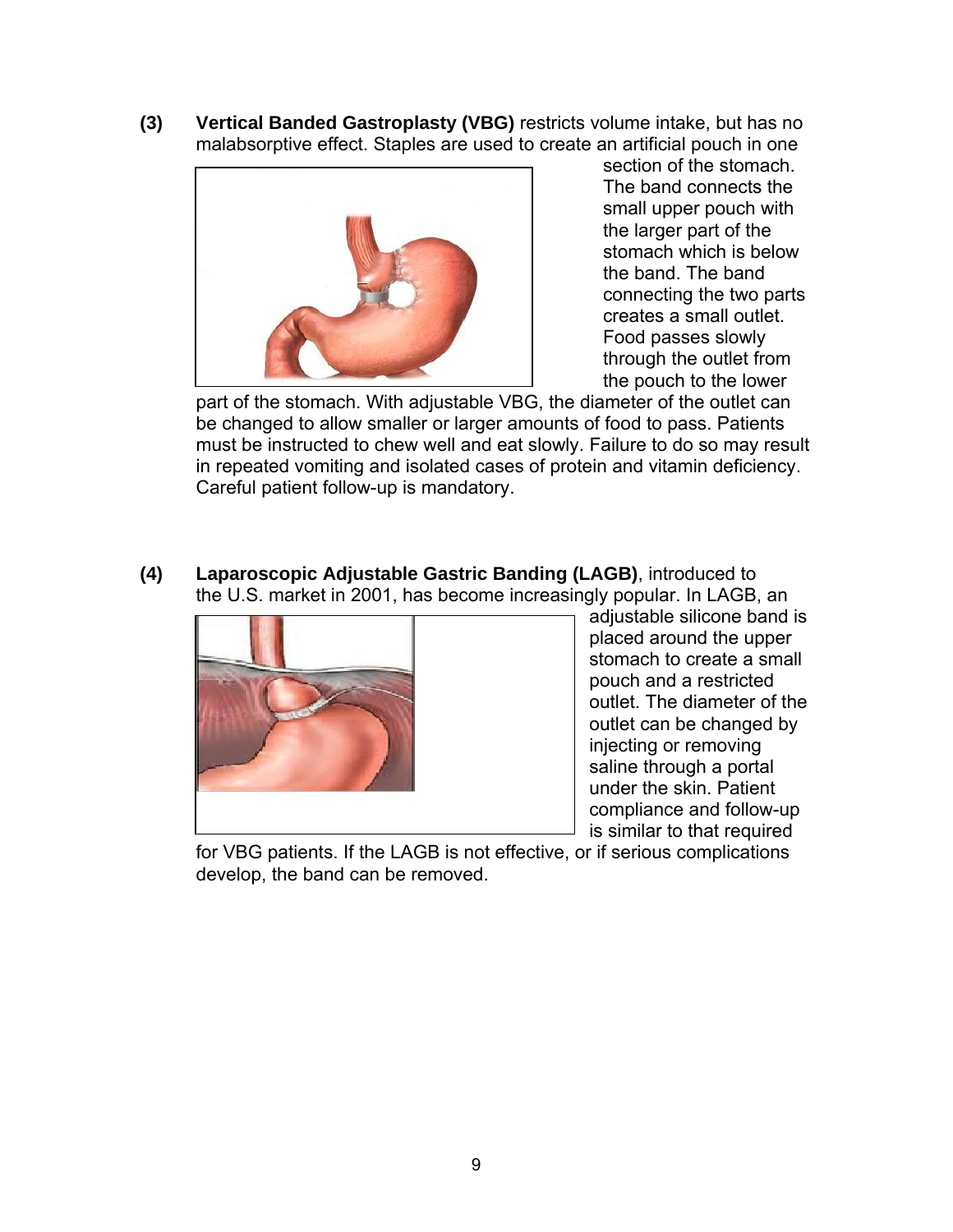**(3)** **Vertical Banded Gastroplasty (VBG)** restricts volume intake, but has no malabsorptive effect. Staples are used to create an artificial pouch in one section of the stomach. The band connects the small upper pouch with the larger part of the stomach which is below the band. The band connecting the two parts creates a small outlet. Food passes slowly through the outlet from the pouch to the lower part of the stomach. With adjustable VBG, the diameter of the outlet can be changed to allow smaller or larger amounts of food to pass. Patients must be instructed to chew well and eat slowly. Failure to do so may result in repeated vomiting and isolated cases of protein and vitamin deficiency. Careful patient follow-up is mandatory.

**(4)** **Laparoscopic Adjustable Gastric Banding (LAGB)**, introduced to the U.S. market in 2001, has become increasingly popular. In LAGB, an adjustable silicone band is placed around the upper stomach to create a small pouch and a restricted outlet. The diameter of the outlet can be changed by injecting or removing saline through a portal under the skin. Patient compliance and follow-up is similar to that required for VBG patients. If the LAGB is not effective, or if serious complications develop, the band can be removed.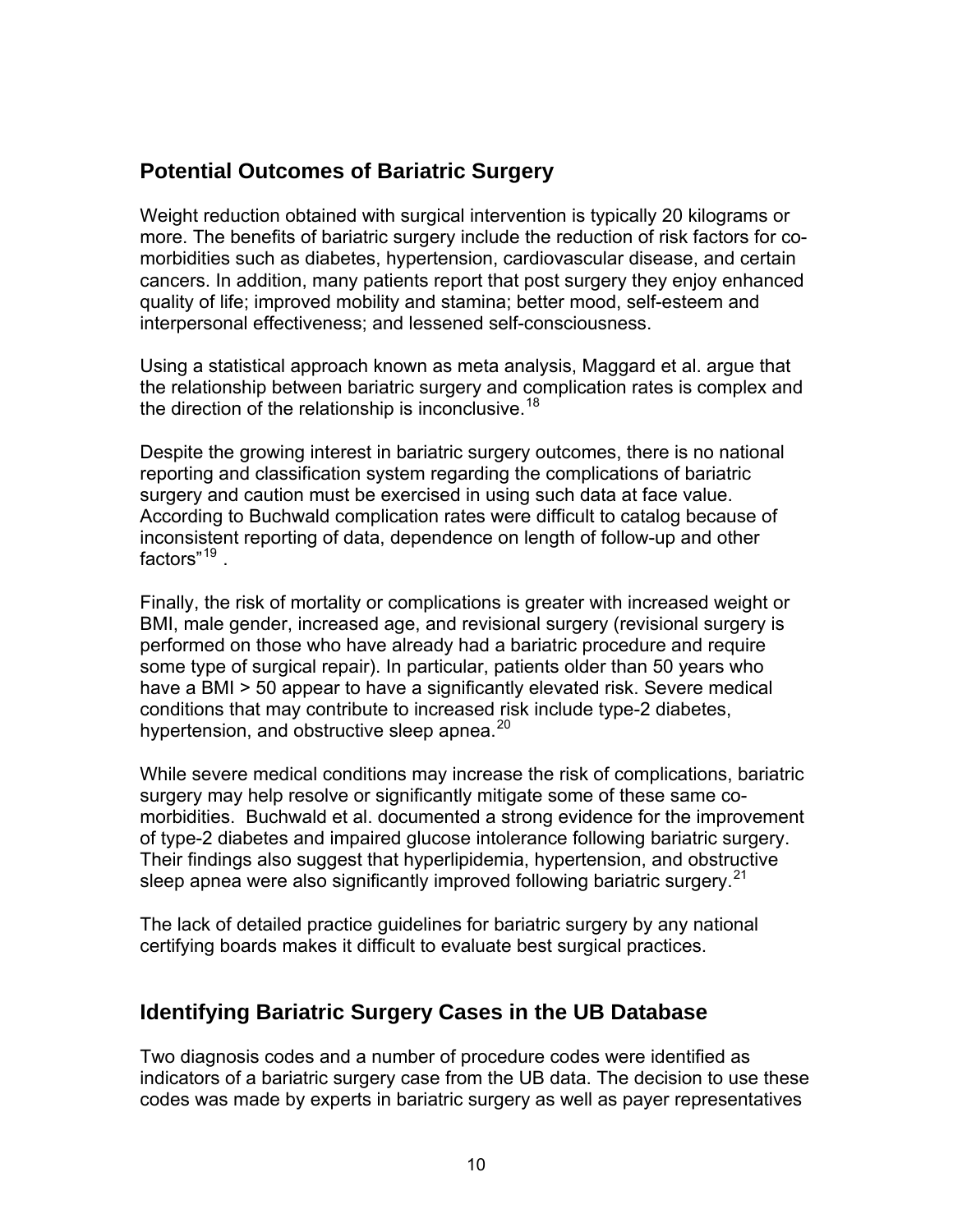## Potential Outcomes of Bariatric Surgery

Weight reduction obtained with surgical intervention is typically 20 kilograms or more. The benefits of bariatric surgery include the reduction of risk factors for co-morbidities such as diabetes, hypertension, cardiovascular disease, and certain cancers. In addition, many patients report that post surgery they enjoy enhanced quality of life; improved mobility and stamina; better mood, self-esteem and interpersonal effectiveness; and lessened self-consciousness.

Using a statistical approach known as meta analysis, Maggard et al. argue that the relationship between bariatric surgery and complication rates is complex and the direction of the relationship is inconclusive.[18]

Despite the growing interest in bariatric surgery outcomes, there is no national reporting and classification system regarding the complications of bariatric surgery and caution must be exercised in using such data at face value. According to Buchwald complication rates were difficult to catalog because of inconsistent reporting of data, dependence on length of follow-up and other factors"[19] .

Finally, the risk of mortality or complications is greater with increased weight or BMI, male gender, increased age, and revisional surgery (revisional surgery is performed on those who have already had a bariatric procedure and require some type of surgical repair). In particular, patients older than 50 years who have a BMI > 50 appear to have a significantly elevated risk. Severe medical conditions that may contribute to increased risk include type-2 diabetes, hypertension, and obstructive sleep apnea.[20]

While severe medical conditions may increase the risk of complications, bariatric surgery may help resolve or significantly mitigate some of these same co-morbidities. Buchwald et al. documented a strong evidence for the improvement of type-2 diabetes and impaired glucose intolerance following bariatric surgery. Their findings also suggest that hyperlipidemia, hypertension, and obstructive sleep apnea were also significantly improved following bariatric surgery.[21]

The lack of detailed practice guidelines for bariatric surgery by any national certifying boards makes it difficult to evaluate best surgical practices.

## Identifying Bariatric Surgery Cases in the UB Database

Two diagnosis codes and a number of procedure codes were identified as indicators of a bariatric surgery case from the UB data. The decision to use these codes was made by experts in bariatric surgery as well as payer representatives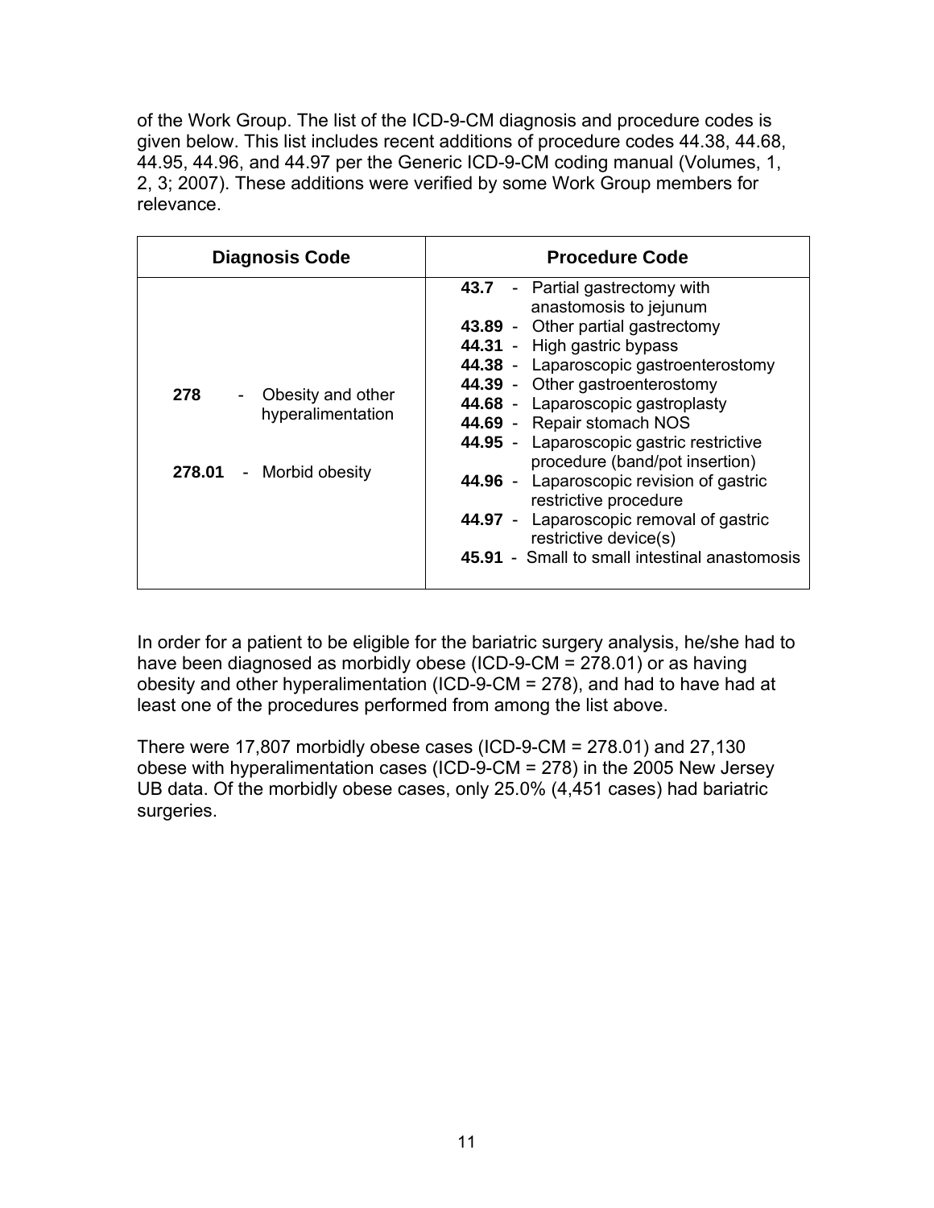of the Work Group. The list of the ICD-9-CM diagnosis and procedure codes is given below. This list includes recent additions of procedure codes 44.38, 44.68, 44.95, 44.96, and 44.97 per the Generic ICD-9-CM coding manual (Volumes, 1, 2, 3; 2007). These additions were verified by some Work Group members for relevance.

| Diagnosis Code | Procedure Code |
|---|---|
| **278** - Obesity and other hyperalimentation<br><br>**278.01** - Morbid obesity | **43.7** - Partial gastrectomy with anastomosis to jejunum<br>**43.89** - Other partial gastrectomy<br>**44.31** - High gastric bypass<br>**44.38** - Laparoscopic gastroenterostomy<br>**44.39** - Other gastroenterostomy<br>**44.68** - Laparoscopic gastroplasty<br>**44.69** - Repair stomach NOS<br>**44.95** - Laparoscopic gastric restrictive procedure (band/pot insertion)<br>**44.96** - Laparoscopic revision of gastric restrictive procedure<br>**44.97** - Laparoscopic removal of gastric restrictive device(s)<br>**45.91** - Small to small intestinal anastomosis |

In order for a patient to be eligible for the bariatric surgery analysis, he/she had to have been diagnosed as morbidly obese (ICD-9-CM = 278.01) or as having obesity and other hyperalimentation (ICD-9-CM = 278), and had to have had at least one of the procedures performed from among the list above.

There were 17,807 morbidly obese cases (ICD-9-CM = 278.01) and 27,130 obese with hyperalimentation cases (ICD-9-CM = 278) in the 2005 New Jersey UB data. Of the morbidly obese cases, only 25.0% (4,451 cases) had bariatric surgeries.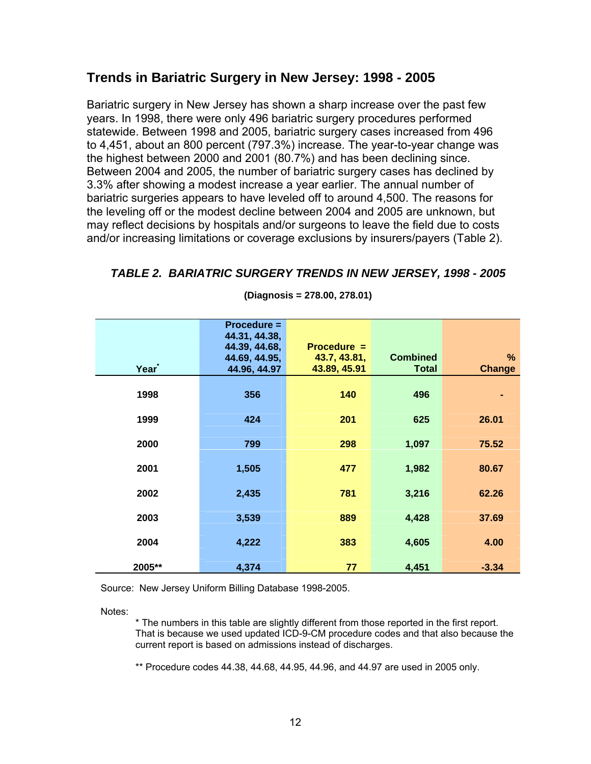## Trends in Bariatric Surgery in New Jersey: 1998 - 2005

Bariatric surgery in New Jersey has shown a sharp increase over the past few years. In 1998, there were only 496 bariatric surgery procedures performed statewide. Between 1998 and 2005, bariatric surgery cases increased from 496 to 4,451, about an 800 percent (797.3%) increase. The year-to-year change was the highest between 2000 and 2001 (80.7%) and has been declining since. Between 2004 and 2005, the number of bariatric surgery cases has declined by 3.3% after showing a modest increase a year earlier. The annual number of bariatric surgeries appears to have leveled off to around 4,500. The reasons for the leveling off or the modest decline between 2004 and 2005 are unknown, but may reflect decisions by hospitals and/or surgeons to leave the field due to costs and/or increasing limitations or coverage exclusions by insurers/payers (Table 2).

***TABLE 2. BARIATRIC SURGERY TRENDS IN NEW JERSEY, 1998 - 2005***

**(Diagnosis = 278.00, 278.01)**

| Year* | Procedure = 44.31, 44.38, 44.39, 44.68, 44.69, 44.95, 44.96, 44.97 | Procedure = 43.7, 43.81, 43.89, 45.91 | Combined Total | % Change |
|---|---|---|---|---|
| 1998 | 356 | 140 | 496 | - |
| 1999 | 424 | 201 | 625 | 26.01 |
| 2000 | 799 | 298 | 1,097 | 75.52 |
| 2001 | 1,505 | 477 | 1,982 | 80.67 |
| 2002 | 2,435 | 781 | 3,216 | 62.26 |
| 2003 | 3,539 | 889 | 4,428 | 37.69 |
| 2004 | 4,222 | 383 | 4,605 | 4.00 |
| 2005** | 4,374 | 77 | 4,451 | -3.34 |

Source: New Jersey Uniform Billing Database 1998-2005.

Notes:

* The numbers in this table are slightly different from those reported in the first report. That is because we used updated ICD-9-CM procedure codes and that also because the current report is based on admissions instead of discharges.

** Procedure codes 44.38, 44.68, 44.95, 44.96, and 44.97 are used in 2005 only.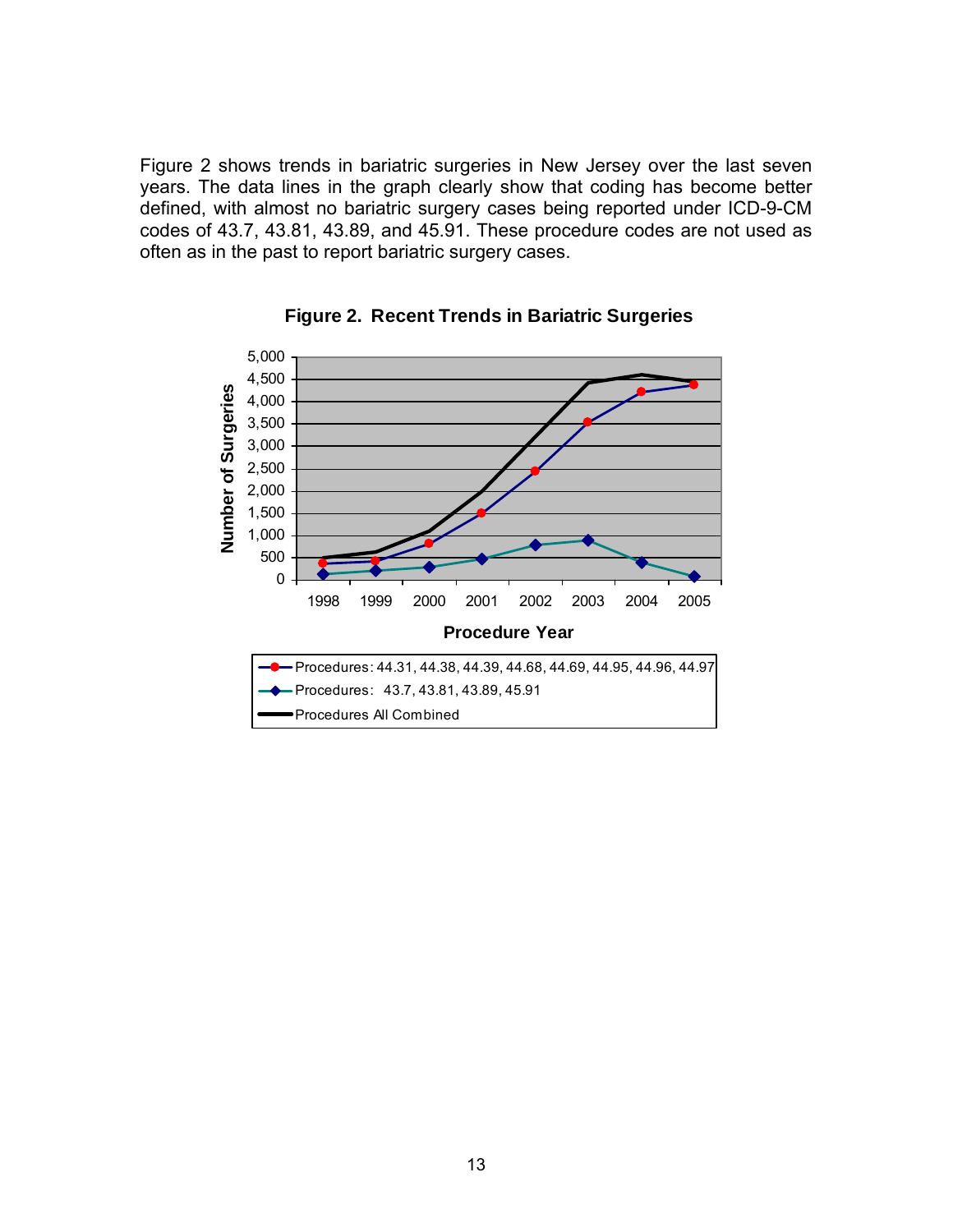Figure 2 shows trends in bariatric surgeries in New Jersey over the last seven years. The data lines in the graph clearly show that coding has become better defined, with almost no bariatric surgery cases being reported under ICD-9-CM codes of 43.7, 43.81, 43.89, and 45.91. These procedure codes are not used as often as in the past to report bariatric surgery cases.

**Figure 2. Recent Trends in Bariatric Surgeries**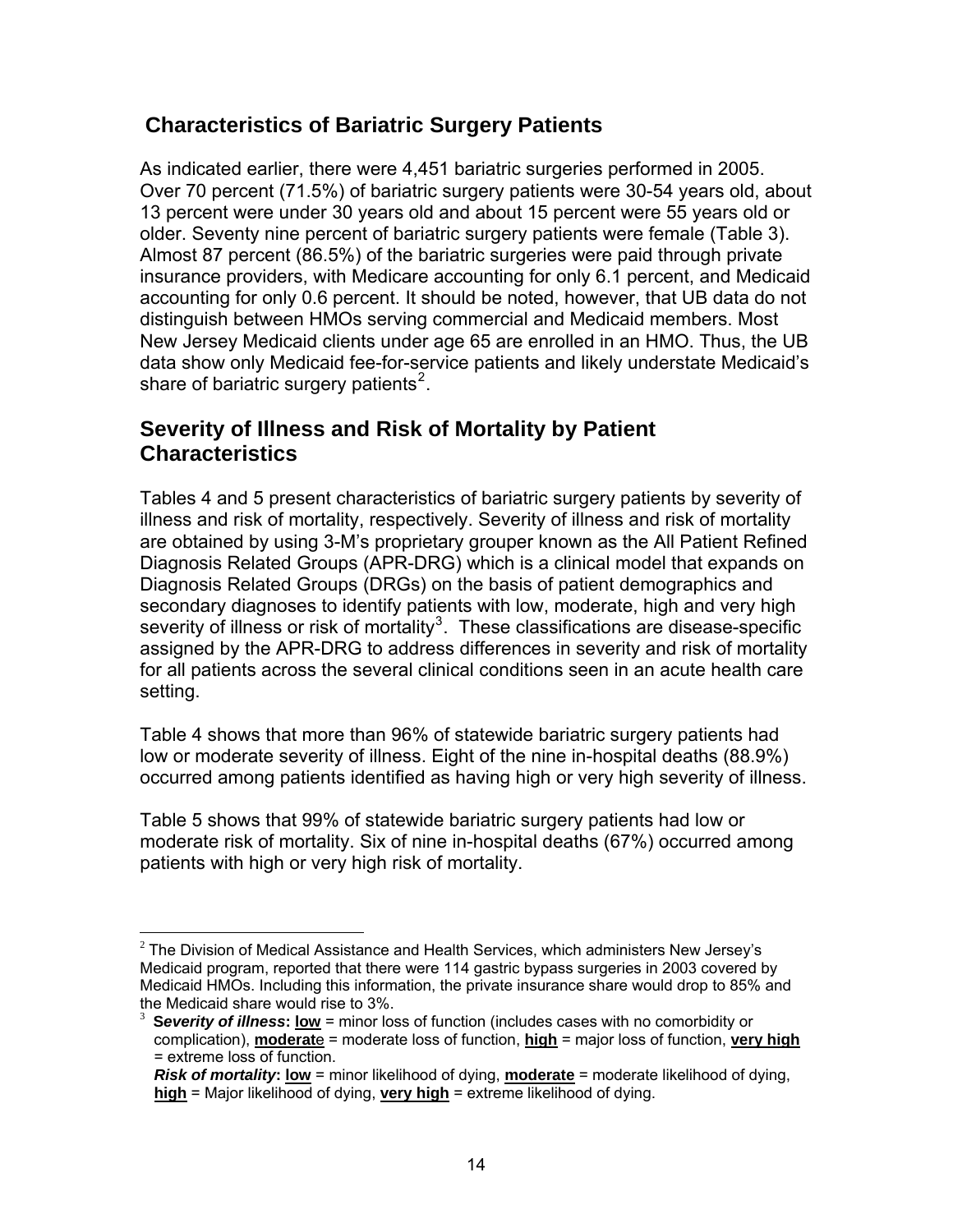## Characteristics of Bariatric Surgery Patients

As indicated earlier, there were 4,451 bariatric surgeries performed in 2005. Over 70 percent (71.5%) of bariatric surgery patients were 30-54 years old, about 13 percent were under 30 years old and about 15 percent were 55 years old or older. Seventy nine percent of bariatric surgery patients were female (Table 3). Almost 87 percent (86.5%) of the bariatric surgeries were paid through private insurance providers, with Medicare accounting for only 6.1 percent, and Medicaid accounting for only 0.6 percent. It should be noted, however, that UB data do not distinguish between HMOs serving commercial and Medicaid members. Most New Jersey Medicaid clients under age 65 are enrolled in an HMO. Thus, the UB data show only Medicaid fee-for-service patients and likely understate Medicaid's share of bariatric surgery patients[2].

## Severity of Illness and Risk of Mortality by Patient Characteristics

Tables 4 and 5 present characteristics of bariatric surgery patients by severity of illness and risk of mortality, respectively. Severity of illness and risk of mortality are obtained by using 3-M's proprietary grouper known as the All Patient Refined Diagnosis Related Groups (APR-DRG) which is a clinical model that expands on Diagnosis Related Groups (DRGs) on the basis of patient demographics and secondary diagnoses to identify patients with low, moderate, high and very high severity of illness or risk of mortality[3]. These classifications are disease-specific assigned by the APR-DRG to address differences in severity and risk of mortality for all patients across the several clinical conditions seen in an acute health care setting.

Table 4 shows that more than 96% of statewide bariatric surgery patients had low or moderate severity of illness. Eight of the nine in-hospital deaths (88.9%) occurred among patients identified as having high or very high severity of illness.

Table 5 shows that 99% of statewide bariatric surgery patients had low or moderate risk of mortality. Six of nine in-hospital deaths (67%) occurred among patients with high or very high risk of mortality.

---

[2] The Division of Medical Assistance and Health Services, which administers New Jersey's Medicaid program, reported that there were 114 gastric bypass surgeries in 2003 covered by Medicaid HMOs. Including this information, the private insurance share would drop to 85% and the Medicaid share would rise to 3%.

[3] ***Severity of illness*: <u>low</u>** = minor loss of function (includes cases with no comorbidity or complication), **<u>moderate</u>** = moderate loss of function, **<u>high</u>** = major loss of function, **<u>very high</u>** = extreme loss of function.
***Risk of mortality*: <u>low</u>** = minor likelihood of dying, **<u>moderate</u>** = moderate likelihood of dying, **<u>high</u>** = Major likelihood of dying, **<u>very high</u>** = extreme likelihood of dying.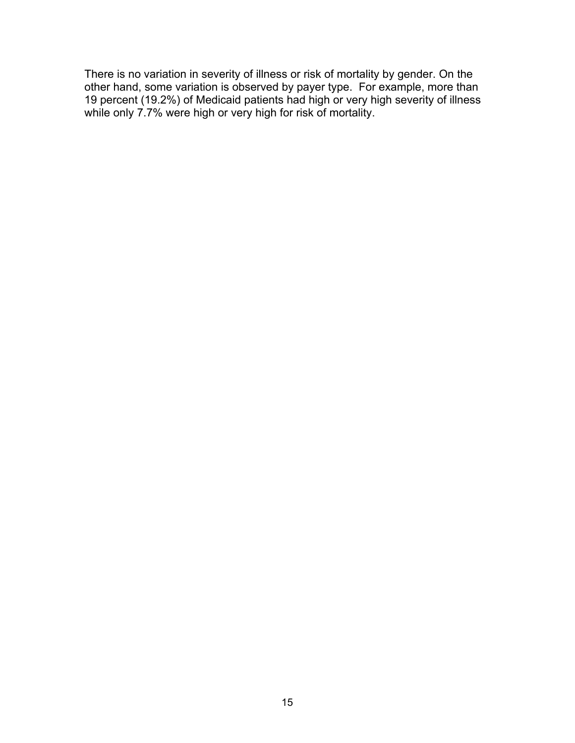There is no variation in severity of illness or risk of mortality by gender. On the other hand, some variation is observed by payer type. For example, more than 19 percent (19.2%) of Medicaid patients had high or very high severity of illness while only 7.7% were high or very high for risk of mortality.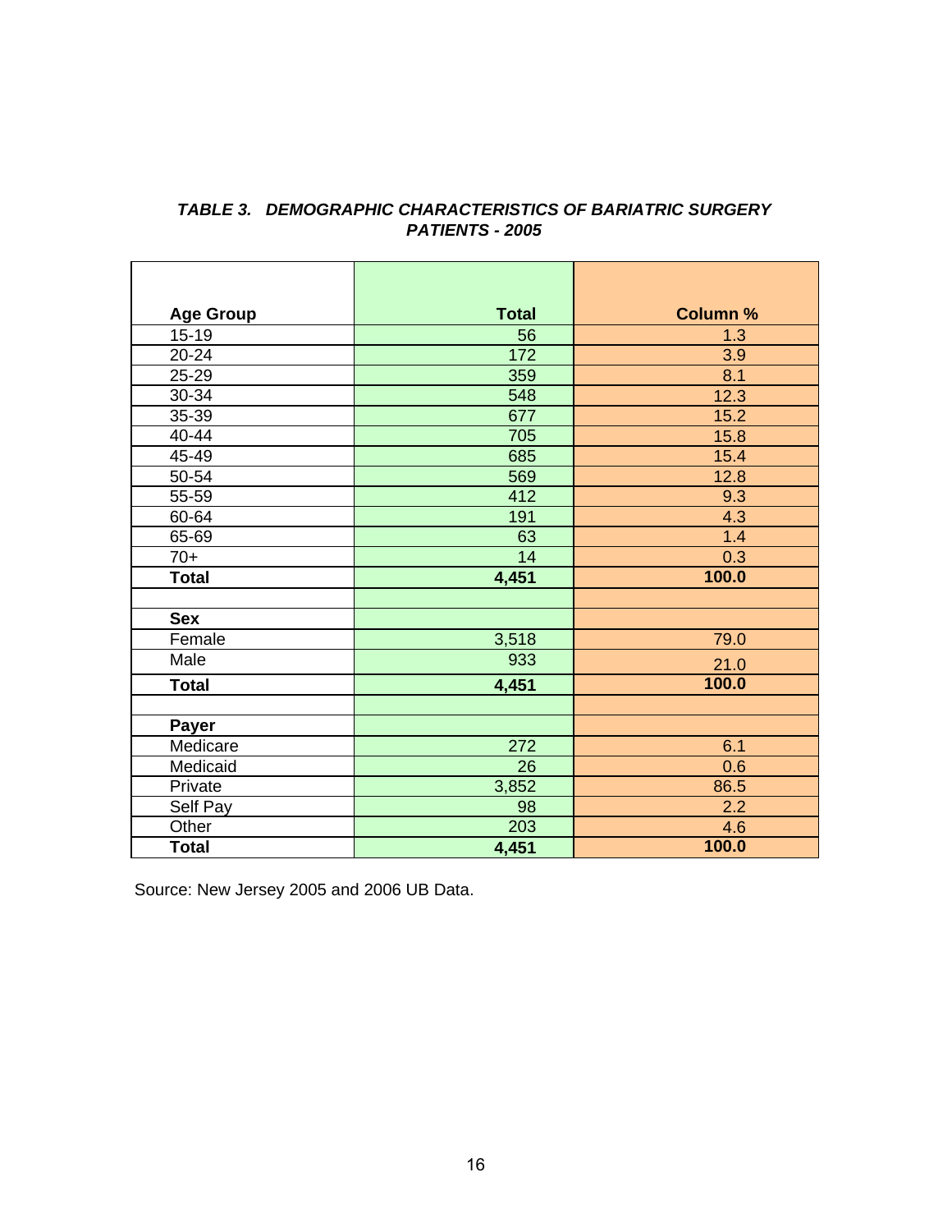***TABLE 3. DEMOGRAPHIC CHARACTERISTICS OF BARIATRIC SURGERY PATIENTS - 2005***

| Age Group | Total | Column % |
|---|---|---|
| 15-19 | 56 | 1.3 |
| 20-24 | 172 | 3.9 |
| 25-29 | 359 | 8.1 |
| 30-34 | 548 | 12.3 |
| 35-39 | 677 | 15.2 |
| 40-44 | 705 | 15.8 |
| 45-49 | 685 | 15.4 |
| 50-54 | 569 | 12.8 |
| 55-59 | 412 | 9.3 |
| 60-64 | 191 | 4.3 |
| 65-69 | 63 | 1.4 |
| 70+ | 14 | 0.3 |
| **Total** | **4,451** | **100.0** |
| | | |
| **Sex** | | |
| Female | 3,518 | 79.0 |
| Male | 933 | 21.0 |
| **Total** | **4,451** | **100.0** |
| | | |
| **Payer** | | |
| Medicare | 272 | 6.1 |
| Medicaid | 26 | 0.6 |
| Private | 3,852 | 86.5 |
| Self Pay | 98 | 2.2 |
| Other | 203 | 4.6 |
| **Total** | **4,451** | **100.0** |

Source: New Jersey 2005 and 2006 UB Data.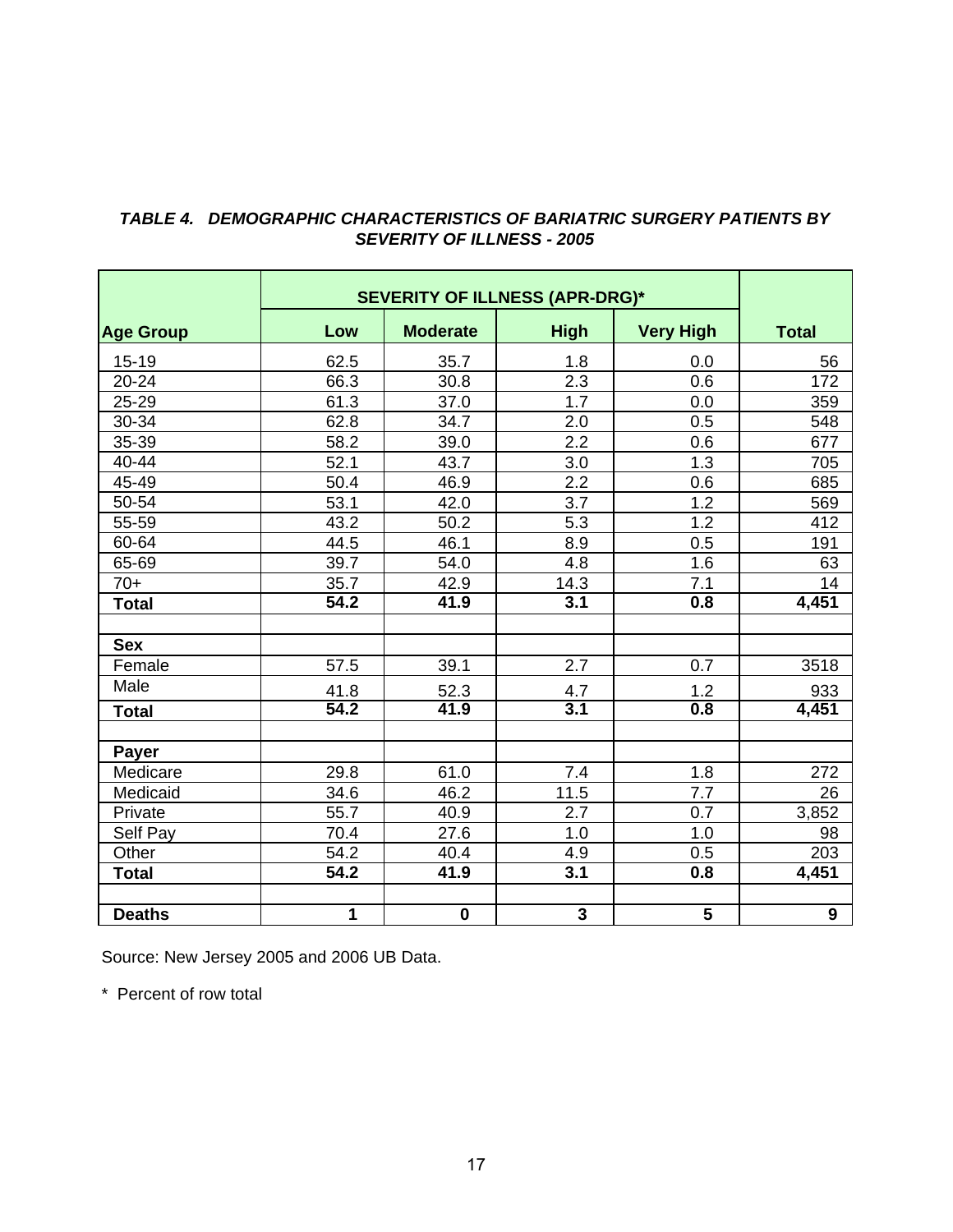***TABLE 4. DEMOGRAPHIC CHARACTERISTICS OF BARIATRIC SURGERY PATIENTS BY SEVERITY OF ILLNESS - 2005***

| | SEVERITY OF ILLNESS (APR-DRG)* | | | | |
|---|---|---|---|---|---|
| **Age Group** | **Low** | **Moderate** | **High** | **Very High** | **Total** |
| 15-19 | 62.5 | 35.7 | 1.8 | 0.0 | 56 |
| 20-24 | 66.3 | 30.8 | 2.3 | 0.6 | 172 |
| 25-29 | 61.3 | 37.0 | 1.7 | 0.0 | 359 |
| 30-34 | 62.8 | 34.7 | 2.0 | 0.5 | 548 |
| 35-39 | 58.2 | 39.0 | 2.2 | 0.6 | 677 |
| 40-44 | 52.1 | 43.7 | 3.0 | 1.3 | 705 |
| 45-49 | 50.4 | 46.9 | 2.2 | 0.6 | 685 |
| 50-54 | 53.1 | 42.0 | 3.7 | 1.2 | 569 |
| 55-59 | 43.2 | 50.2 | 5.3 | 1.2 | 412 |
| 60-64 | 44.5 | 46.1 | 8.9 | 0.5 | 191 |
| 65-69 | 39.7 | 54.0 | 4.8 | 1.6 | 63 |
| 70+ | 35.7 | 42.9 | 14.3 | 7.1 | 14 |
| **Total** | **54.2** | **41.9** | **3.1** | **0.8** | **4,451** |
| | | | | | |
| **Sex** | | | | | |
| Female | 57.5 | 39.1 | 2.7 | 0.7 | 3518 |
| Male | 41.8 | 52.3 | 4.7 | 1.2 | 933 |
| **Total** | **54.2** | **41.9** | **3.1** | **0.8** | **4,451** |
| | | | | | |
| **Payer** | | | | | |
| Medicare | 29.8 | 61.0 | 7.4 | 1.8 | 272 |
| Medicaid | 34.6 | 46.2 | 11.5 | 7.7 | 26 |
| Private | 55.7 | 40.9 | 2.7 | 0.7 | 3,852 |
| Self Pay | 70.4 | 27.6 | 1.0 | 1.0 | 98 |
| Other | 54.2 | 40.4 | 4.9 | 0.5 | 203 |
| **Total** | **54.2** | **41.9** | **3.1** | **0.8** | **4,451** |
| | | | | | |
| **Deaths** | **1** | **0** | **3** | **5** | **9** |

Source: New Jersey 2005 and 2006 UB Data.

* Percent of row total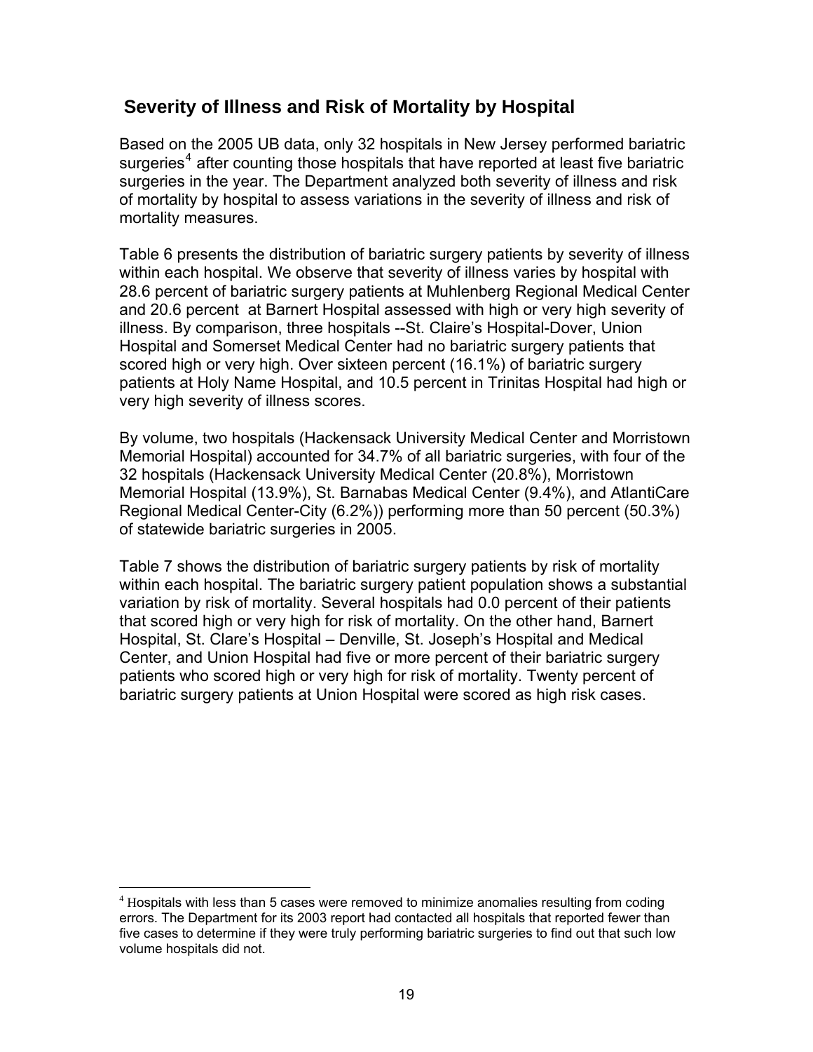## Severity of Illness and Risk of Mortality by Hospital

Based on the 2005 UB data, only 32 hospitals in New Jersey performed bariatric surgeries[4] after counting those hospitals that have reported at least five bariatric surgeries in the year. The Department analyzed both severity of illness and risk of mortality by hospital to assess variations in the severity of illness and risk of mortality measures.

Table 6 presents the distribution of bariatric surgery patients by severity of illness within each hospital. We observe that severity of illness varies by hospital with 28.6 percent of bariatric surgery patients at Muhlenberg Regional Medical Center and 20.6 percent at Barnert Hospital assessed with high or very high severity of illness. By comparison, three hospitals --St. Claire's Hospital-Dover, Union Hospital and Somerset Medical Center had no bariatric surgery patients that scored high or very high. Over sixteen percent (16.1%) of bariatric surgery patients at Holy Name Hospital, and 10.5 percent in Trinitas Hospital had high or very high severity of illness scores.

By volume, two hospitals (Hackensack University Medical Center and Morristown Memorial Hospital) accounted for 34.7% of all bariatric surgeries, with four of the 32 hospitals (Hackensack University Medical Center (20.8%), Morristown Memorial Hospital (13.9%), St. Barnabas Medical Center (9.4%), and AtlantiCare Regional Medical Center-City (6.2%)) performing more than 50 percent (50.3%) of statewide bariatric surgeries in 2005.

Table 7 shows the distribution of bariatric surgery patients by risk of mortality within each hospital. The bariatric surgery patient population shows a substantial variation by risk of mortality. Several hospitals had 0.0 percent of their patients that scored high or very high for risk of mortality. On the other hand, Barnert Hospital, St. Clare's Hospital – Denville, St. Joseph's Hospital and Medical Center, and Union Hospital had five or more percent of their bariatric surgery patients who scored high or very high for risk of mortality. Twenty percent of bariatric surgery patients at Union Hospital were scored as high risk cases.

---

[4] Hospitals with less than 5 cases were removed to minimize anomalies resulting from coding errors. The Department for its 2003 report had contacted all hospitals that reported fewer than five cases to determine if they were truly performing bariatric surgeries to find out that such low volume hospitals did not.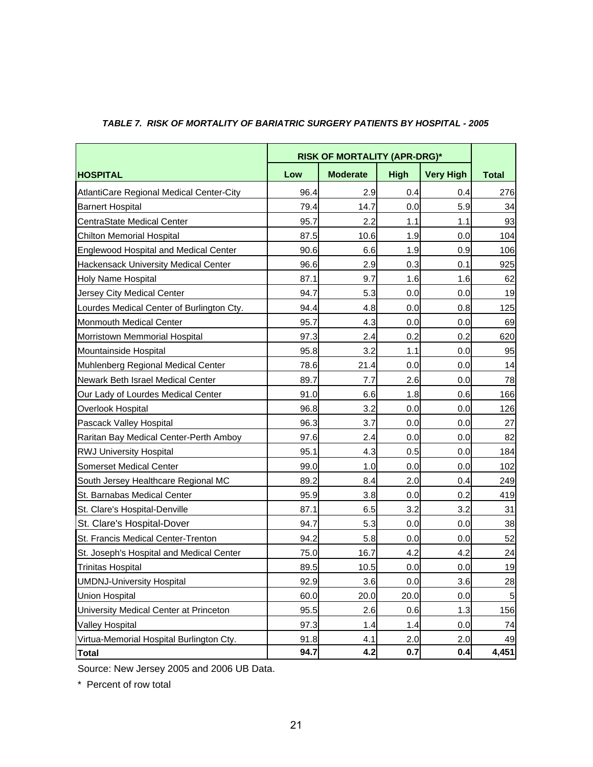*TABLE 7. RISK OF MORTALITY OF BARIATRIC SURGERY PATIENTS BY HOSPITAL - 2005*

| | RISK OF MORTALITY (APR-DRG)* | | | | |
|---|---|---|---|---|---|
| **HOSPITAL** | **Low** | **Moderate** | **High** | **Very High** | **Total** |
| AtlantiCare Regional Medical Center-City | 96.4 | 2.9 | 0.4 | 0.4 | 276 |
| Barnert Hospital | 79.4 | 14.7 | 0.0 | 5.9 | 34 |
| CentraState Medical Center | 95.7 | 2.2 | 1.1 | 1.1 | 93 |
| Chilton Memorial Hospital | 87.5 | 10.6 | 1.9 | 0.0 | 104 |
| Englewood Hospital and Medical Center | 90.6 | 6.6 | 1.9 | 0.9 | 106 |
| Hackensack University Medical Center | 96.6 | 2.9 | 0.3 | 0.1 | 925 |
| Holy Name Hospital | 87.1 | 9.7 | 1.6 | 1.6 | 62 |
| Jersey City Medical Center | 94.7 | 5.3 | 0.0 | 0.0 | 19 |
| Lourdes Medical Center of Burlington Cty. | 94.4 | 4.8 | 0.0 | 0.8 | 125 |
| Monmouth Medical Center | 95.7 | 4.3 | 0.0 | 0.0 | 69 |
| Morristown Memmorial Hospital | 97.3 | 2.4 | 0.2 | 0.2 | 620 |
| Mountainside Hospital | 95.8 | 3.2 | 1.1 | 0.0 | 95 |
| Muhlenberg Regional Medical Center | 78.6 | 21.4 | 0.0 | 0.0 | 14 |
| Newark Beth Israel Medical Center | 89.7 | 7.7 | 2.6 | 0.0 | 78 |
| Our Lady of Lourdes Medical Center | 91.0 | 6.6 | 1.8 | 0.6 | 166 |
| Overlook Hospital | 96.8 | 3.2 | 0.0 | 0.0 | 126 |
| Pascack Valley Hospital | 96.3 | 3.7 | 0.0 | 0.0 | 27 |
| Raritan Bay Medical Center-Perth Amboy | 97.6 | 2.4 | 0.0 | 0.0 | 82 |
| RWJ University Hospital | 95.1 | 4.3 | 0.5 | 0.0 | 184 |
| Somerset Medical Center | 99.0 | 1.0 | 0.0 | 0.0 | 102 |
| South Jersey Healthcare Regional MC | 89.2 | 8.4 | 2.0 | 0.4 | 249 |
| St. Barnabas Medical Center | 95.9 | 3.8 | 0.0 | 0.2 | 419 |
| St. Clare's Hospital-Denville | 87.1 | 6.5 | 3.2 | 3.2 | 31 |
| St. Clare's Hospital-Dover | 94.7 | 5.3 | 0.0 | 0.0 | 38 |
| St. Francis Medical Center-Trenton | 94.2 | 5.8 | 0.0 | 0.0 | 52 |
| St. Joseph's Hospital and Medical Center | 75.0 | 16.7 | 4.2 | 4.2 | 24 |
| Trinitas Hospital | 89.5 | 10.5 | 0.0 | 0.0 | 19 |
| UMDNJ-University Hospital | 92.9 | 3.6 | 0.0 | 3.6 | 28 |
| Union Hospital | 60.0 | 20.0 | 20.0 | 0.0 | 5 |
| University Medical Center at Princeton | 95.5 | 2.6 | 0.6 | 1.3 | 156 |
| Valley Hospital | 97.3 | 1.4 | 1.4 | 0.0 | 74 |
| Virtua-Memorial Hospital Burlington Cty. | 91.8 | 4.1 | 2.0 | 2.0 | 49 |
| **Total** | **94.7** | **4.2** | **0.7** | **0.4** | **4,451** |

Source: New Jersey 2005 and 2006 UB Data.

\* Percent of row total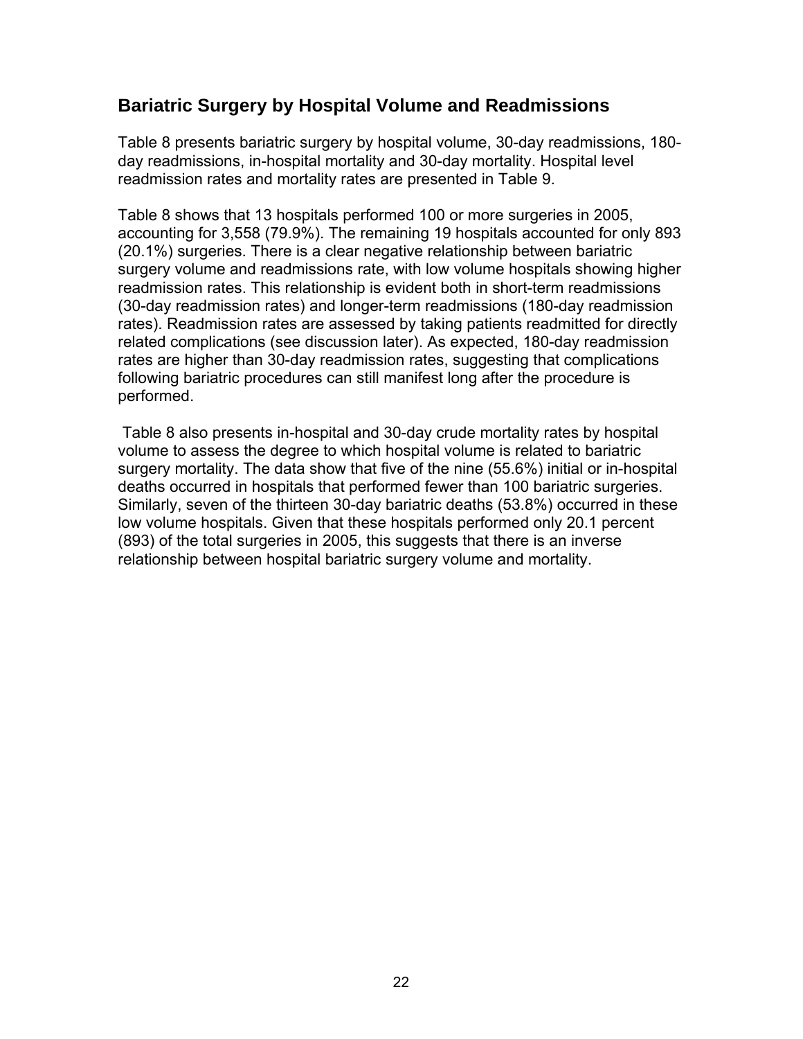## Bariatric Surgery by Hospital Volume and Readmissions

Table 8 presents bariatric surgery by hospital volume, 30-day readmissions, 180-day readmissions, in-hospital mortality and 30-day mortality. Hospital level readmission rates and mortality rates are presented in Table 9.

Table 8 shows that 13 hospitals performed 100 or more surgeries in 2005, accounting for 3,558 (79.9%). The remaining 19 hospitals accounted for only 893 (20.1%) surgeries. There is a clear negative relationship between bariatric surgery volume and readmissions rate, with low volume hospitals showing higher readmission rates. This relationship is evident both in short-term readmissions (30-day readmission rates) and longer-term readmissions (180-day readmission rates). Readmission rates are assessed by taking patients readmitted for directly related complications (see discussion later). As expected, 180-day readmission rates are higher than 30-day readmission rates, suggesting that complications following bariatric procedures can still manifest long after the procedure is performed.

Table 8 also presents in-hospital and 30-day crude mortality rates by hospital volume to assess the degree to which hospital volume is related to bariatric surgery mortality. The data show that five of the nine (55.6%) initial or in-hospital deaths occurred in hospitals that performed fewer than 100 bariatric surgeries. Similarly, seven of the thirteen 30-day bariatric deaths (53.8%) occurred in these low volume hospitals. Given that these hospitals performed only 20.1 percent (893) of the total surgeries in 2005, this suggests that there is an inverse relationship between hospital bariatric surgery volume and mortality.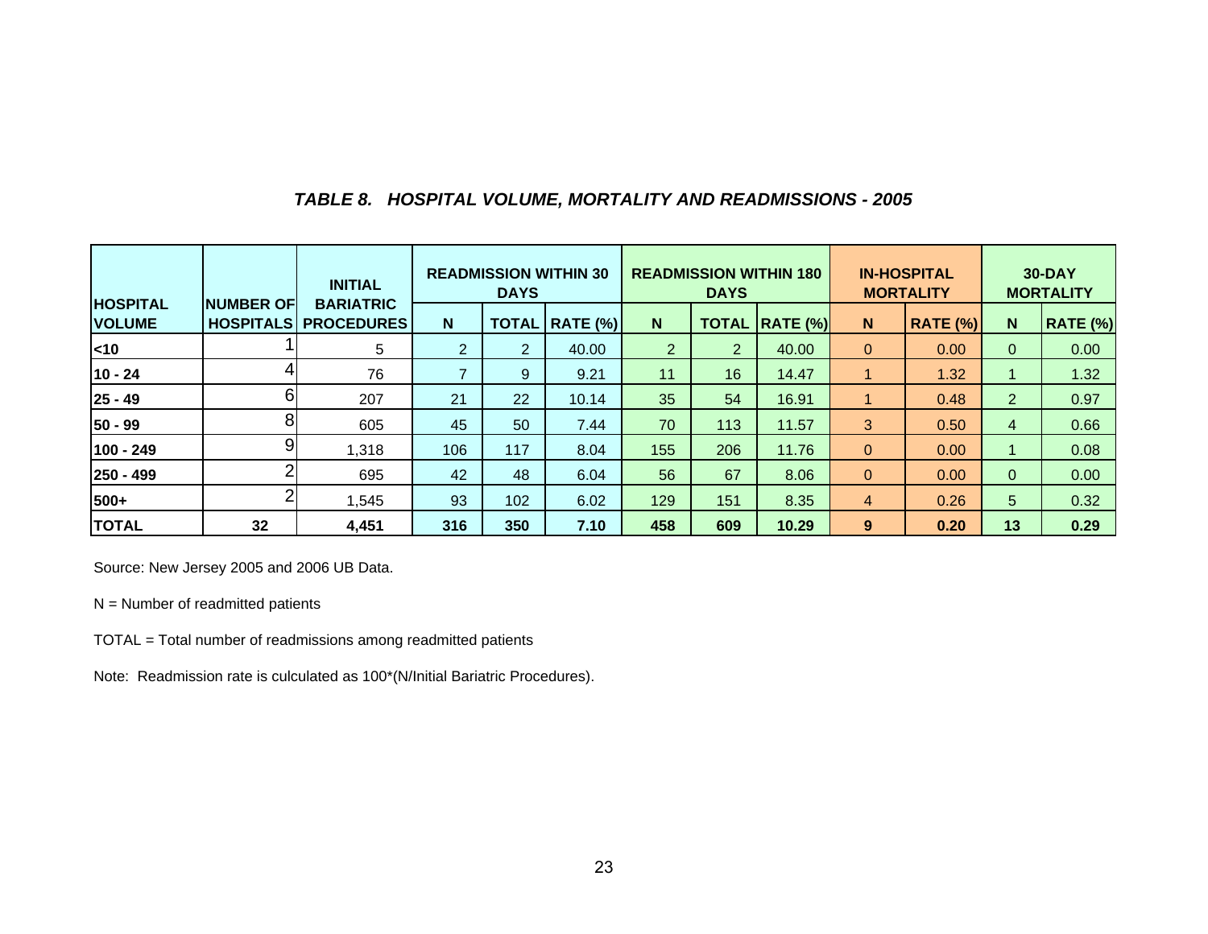### *TABLE 8. HOSPITAL VOLUME, MORTALITY AND READMISSIONS - 2005*

| HOSPITAL VOLUME | NUMBER OF HOSPITALS | INITIAL BARIATRIC PROCEDURES | READMISSION WITHIN 30 DAYS | | | READMISSION WITHIN 180 DAYS | | | IN-HOSPITAL MORTALITY | | 30-DAY MORTALITY | |
|---|---|---|---|---|---|---|---|---|---|---|---|---|
| | | | N | TOTAL | RATE (%) | N | TOTAL | RATE (%) | N | RATE (%) | N | RATE (%) |
| <10 | 1 | 5 | 2 | 2 | 40.00 | 2 | 2 | 40.00 | 0 | 0.00 | 0 | 0.00 |
| 10 - 24 | 4 | 76 | 7 | 9 | 9.21 | 11 | 16 | 14.47 | 1 | 1.32 | 1 | 1.32 |
| 25 - 49 | 6 | 207 | 21 | 22 | 10.14 | 35 | 54 | 16.91 | 1 | 0.48 | 2 | 0.97 |
| 50 - 99 | 8 | 605 | 45 | 50 | 7.44 | 70 | 113 | 11.57 | 3 | 0.50 | 4 | 0.66 |
| 100 - 249 | 9 | 1,318 | 106 | 117 | 8.04 | 155 | 206 | 11.76 | 0 | 0.00 | 1 | 0.08 |
| 250 - 499 | 2 | 695 | 42 | 48 | 6.04 | 56 | 67 | 8.06 | 0 | 0.00 | 0 | 0.00 |
| 500+ | 2 | 1,545 | 93 | 102 | 6.02 | 129 | 151 | 8.35 | 4 | 0.26 | 5 | 0.32 |
| **TOTAL** | **32** | **4,451** | **316** | **350** | **7.10** | **458** | **609** | **10.29** | **9** | **0.20** | **13** | **0.29** |

Source: New Jersey 2005 and 2006 UB Data.

N = Number of readmitted patients

TOTAL = Total number of readmissions among readmitted patients

Note: Readmission rate is culculated as 100*(N/Initial Bariatric Procedures).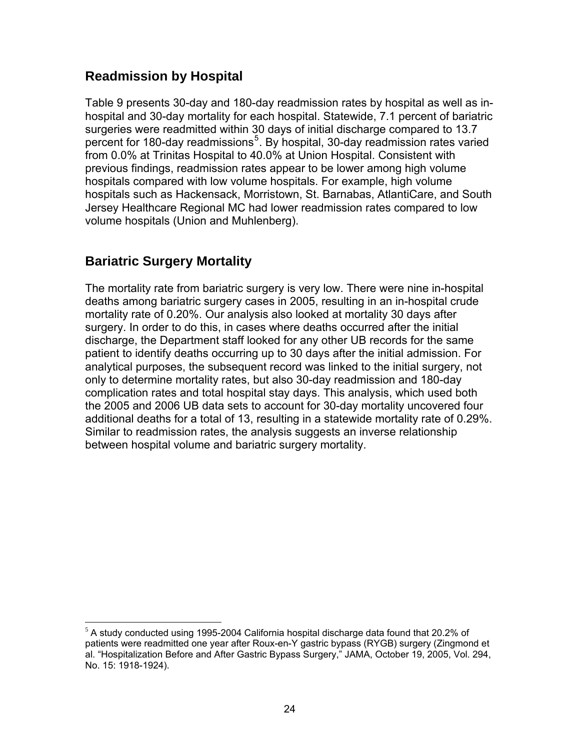## Readmission by Hospital

Table 9 presents 30-day and 180-day readmission rates by hospital as well as in-hospital and 30-day mortality for each hospital. Statewide, 7.1 percent of bariatric surgeries were readmitted within 30 days of initial discharge compared to 13.7 percent for 180-day readmissions[5]. By hospital, 30-day readmission rates varied from 0.0% at Trinitas Hospital to 40.0% at Union Hospital. Consistent with previous findings, readmission rates appear to be lower among high volume hospitals compared with low volume hospitals. For example, high volume hospitals such as Hackensack, Morristown, St. Barnabas, AtlantiCare, and South Jersey Healthcare Regional MC had lower readmission rates compared to low volume hospitals (Union and Muhlenberg).

## Bariatric Surgery Mortality

The mortality rate from bariatric surgery is very low. There were nine in-hospital deaths among bariatric surgery cases in 2005, resulting in an in-hospital crude mortality rate of 0.20%. Our analysis also looked at mortality 30 days after surgery. In order to do this, in cases where deaths occurred after the initial discharge, the Department staff looked for any other UB records for the same patient to identify deaths occurring up to 30 days after the initial admission. For analytical purposes, the subsequent record was linked to the initial surgery, not only to determine mortality rates, but also 30-day readmission and 180-day complication rates and total hospital stay days. This analysis, which used both the 2005 and 2006 UB data sets to account for 30-day mortality uncovered four additional deaths for a total of 13, resulting in a statewide mortality rate of 0.29%. Similar to readmission rates, the analysis suggests an inverse relationship between hospital volume and bariatric surgery mortality.

[5] A study conducted using 1995-2004 California hospital discharge data found that 20.2% of patients were readmitted one year after Roux-en-Y gastric bypass (RYGB) surgery (Zingmond et al. "Hospitalization Before and After Gastric Bypass Surgery," JAMA, October 19, 2005, Vol. 294, No. 15: 1918-1924).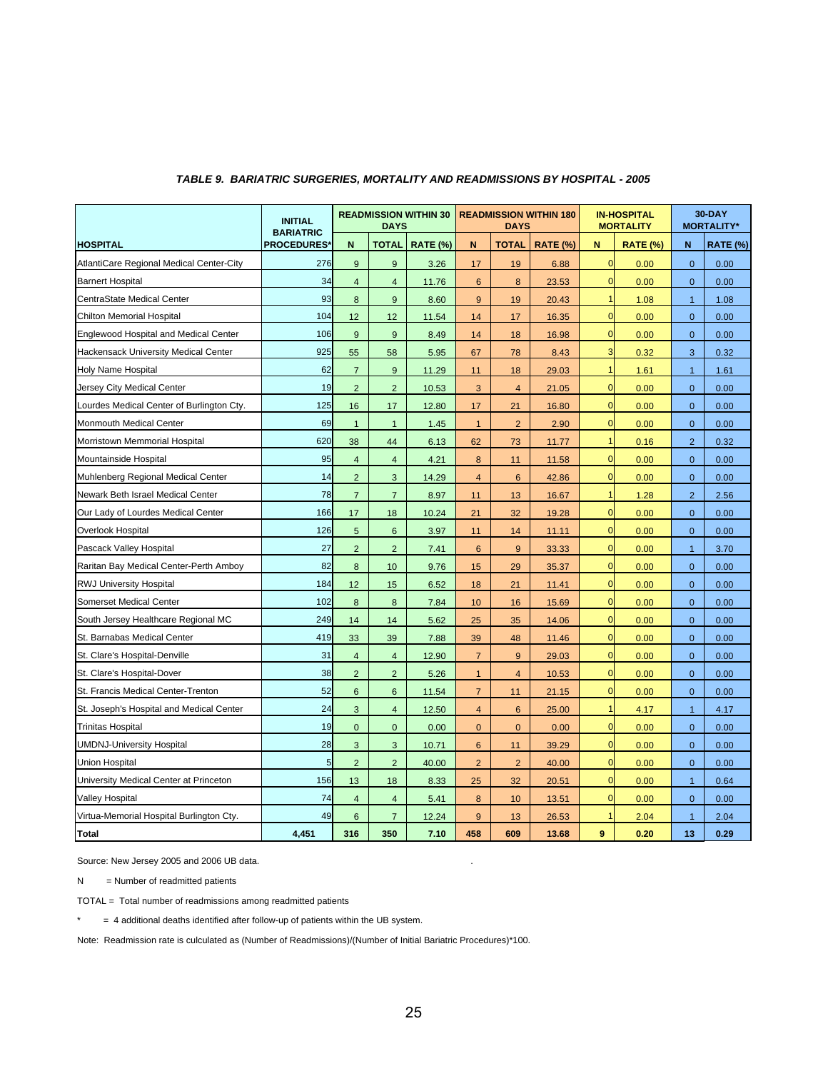***TABLE 9. BARIATRIC SURGERIES, MORTALITY AND READMISSIONS BY HOSPITAL - 2005***

| HOSPITAL | INITIAL BARIATRIC PROCEDURES* | READMISSION WITHIN 30 DAYS | | | READMISSION WITHIN 180 DAYS | | | IN-HOSPITAL MORTALITY | | 30-DAY MORTALITY* | |
|---|---|---|---|---|---|---|---|---|---|---|---|
| | | N | TOTAL | RATE (%) | N | TOTAL | RATE (%) | N | RATE (%) | N | RATE (%) |
| AtlantiCare Regional Medical Center-City | 276 | 9 | 9 | 3.26 | 17 | 19 | 6.88 | 0 | 0.00 | 0 | 0.00 |
| Barnert Hospital | 34 | 4 | 4 | 11.76 | 6 | 8 | 23.53 | 0 | 0.00 | 0 | 0.00 |
| CentraState Medical Center | 93 | 8 | 9 | 8.60 | 9 | 19 | 20.43 | 1 | 1.08 | 1 | 1.08 |
| Chilton Memorial Hospital | 104 | 12 | 12 | 11.54 | 14 | 17 | 16.35 | 0 | 0.00 | 0 | 0.00 |
| Englewood Hospital and Medical Center | 106 | 9 | 9 | 8.49 | 14 | 18 | 16.98 | 0 | 0.00 | 0 | 0.00 |
| Hackensack University Medical Center | 925 | 55 | 58 | 5.95 | 67 | 78 | 8.43 | 3 | 0.32 | 3 | 0.32 |
| Holy Name Hospital | 62 | 7 | 9 | 11.29 | 11 | 18 | 29.03 | 1 | 1.61 | 1 | 1.61 |
| Jersey City Medical Center | 19 | 2 | 2 | 10.53 | 3 | 4 | 21.05 | 0 | 0.00 | 0 | 0.00 |
| Lourdes Medical Center of Burlington Cty. | 125 | 16 | 17 | 12.80 | 17 | 21 | 16.80 | 0 | 0.00 | 0 | 0.00 |
| Monmouth Medical Center | 69 | 1 | 1 | 1.45 | 1 | 2 | 2.90 | 0 | 0.00 | 0 | 0.00 |
| Morristown Memmorial Hospital | 620 | 38 | 44 | 6.13 | 62 | 73 | 11.77 | 1 | 0.16 | 2 | 0.32 |
| Mountainside Hospital | 95 | 4 | 4 | 4.21 | 8 | 11 | 11.58 | 0 | 0.00 | 0 | 0.00 |
| Muhlenberg Regional Medical Center | 14 | 2 | 3 | 14.29 | 4 | 6 | 42.86 | 0 | 0.00 | 0 | 0.00 |
| Newark Beth Israel Medical Center | 78 | 7 | 7 | 8.97 | 11 | 13 | 16.67 | 1 | 1.28 | 2 | 2.56 |
| Our Lady of Lourdes Medical Center | 166 | 17 | 18 | 10.24 | 21 | 32 | 19.28 | 0 | 0.00 | 0 | 0.00 |
| Overlook Hospital | 126 | 5 | 6 | 3.97 | 11 | 14 | 11.11 | 0 | 0.00 | 0 | 0.00 |
| Pascack Valley Hospital | 27 | 2 | 2 | 7.41 | 6 | 9 | 33.33 | 0 | 0.00 | 1 | 3.70 |
| Raritan Bay Medical Center-Perth Amboy | 82 | 8 | 10 | 9.76 | 15 | 29 | 35.37 | 0 | 0.00 | 0 | 0.00 |
| RWJ University Hospital | 184 | 12 | 15 | 6.52 | 18 | 21 | 11.41 | 0 | 0.00 | 0 | 0.00 |
| Somerset Medical Center | 102 | 8 | 8 | 7.84 | 10 | 16 | 15.69 | 0 | 0.00 | 0 | 0.00 |
| South Jersey Healthcare Regional MC | 249 | 14 | 14 | 5.62 | 25 | 35 | 14.06 | 0 | 0.00 | 0 | 0.00 |
| St. Barnabas Medical Center | 419 | 33 | 39 | 7.88 | 39 | 48 | 11.46 | 0 | 0.00 | 0 | 0.00 |
| St. Clare's Hospital-Denville | 31 | 4 | 4 | 12.90 | 7 | 9 | 29.03 | 0 | 0.00 | 0 | 0.00 |
| St. Clare's Hospital-Dover | 38 | 2 | 2 | 5.26 | 1 | 4 | 10.53 | 0 | 0.00 | 0 | 0.00 |
| St. Francis Medical Center-Trenton | 52 | 6 | 6 | 11.54 | 7 | 11 | 21.15 | 0 | 0.00 | 0 | 0.00 |
| St. Joseph's Hospital and Medical Center | 24 | 3 | 4 | 12.50 | 4 | 6 | 25.00 | 1 | 4.17 | 1 | 4.17 |
| Trinitas Hospital | 19 | 0 | 0 | 0.00 | 0 | 0 | 0.00 | 0 | 0.00 | 0 | 0.00 |
| UMDNJ-University Hospital | 28 | 3 | 3 | 10.71 | 6 | 11 | 39.29 | 0 | 0.00 | 0 | 0.00 |
| Union Hospital | 5 | 2 | 2 | 40.00 | 2 | 2 | 40.00 | 0 | 0.00 | 0 | 0.00 |
| University Medical Center at Princeton | 156 | 13 | 18 | 8.33 | 25 | 32 | 20.51 | 0 | 0.00 | 1 | 0.64 |
| Valley Hospital | 74 | 4 | 4 | 5.41 | 8 | 10 | 13.51 | 0 | 0.00 | 0 | 0.00 |
| Virtua-Memorial Hospital Burlington Cty. | 49 | 6 | 7 | 12.24 | 9 | 13 | 26.53 | 1 | 2.04 | 1 | 2.04 |
| **Total** | **4,451** | **316** | **350** | **7.10** | **458** | **609** | **13.68** | **9** | **0.20** | **13** | **0.29** |

Source: New Jersey 2005 and 2006 UB data.

N = Number of readmitted patients

TOTAL = Total number of readmissions among readmitted patients

* = 4 additional deaths identified after follow-up of patients within the UB system.

Note: Readmission rate is culculated as (Number of Readmissions)/(Number of Initial Bariatric Procedures)*100.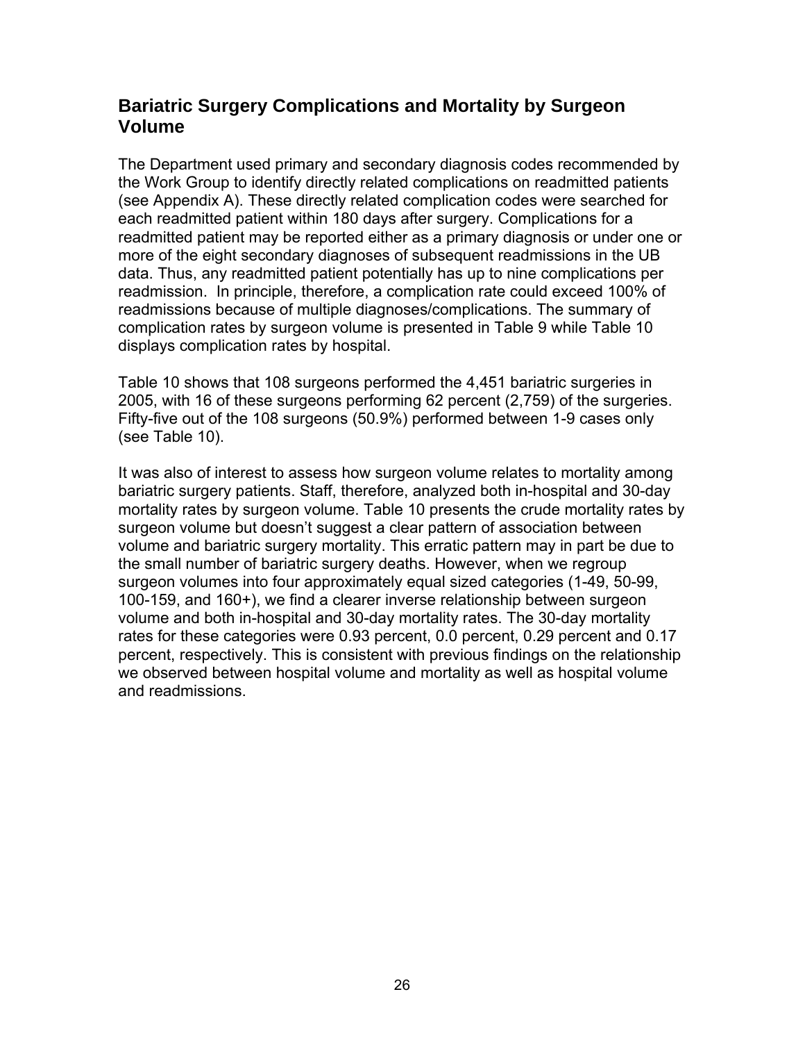## Bariatric Surgery Complications and Mortality by Surgeon Volume

The Department used primary and secondary diagnosis codes recommended by the Work Group to identify directly related complications on readmitted patients (see Appendix A). These directly related complication codes were searched for each readmitted patient within 180 days after surgery. Complications for a readmitted patient may be reported either as a primary diagnosis or under one or more of the eight secondary diagnoses of subsequent readmissions in the UB data. Thus, any readmitted patient potentially has up to nine complications per readmission. In principle, therefore, a complication rate could exceed 100% of readmissions because of multiple diagnoses/complications. The summary of complication rates by surgeon volume is presented in Table 9 while Table 10 displays complication rates by hospital.

Table 10 shows that 108 surgeons performed the 4,451 bariatric surgeries in 2005, with 16 of these surgeons performing 62 percent (2,759) of the surgeries. Fifty-five out of the 108 surgeons (50.9%) performed between 1-9 cases only (see Table 10).

It was also of interest to assess how surgeon volume relates to mortality among bariatric surgery patients. Staff, therefore, analyzed both in-hospital and 30-day mortality rates by surgeon volume. Table 10 presents the crude mortality rates by surgeon volume but doesn't suggest a clear pattern of association between volume and bariatric surgery mortality. This erratic pattern may in part be due to the small number of bariatric surgery deaths. However, when we regroup surgeon volumes into four approximately equal sized categories (1-49, 50-99, 100-159, and 160+), we find a clearer inverse relationship between surgeon volume and both in-hospital and 30-day mortality rates. The 30-day mortality rates for these categories were 0.93 percent, 0.0 percent, 0.29 percent and 0.17 percent, respectively. This is consistent with previous findings on the relationship we observed between hospital volume and mortality as well as hospital volume and readmissions.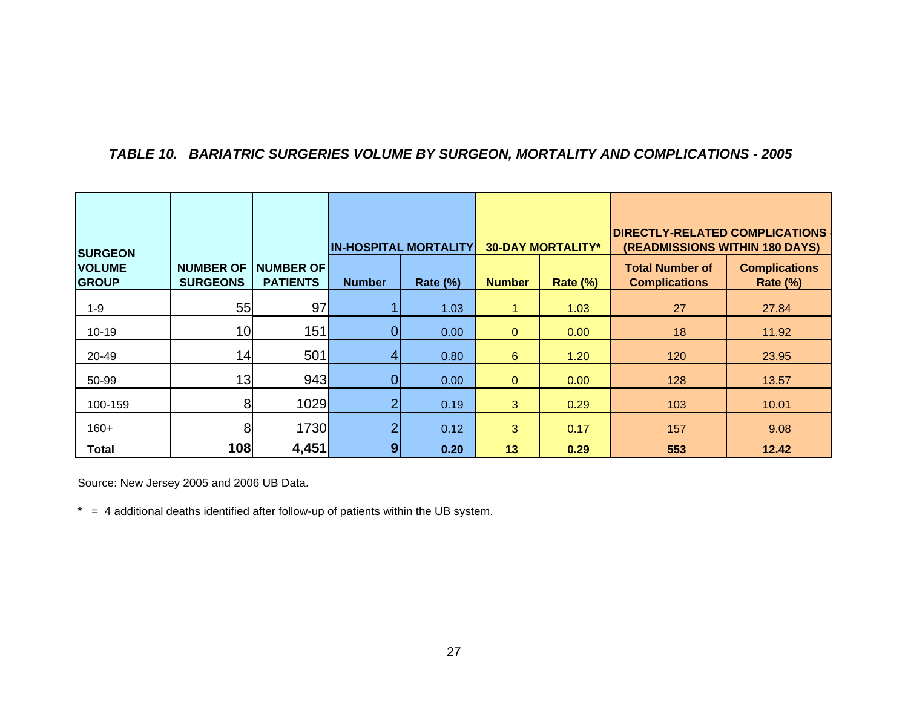### *TABLE 10. BARIATRIC SURGERIES VOLUME BY SURGEON, MORTALITY AND COMPLICATIONS - 2005*

| SURGEON VOLUME GROUP | NUMBER OF SURGEONS | NUMBER OF PATIENTS | IN-HOSPITAL MORTALITY | | 30-DAY MORTALITY* | | DIRECTLY-RELATED COMPLICATIONS (READMISSIONS WITHIN 180 DAYS) | |
|---|---|---|---|---|---|---|---|---|
| | | | Number | Rate (%) | Number | Rate (%) | Total Number of Complications | Complications Rate (%) |
| 1-9 | 55 | 97 | 1 | 1.03 | 1 | 1.03 | 27 | 27.84 |
| 10-19 | 10 | 151 | 0 | 0.00 | 0 | 0.00 | 18 | 11.92 |
| 20-49 | 14 | 501 | 4 | 0.80 | 6 | 1.20 | 120 | 23.95 |
| 50-99 | 13 | 943 | 0 | 0.00 | 0 | 0.00 | 128 | 13.57 |
| 100-159 | 8 | 1029 | 2 | 0.19 | 3 | 0.29 | 103 | 10.01 |
| 160+ | 8 | 1730 | 2 | 0.12 | 3 | 0.17 | 157 | 9.08 |
| **Total** | **108** | **4,451** | **9** | **0.20** | **13** | **0.29** | **553** | **12.42** |

Source: New Jersey 2005 and 2006 UB Data.

* = 4 additional deaths identified after follow-up of patients within the UB system.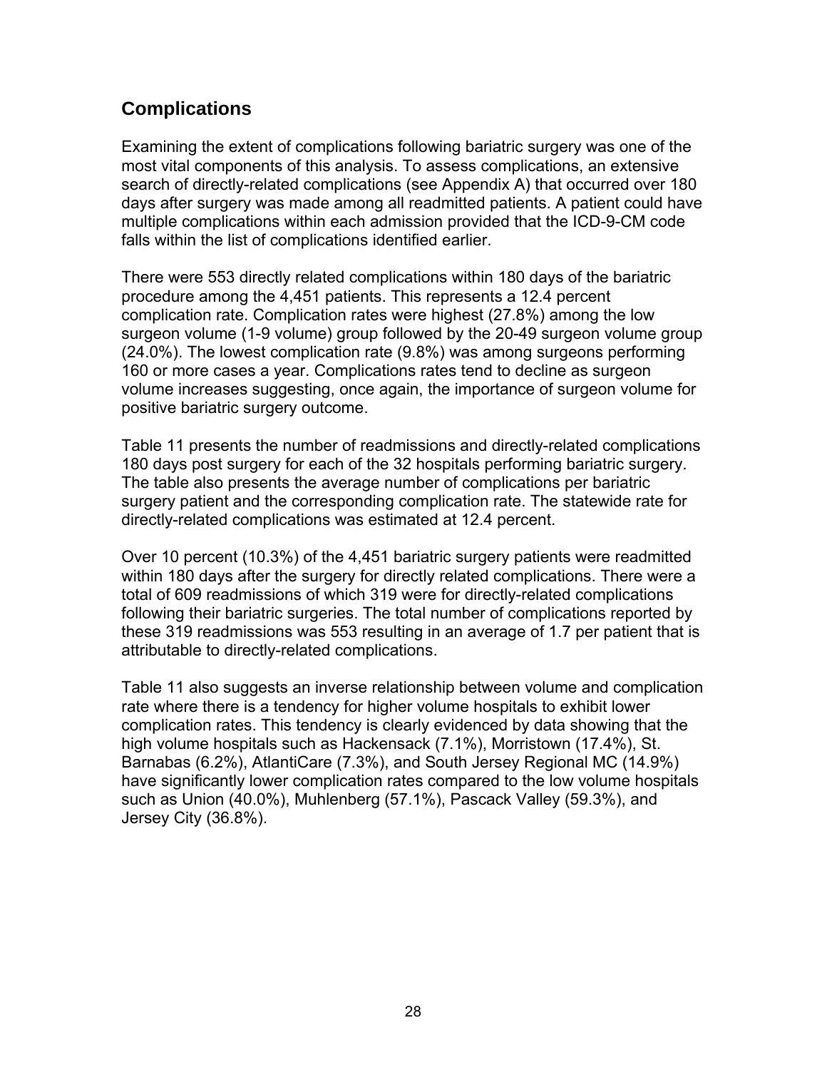## Complications

Examining the extent of complications following bariatric surgery was one of the most vital components of this analysis. To assess complications, an extensive search of directly-related complications (see Appendix A) that occurred over 180 days after surgery was made among all readmitted patients. A patient could have multiple complications within each admission provided that the ICD-9-CM code falls within the list of complications identified earlier.

There were 553 directly related complications within 180 days of the bariatric procedure among the 4,451 patients. This represents a 12.4 percent complication rate. Complication rates were highest (27.8%) among the low surgeon volume (1-9 volume) group followed by the 20-49 surgeon volume group (24.0%). The lowest complication rate (9.8%) was among surgeons performing 160 or more cases a year. Complications rates tend to decline as surgeon volume increases suggesting, once again, the importance of surgeon volume for positive bariatric surgery outcome.

Table 11 presents the number of readmissions and directly-related complications 180 days post surgery for each of the 32 hospitals performing bariatric surgery. The table also presents the average number of complications per bariatric surgery patient and the corresponding complication rate. The statewide rate for directly-related complications was estimated at 12.4 percent.

Over 10 percent (10.3%) of the 4,451 bariatric surgery patients were readmitted within 180 days after the surgery for directly related complications. There were a total of 609 readmissions of which 319 were for directly-related complications following their bariatric surgeries. The total number of complications reported by these 319 readmissions was 553 resulting in an average of 1.7 per patient that is attributable to directly-related complications.

Table 11 also suggests an inverse relationship between volume and complication rate where there is a tendency for higher volume hospitals to exhibit lower complication rates. This tendency is clearly evidenced by data showing that the high volume hospitals such as Hackensack (7.1%), Morristown (17.4%), St. Barnabas (6.2%), AtlantiCare (7.3%), and South Jersey Regional MC (14.9%) have significantly lower complication rates compared to the low volume hospitals such as Union (40.0%), Muhlenberg (57.1%), Pascack Valley (59.3%), and Jersey City (36.8%).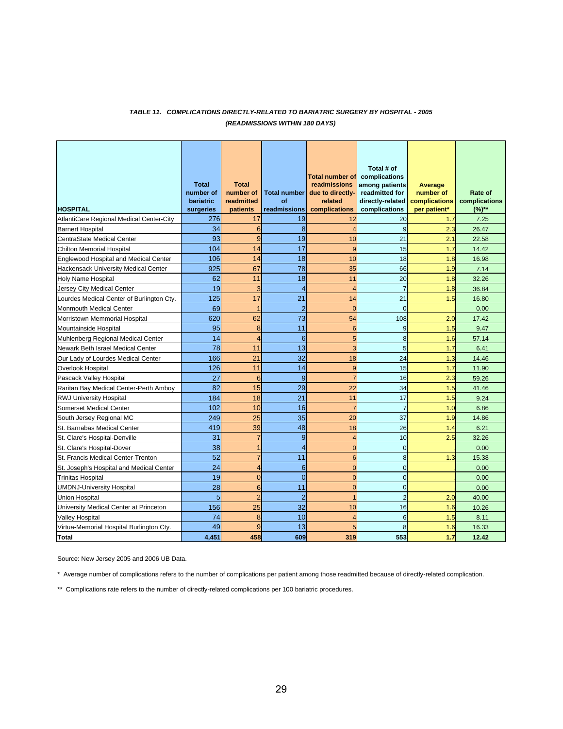***TABLE 11. COMPLICATIONS DIRECTLY-RELATED TO BARIATRIC SURGERY BY HOSPITAL - 2005***
***(READMISSIONS WITHIN 180 DAYS)***

| HOSPITAL | Total number of bariatric surgeries | Total number of readmitted patients | Total number of readmissions | Total number of readmissions due to directly-related complications | Total # of complications among patients readmitted for directly-related complications | Average number of complications per patient* | Rate of complications (%)** |
|---|---|---|---|---|---|---|---|
| AtlantiCare Regional Medical Center-City | 276 | 17 | 19 | 12 | 20 | 1.7 | 7.25 |
| Barnert Hospital | 34 | 6 | 8 | 4 | 9 | 2.3 | 26.47 |
| CentraState Medical Center | 93 | 9 | 19 | 10 | 21 | 2.1 | 22.58 |
| Chilton Memorial Hospital | 104 | 14 | 17 | 9 | 15 | 1.7 | 14.42 |
| Englewood Hospital and Medical Center | 106 | 14 | 18 | 10 | 18 | 1.8 | 16.98 |
| Hackensack University Medical Center | 925 | 67 | 78 | 35 | 66 | 1.9 | 7.14 |
| Holy Name Hospital | 62 | 11 | 18 | 11 | 20 | 1.8 | 32.26 |
| Jersey City Medical Center | 19 | 3 | 4 | 4 | 7 | 1.8 | 36.84 |
| Lourdes Medical Center of Burlington Cty. | 125 | 17 | 21 | 14 | 21 | 1.5 | 16.80 |
| Monmouth Medical Center | 69 | 1 | 2 | 0 | 0 | . | 0.00 |
| Morristown Memmorial Hospital | 620 | 62 | 73 | 54 | 108 | 2.0 | 17.42 |
| Mountainside Hospital | 95 | 8 | 11 | 6 | 9 | 1.5 | 9.47 |
| Muhlenberg Regional Medical Center | 14 | 4 | 6 | 5 | 8 | 1.6 | 57.14 |
| Newark Beth Israel Medical Center | 78 | 11 | 13 | 3 | 5 | 1.7 | 6.41 |
| Our Lady of Lourdes Medical Center | 166 | 21 | 32 | 18 | 24 | 1.3 | 14.46 |
| Overlook Hospital | 126 | 11 | 14 | 9 | 15 | 1.7 | 11.90 |
| Pascack Valley Hospital | 27 | 6 | 9 | 7 | 16 | 2.3 | 59.26 |
| Raritan Bay Medical Center-Perth Amboy | 82 | 15 | 29 | 22 | 34 | 1.5 | 41.46 |
| RWJ University Hospital | 184 | 18 | 21 | 11 | 17 | 1.5 | 9.24 |
| Somerset Medical Center | 102 | 10 | 16 | 7 | 7 | 1.0 | 6.86 |
| South Jersey Regional MC | 249 | 25 | 35 | 20 | 37 | 1.9 | 14.86 |
| St. Barnabas Medical Center | 419 | 39 | 48 | 18 | 26 | 1.4 | 6.21 |
| St. Clare's Hospital-Denville | 31 | 7 | 9 | 4 | 10 | 2.5 | 32.26 |
| St. Clare's Hospital-Dover | 38 | 1 | 4 | 0 | 0 | . | 0.00 |
| St. Francis Medical Center-Trenton | 52 | 7 | 11 | 6 | 8 | 1.3 | 15.38 |
| St. Joseph's Hospital and Medical Center | 24 | 4 | 6 | 0 | 0 | . | 0.00 |
| Trinitas Hospital | 19 | 0 | 0 | 0 | 0 | . | 0.00 |
| UMDNJ-University Hospital | 28 | 6 | 11 | 0 | 0 | . | 0.00 |
| Union Hospital | 5 | 2 | 2 | 1 | 2 | 2.0 | 40.00 |
| University Medical Center at Princeton | 156 | 25 | 32 | 10 | 16 | 1.6 | 10.26 |
| Valley Hospital | 74 | 8 | 10 | 4 | 6 | 1.5 | 8.11 |
| Virtua-Memorial Hospital Burlington Cty. | 49 | 9 | 13 | 5 | 8 | 1.6 | 16.33 |
| **Total** | **4,451** | **458** | **609** | **319** | **553** | **1.7** | **12.42** |

Source: New Jersey 2005 and 2006 UB Data.

\* Average number of complications refers to the number of complications per patient among those readmitted because of directly-related complication.

\*\* Complications rate refers to the number of directly-related complications per 100 bariatric procedures.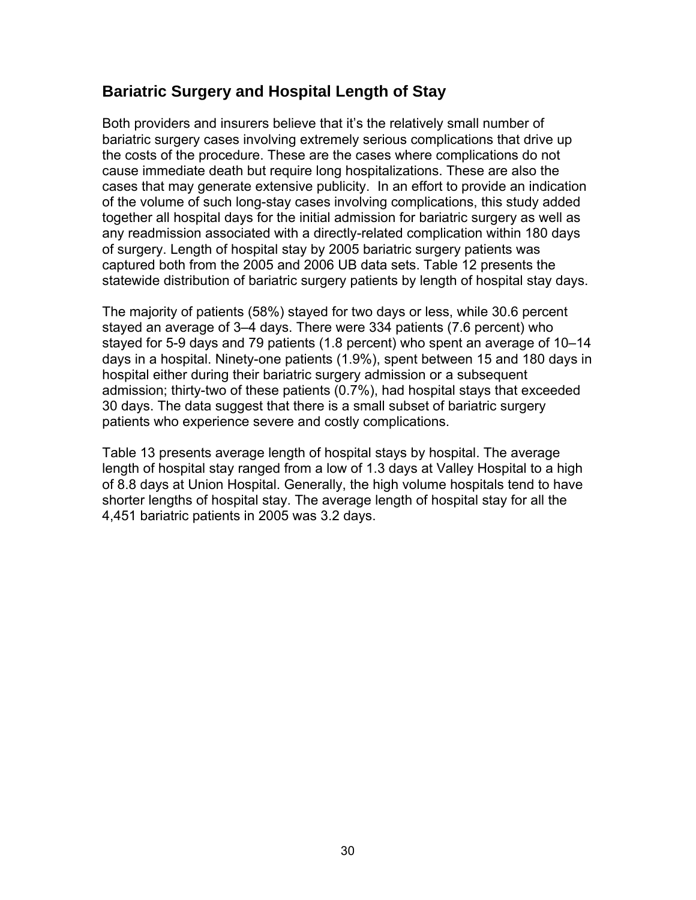## Bariatric Surgery and Hospital Length of Stay

Both providers and insurers believe that it's the relatively small number of bariatric surgery cases involving extremely serious complications that drive up the costs of the procedure. These are the cases where complications do not cause immediate death but require long hospitalizations. These are also the cases that may generate extensive publicity. In an effort to provide an indication of the volume of such long-stay cases involving complications, this study added together all hospital days for the initial admission for bariatric surgery as well as any readmission associated with a directly-related complication within 180 days of surgery. Length of hospital stay by 2005 bariatric surgery patients was captured both from the 2005 and 2006 UB data sets. Table 12 presents the statewide distribution of bariatric surgery patients by length of hospital stay days.

The majority of patients (58%) stayed for two days or less, while 30.6 percent stayed an average of 3–4 days. There were 334 patients (7.6 percent) who stayed for 5-9 days and 79 patients (1.8 percent) who spent an average of 10–14 days in a hospital. Ninety-one patients (1.9%), spent between 15 and 180 days in hospital either during their bariatric surgery admission or a subsequent admission; thirty-two of these patients (0.7%), had hospital stays that exceeded 30 days. The data suggest that there is a small subset of bariatric surgery patients who experience severe and costly complications.

Table 13 presents average length of hospital stays by hospital. The average length of hospital stay ranged from a low of 1.3 days at Valley Hospital to a high of 8.8 days at Union Hospital. Generally, the high volume hospitals tend to have shorter lengths of hospital stay. The average length of hospital stay for all the 4,451 bariatric patients in 2005 was 3.2 days.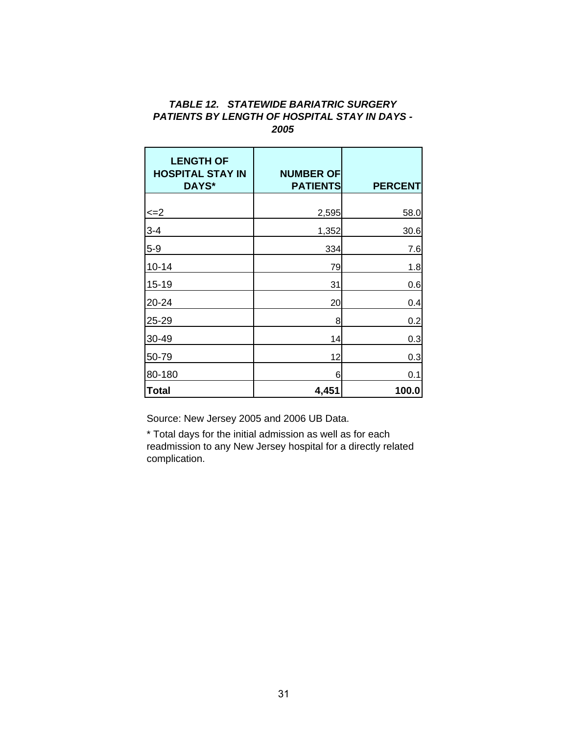### *TABLE 12. STATEWIDE BARIATRIC SURGERY PATIENTS BY LENGTH OF HOSPITAL STAY IN DAYS - 2005*

| LENGTH OF HOSPITAL STAY IN DAYS* | NUMBER OF PATIENTS | PERCENT |
|---|---|---|
| <=2 | 2,595 | 58.0 |
| 3-4 | 1,352 | 30.6 |
| 5-9 | 334 | 7.6 |
| 10-14 | 79 | 1.8 |
| 15-19 | 31 | 0.6 |
| 20-24 | 20 | 0.4 |
| 25-29 | 8 | 0.2 |
| 30-49 | 14 | 0.3 |
| 50-79 | 12 | 0.3 |
| 80-180 | 6 | 0.1 |
| **Total** | **4,451** | **100.0** |

Source: New Jersey 2005 and 2006 UB Data.

* Total days for the initial admission as well as for each readmission to any New Jersey hospital for a directly related complication.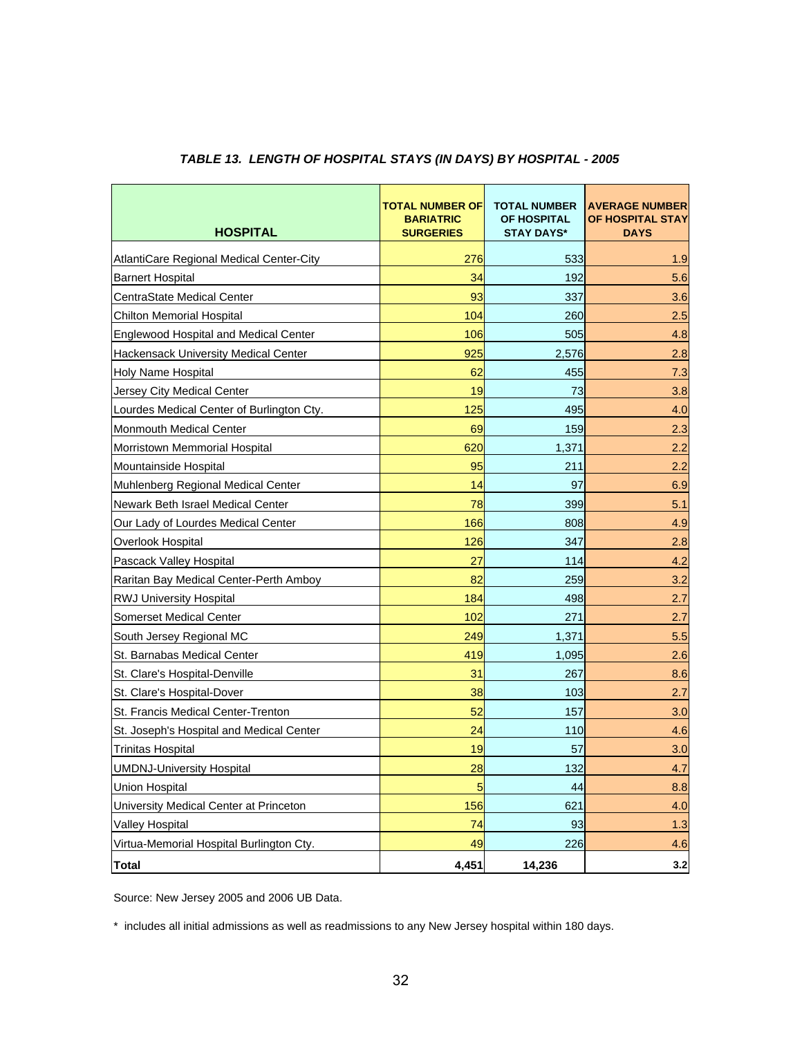***TABLE 13. LENGTH OF HOSPITAL STAYS (IN DAYS) BY HOSPITAL - 2005***

| HOSPITAL | TOTAL NUMBER OF BARIATRIC SURGERIES | TOTAL NUMBER OF HOSPITAL STAY DAYS* | AVERAGE NUMBER OF HOSPITAL STAY DAYS |
|---|---|---|---|
| AtlantiCare Regional Medical Center-City | 276 | 533 | 1.9 |
| Barnert Hospital | 34 | 192 | 5.6 |
| CentraState Medical Center | 93 | 337 | 3.6 |
| Chilton Memorial Hospital | 104 | 260 | 2.5 |
| Englewood Hospital and Medical Center | 106 | 505 | 4.8 |
| Hackensack University Medical Center | 925 | 2,576 | 2.8 |
| Holy Name Hospital | 62 | 455 | 7.3 |
| Jersey City Medical Center | 19 | 73 | 3.8 |
| Lourdes Medical Center of Burlington Cty. | 125 | 495 | 4.0 |
| Monmouth Medical Center | 69 | 159 | 2.3 |
| Morristown Memmorial Hospital | 620 | 1,371 | 2.2 |
| Mountainside Hospital | 95 | 211 | 2.2 |
| Muhlenberg Regional Medical Center | 14 | 97 | 6.9 |
| Newark Beth Israel Medical Center | 78 | 399 | 5.1 |
| Our Lady of Lourdes Medical Center | 166 | 808 | 4.9 |
| Overlook Hospital | 126 | 347 | 2.8 |
| Pascack Valley Hospital | 27 | 114 | 4.2 |
| Raritan Bay Medical Center-Perth Amboy | 82 | 259 | 3.2 |
| RWJ University Hospital | 184 | 498 | 2.7 |
| Somerset Medical Center | 102 | 271 | 2.7 |
| South Jersey Regional MC | 249 | 1,371 | 5.5 |
| St. Barnabas Medical Center | 419 | 1,095 | 2.6 |
| St. Clare's Hospital-Denville | 31 | 267 | 8.6 |
| St. Clare's Hospital-Dover | 38 | 103 | 2.7 |
| St. Francis Medical Center-Trenton | 52 | 157 | 3.0 |
| St. Joseph's Hospital and Medical Center | 24 | 110 | 4.6 |
| Trinitas Hospital | 19 | 57 | 3.0 |
| UMDNJ-University Hospital | 28 | 132 | 4.7 |
| Union Hospital | 5 | 44 | 8.8 |
| University Medical Center at Princeton | 156 | 621 | 4.0 |
| Valley Hospital | 74 | 93 | 1.3 |
| Virtua-Memorial Hospital Burlington Cty. | 49 | 226 | 4.6 |
| **Total** | **4,451** | **14,236** | **3.2** |

Source: New Jersey 2005 and 2006 UB Data.

* includes all initial admissions as well as readmissions to any New Jersey hospital within 180 days.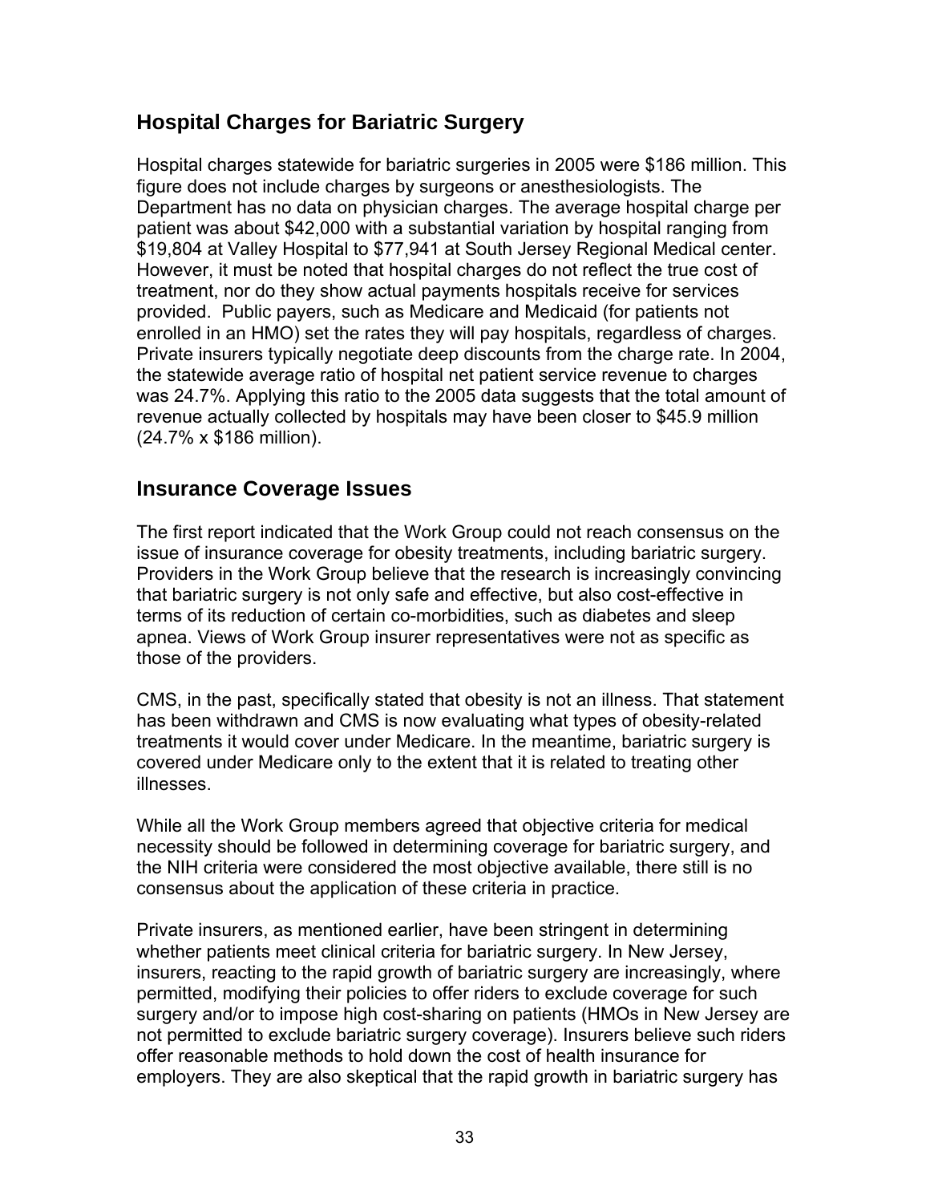## Hospital Charges for Bariatric Surgery

Hospital charges statewide for bariatric surgeries in 2005 were $186 million. This figure does not include charges by surgeons or anesthesiologists. The Department has no data on physician charges. The average hospital charge per patient was about $42,000 with a substantial variation by hospital ranging from $19,804 at Valley Hospital to $77,941 at South Jersey Regional Medical center. However, it must be noted that hospital charges do not reflect the true cost of treatment, nor do they show actual payments hospitals receive for services provided. Public payers, such as Medicare and Medicaid (for patients not enrolled in an HMO) set the rates they will pay hospitals, regardless of charges. Private insurers typically negotiate deep discounts from the charge rate. In 2004, the statewide average ratio of hospital net patient service revenue to charges was 24.7%. Applying this ratio to the 2005 data suggests that the total amount of revenue actually collected by hospitals may have been closer to $45.9 million (24.7% x $186 million).

## Insurance Coverage Issues

The first report indicated that the Work Group could not reach consensus on the issue of insurance coverage for obesity treatments, including bariatric surgery. Providers in the Work Group believe that the research is increasingly convincing that bariatric surgery is not only safe and effective, but also cost-effective in terms of its reduction of certain co-morbidities, such as diabetes and sleep apnea. Views of Work Group insurer representatives were not as specific as those of the providers.

CMS, in the past, specifically stated that obesity is not an illness. That statement has been withdrawn and CMS is now evaluating what types of obesity-related treatments it would cover under Medicare. In the meantime, bariatric surgery is covered under Medicare only to the extent that it is related to treating other illnesses.

While all the Work Group members agreed that objective criteria for medical necessity should be followed in determining coverage for bariatric surgery, and the NIH criteria were considered the most objective available, there still is no consensus about the application of these criteria in practice.

Private insurers, as mentioned earlier, have been stringent in determining whether patients meet clinical criteria for bariatric surgery. In New Jersey, insurers, reacting to the rapid growth of bariatric surgery are increasingly, where permitted, modifying their policies to offer riders to exclude coverage for such surgery and/or to impose high cost-sharing on patients (HMOs in New Jersey are not permitted to exclude bariatric surgery coverage). Insurers believe such riders offer reasonable methods to hold down the cost of health insurance for employers. They are also skeptical that the rapid growth in bariatric surgery has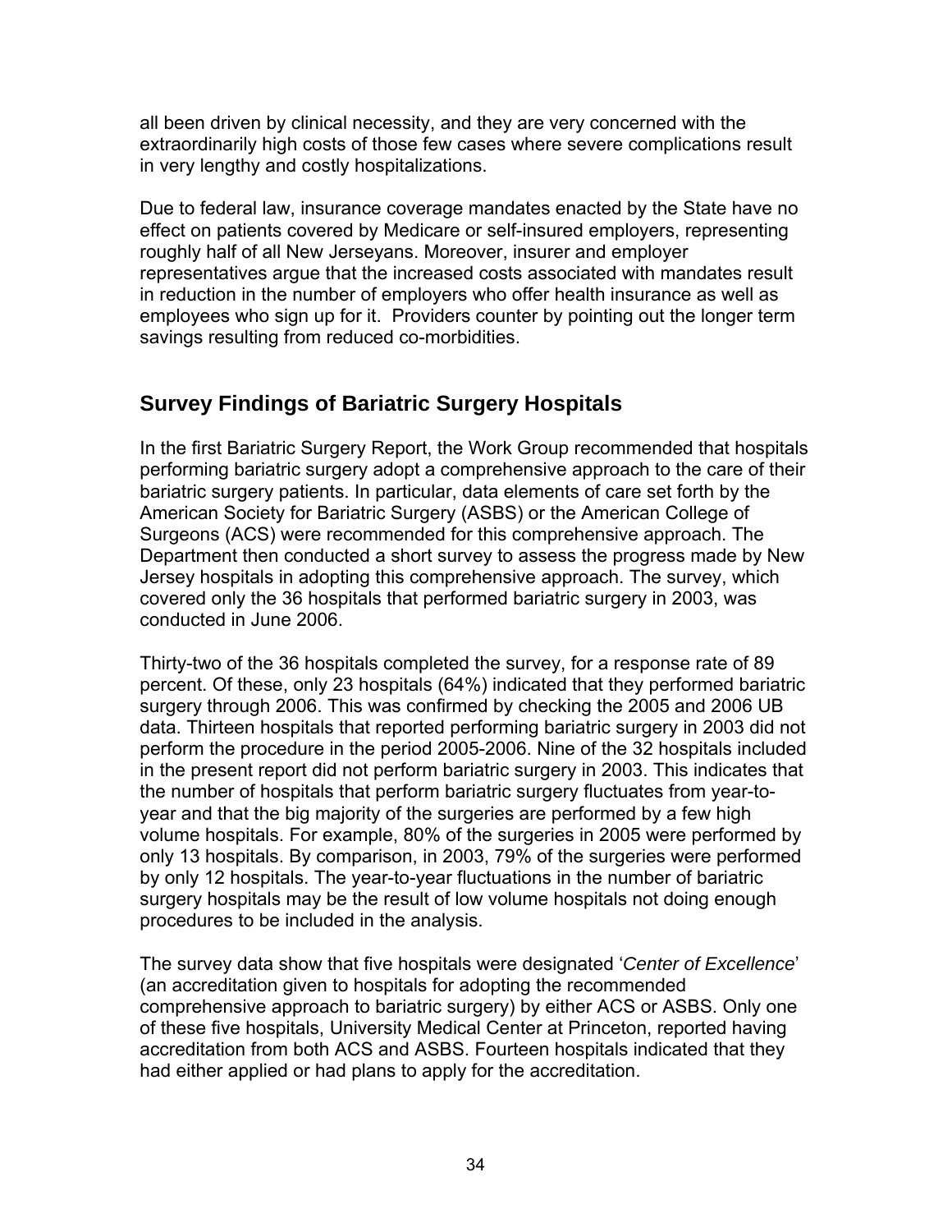all been driven by clinical necessity, and they are very concerned with the extraordinarily high costs of those few cases where severe complications result in very lengthy and costly hospitalizations.

Due to federal law, insurance coverage mandates enacted by the State have no effect on patients covered by Medicare or self-insured employers, representing roughly half of all New Jerseyans. Moreover, insurer and employer representatives argue that the increased costs associated with mandates result in reduction in the number of employers who offer health insurance as well as employees who sign up for it. Providers counter by pointing out the longer term savings resulting from reduced co-morbidities.

## Survey Findings of Bariatric Surgery Hospitals

In the first Bariatric Surgery Report, the Work Group recommended that hospitals performing bariatric surgery adopt a comprehensive approach to the care of their bariatric surgery patients. In particular, data elements of care set forth by the American Society for Bariatric Surgery (ASBS) or the American College of Surgeons (ACS) were recommended for this comprehensive approach. The Department then conducted a short survey to assess the progress made by New Jersey hospitals in adopting this comprehensive approach. The survey, which covered only the 36 hospitals that performed bariatric surgery in 2003, was conducted in June 2006.

Thirty-two of the 36 hospitals completed the survey, for a response rate of 89 percent. Of these, only 23 hospitals (64%) indicated that they performed bariatric surgery through 2006. This was confirmed by checking the 2005 and 2006 UB data. Thirteen hospitals that reported performing bariatric surgery in 2003 did not perform the procedure in the period 2005-2006. Nine of the 32 hospitals included in the present report did not perform bariatric surgery in 2003. This indicates that the number of hospitals that perform bariatric surgery fluctuates from year-to-year and that the big majority of the surgeries are performed by a few high volume hospitals. For example, 80% of the surgeries in 2005 were performed by only 13 hospitals. By comparison, in 2003, 79% of the surgeries were performed by only 12 hospitals. The year-to-year fluctuations in the number of bariatric surgery hospitals may be the result of low volume hospitals not doing enough procedures to be included in the analysis.

The survey data show that five hospitals were designated '*Center of Excellence*' (an accreditation given to hospitals for adopting the recommended comprehensive approach to bariatric surgery) by either ACS or ASBS. Only one of these five hospitals, University Medical Center at Princeton, reported having accreditation from both ACS and ASBS. Fourteen hospitals indicated that they had either applied or had plans to apply for the accreditation.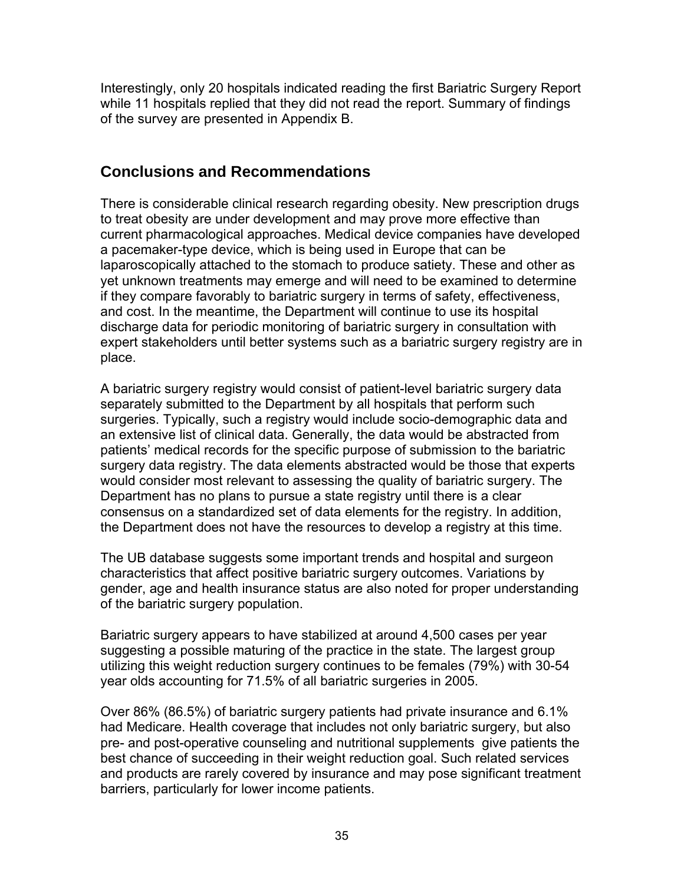Interestingly, only 20 hospitals indicated reading the first Bariatric Surgery Report while 11 hospitals replied that they did not read the report. Summary of findings of the survey are presented in Appendix B.

## Conclusions and Recommendations

There is considerable clinical research regarding obesity. New prescription drugs to treat obesity are under development and may prove more effective than current pharmacological approaches. Medical device companies have developed a pacemaker-type device, which is being used in Europe that can be laparoscopically attached to the stomach to produce satiety. These and other as yet unknown treatments may emerge and will need to be examined to determine if they compare favorably to bariatric surgery in terms of safety, effectiveness, and cost. In the meantime, the Department will continue to use its hospital discharge data for periodic monitoring of bariatric surgery in consultation with expert stakeholders until better systems such as a bariatric surgery registry are in place.

A bariatric surgery registry would consist of patient-level bariatric surgery data separately submitted to the Department by all hospitals that perform such surgeries. Typically, such a registry would include socio-demographic data and an extensive list of clinical data. Generally, the data would be abstracted from patients' medical records for the specific purpose of submission to the bariatric surgery data registry. The data elements abstracted would be those that experts would consider most relevant to assessing the quality of bariatric surgery. The Department has no plans to pursue a state registry until there is a clear consensus on a standardized set of data elements for the registry. In addition, the Department does not have the resources to develop a registry at this time.

The UB database suggests some important trends and hospital and surgeon characteristics that affect positive bariatric surgery outcomes. Variations by gender, age and health insurance status are also noted for proper understanding of the bariatric surgery population.

Bariatric surgery appears to have stabilized at around 4,500 cases per year suggesting a possible maturing of the practice in the state. The largest group utilizing this weight reduction surgery continues to be females (79%) with 30-54 year olds accounting for 71.5% of all bariatric surgeries in 2005.

Over 86% (86.5%) of bariatric surgery patients had private insurance and 6.1% had Medicare. Health coverage that includes not only bariatric surgery, but also pre- and post-operative counseling and nutritional supplements give patients the best chance of succeeding in their weight reduction goal. Such related services and products are rarely covered by insurance and may pose significant treatment barriers, particularly for lower income patients.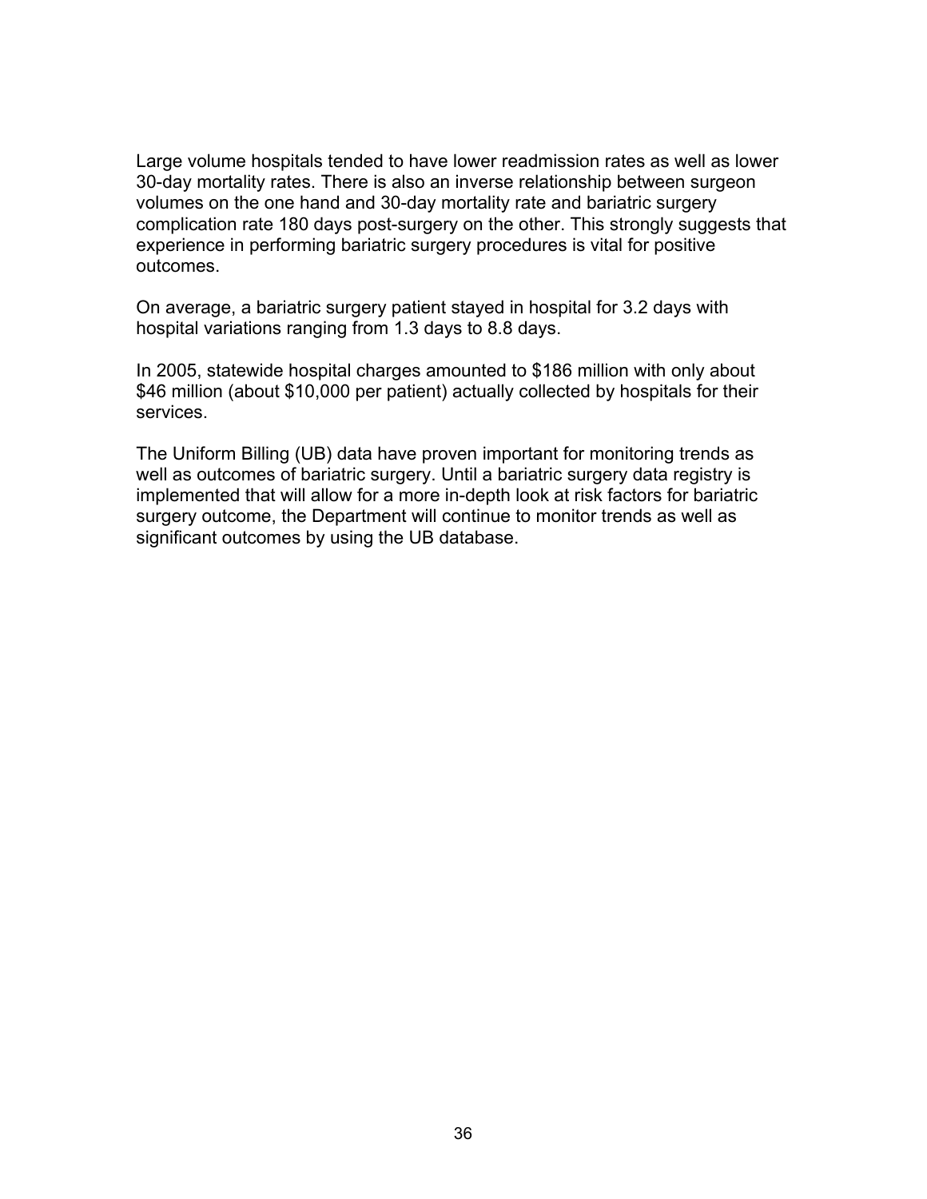Large volume hospitals tended to have lower readmission rates as well as lower 30-day mortality rates. There is also an inverse relationship between surgeon volumes on the one hand and 30-day mortality rate and bariatric surgery complication rate 180 days post-surgery on the other. This strongly suggests that experience in performing bariatric surgery procedures is vital for positive outcomes.

On average, a bariatric surgery patient stayed in hospital for 3.2 days with hospital variations ranging from 1.3 days to 8.8 days.

In 2005, statewide hospital charges amounted to $186 million with only about $46 million (about $10,000 per patient) actually collected by hospitals for their services.

The Uniform Billing (UB) data have proven important for monitoring trends as well as outcomes of bariatric surgery. Until a bariatric surgery data registry is implemented that will allow for a more in-depth look at risk factors for bariatric surgery outcome, the Department will continue to monitor trends as well as significant outcomes by using the UB database.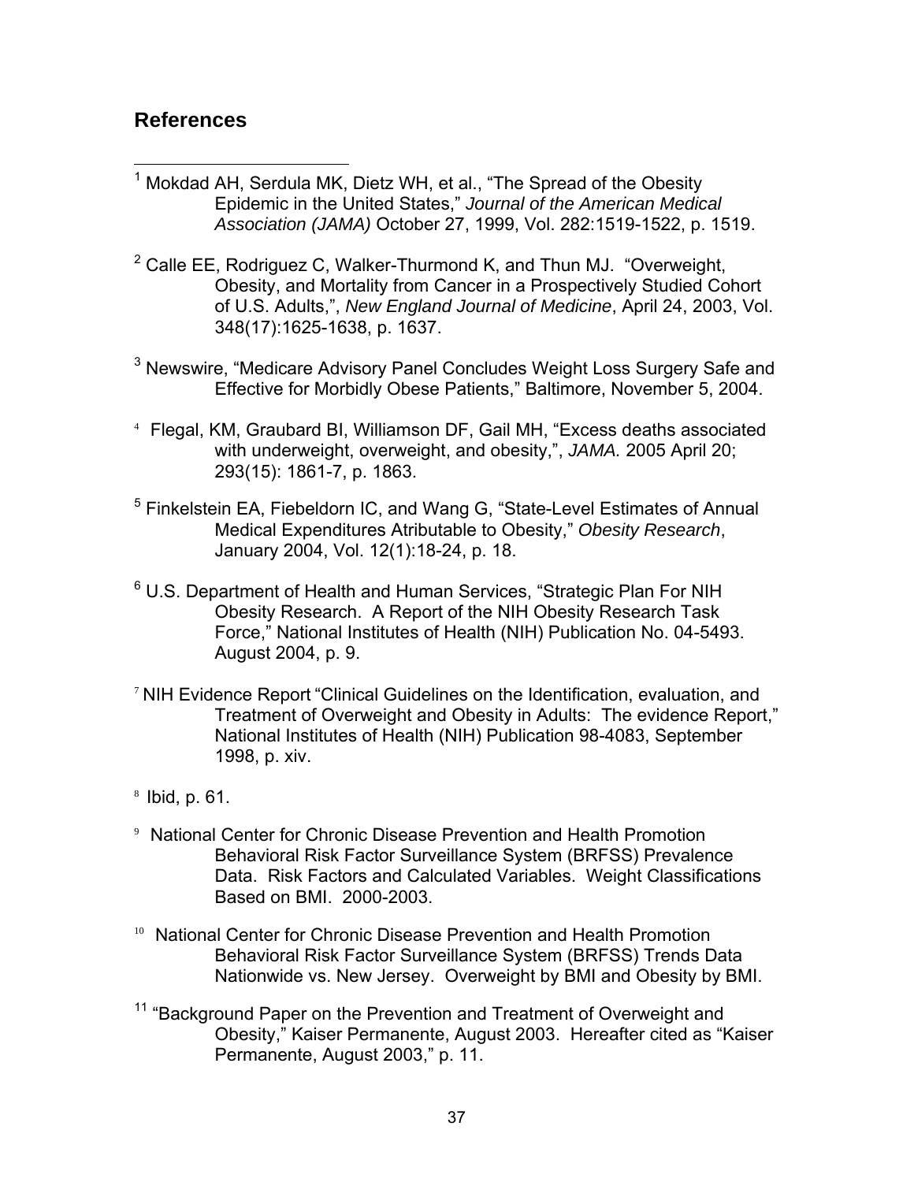## References

[1] Mokdad AH, Serdula MK, Dietz WH, et al., "The Spread of the Obesity Epidemic in the United States," *Journal of the American Medical Association (JAMA)* October 27, 1999, Vol. 282:1519-1522, p. 1519.

[2] Calle EE, Rodriguez C, Walker-Thurmond K, and Thun MJ. "Overweight, Obesity, and Mortality from Cancer in a Prospectively Studied Cohort of U.S. Adults,", *New England Journal of Medicine*, April 24, 2003, Vol. 348(17):1625-1638, p. 1637.

[3] Newswire, "Medicare Advisory Panel Concludes Weight Loss Surgery Safe and Effective for Morbidly Obese Patients," Baltimore, November 5, 2004.

[4] Flegal, KM, Graubard BI, Williamson DF, Gail MH, "Excess deaths associated with underweight, overweight, and obesity,", *JAMA.* 2005 April 20; 293(15): 1861-7, p. 1863.

[5] Finkelstein EA, Fiebeldorn IC, and Wang G, "State-Level Estimates of Annual Medical Expenditures Atributable to Obesity," *Obesity Research*, January 2004, Vol. 12(1):18-24, p. 18.

[6] U.S. Department of Health and Human Services, "Strategic Plan For NIH Obesity Research. A Report of the NIH Obesity Research Task Force," National Institutes of Health (NIH) Publication No. 04-5493. August 2004, p. 9.

[7] NIH Evidence Report "Clinical Guidelines on the Identification, evaluation, and Treatment of Overweight and Obesity in Adults: The evidence Report," National Institutes of Health (NIH) Publication 98-4083, September 1998, p. xiv.

[8] Ibid, p. 61.

[9] National Center for Chronic Disease Prevention and Health Promotion Behavioral Risk Factor Surveillance System (BRFSS) Prevalence Data. Risk Factors and Calculated Variables. Weight Classifications Based on BMI. 2000-2003.

[10] National Center for Chronic Disease Prevention and Health Promotion Behavioral Risk Factor Surveillance System (BRFSS) Trends Data Nationwide vs. New Jersey. Overweight by BMI and Obesity by BMI.

[11] "Background Paper on the Prevention and Treatment of Overweight and Obesity," Kaiser Permanente, August 2003. Hereafter cited as "Kaiser Permanente, August 2003," p. 11.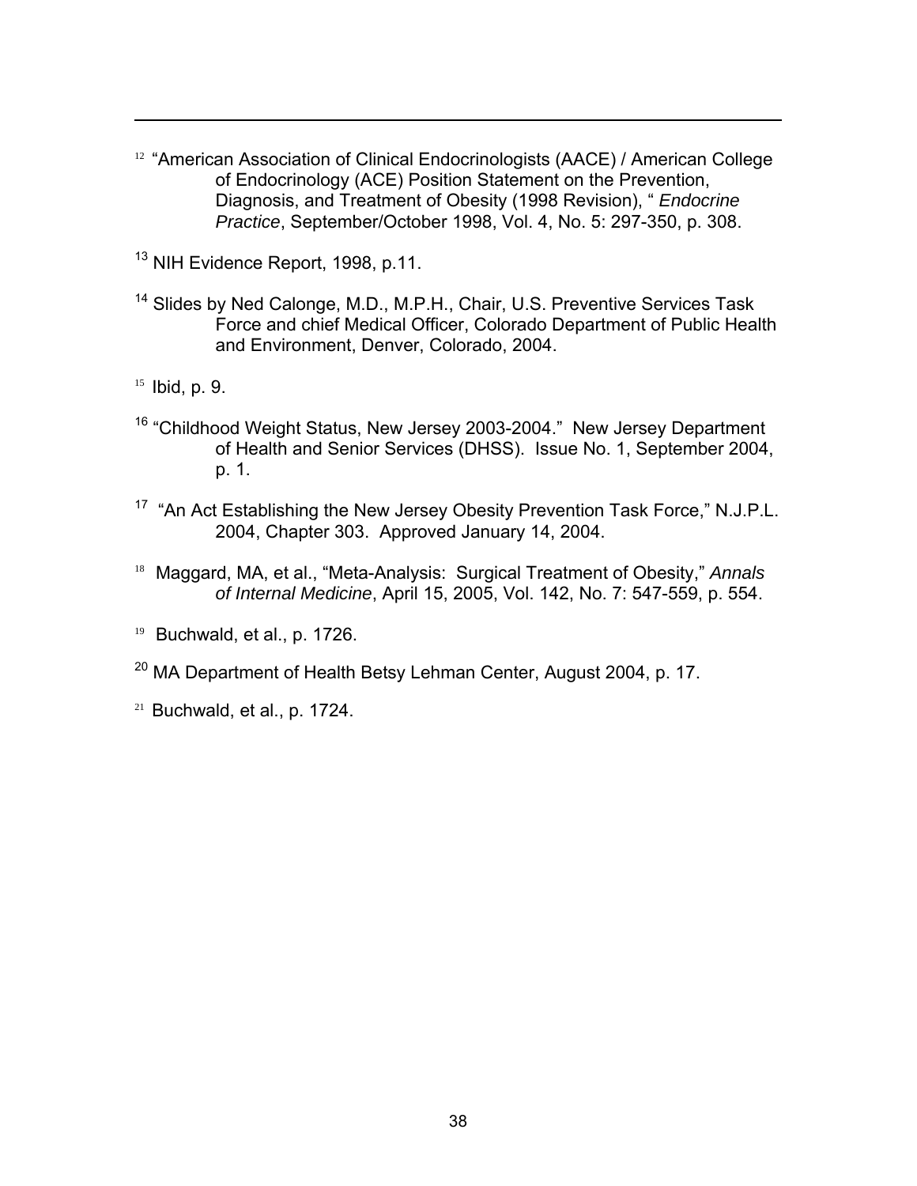[12] "American Association of Clinical Endocrinologists (AACE) / American College of Endocrinology (ACE) Position Statement on the Prevention, Diagnosis, and Treatment of Obesity (1998 Revision), " *Endocrine Practice*, September/October 1998, Vol. 4, No. 5: 297-350, p. 308.

[13] NIH Evidence Report, 1998, p.11.

[14] Slides by Ned Calonge, M.D., M.P.H., Chair, U.S. Preventive Services Task Force and chief Medical Officer, Colorado Department of Public Health and Environment, Denver, Colorado, 2004.

[15] Ibid, p. 9.

[16] "Childhood Weight Status, New Jersey 2003-2004." New Jersey Department of Health and Senior Services (DHSS). Issue No. 1, September 2004, p. 1.

[17] "An Act Establishing the New Jersey Obesity Prevention Task Force," N.J.P.L. 2004, Chapter 303. Approved January 14, 2004.

[18] Maggard, MA, et al., "Meta-Analysis: Surgical Treatment of Obesity," *Annals of Internal Medicine*, April 15, 2005, Vol. 142, No. 7: 547-559, p. 554.

[19] Buchwald, et al., p. 1726.

[20] MA Department of Health Betsy Lehman Center, August 2004, p. 17.

[21] Buchwald, et al., p. 1724.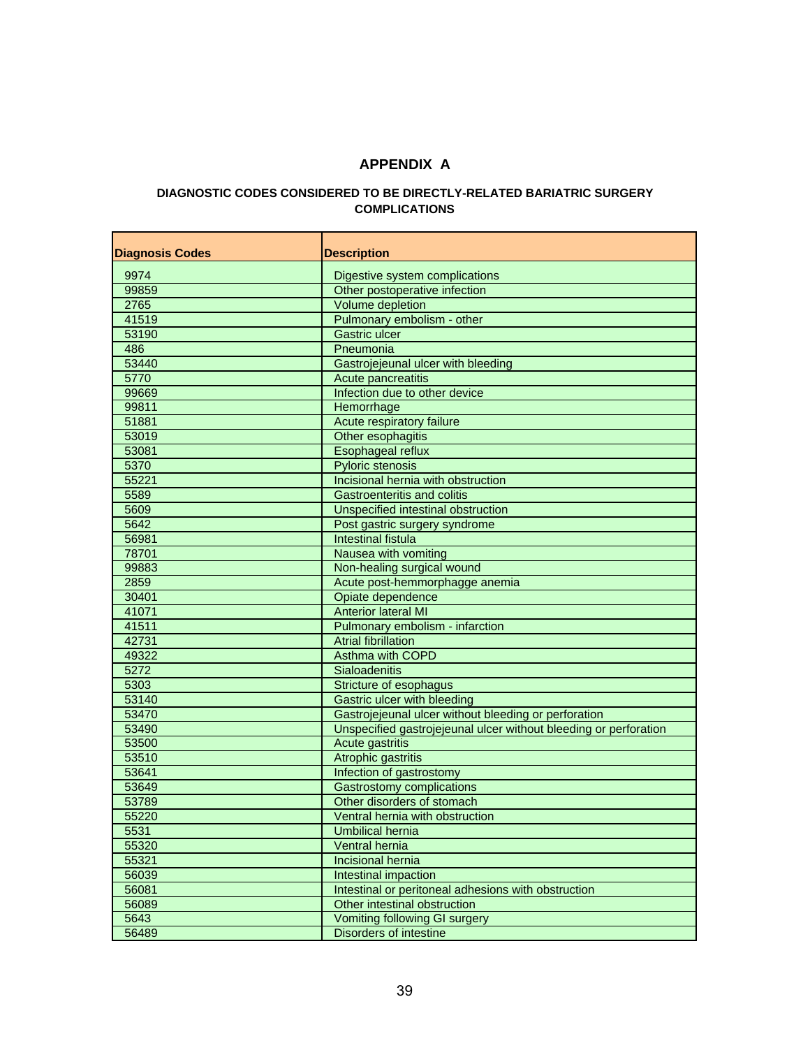# APPENDIX A

### DIAGNOSTIC CODES CONSIDERED TO BE DIRECTLY-RELATED BARIATRIC SURGERY COMPLICATIONS

| Diagnosis Codes | Description |
|---|---|
| 9974 | Digestive system complications |
| 99859 | Other postoperative infection |
| 2765 | Volume depletion |
| 41519 | Pulmonary embolism - other |
| 53190 | Gastric ulcer |
| 486 | Pneumonia |
| 53440 | Gastrojejeunal ulcer with bleeding |
| 5770 | Acute pancreatitis |
| 99669 | Infection due to other device |
| 99811 | Hemorrhage |
| 51881 | Acute respiratory failure |
| 53019 | Other esophagitis |
| 53081 | Esophageal reflux |
| 5370 | Pyloric stenosis |
| 55221 | Incisional hernia with obstruction |
| 5589 | Gastroenteritis and colitis |
| 5609 | Unspecified intestinal obstruction |
| 5642 | Post gastric surgery syndrome |
| 56981 | Intestinal fistula |
| 78701 | Nausea with vomiting |
| 99883 | Non-healing surgical wound |
| 2859 | Acute post-hemmorphagge anemia |
| 30401 | Opiate dependence |
| 41071 | Anterior lateral MI |
| 41511 | Pulmonary embolism - infarction |
| 42731 | Atrial fibrillation |
| 49322 | Asthma with COPD |
| 5272 | Sialoadenitis |
| 5303 | Stricture of esophagus |
| 53140 | Gastric ulcer with bleeding |
| 53470 | Gastrojejeunal ulcer without bleeding or perforation |
| 53490 | Unspecified gastrojejeunal ulcer without bleeding or perforation |
| 53500 | Acute gastritis |
| 53510 | Atrophic gastritis |
| 53641 | Infection of gastrostomy |
| 53649 | Gastrostomy complications |
| 53789 | Other disorders of stomach |
| 55220 | Ventral hernia with obstruction |
| 5531 | Umbilical hernia |
| 55320 | Ventral hernia |
| 55321 | Incisional hernia |
| 56039 | Intestinal impaction |
| 56081 | Intestinal or peritoneal adhesions with obstruction |
| 56089 | Other intestinal obstruction |
| 5643 | Vomiting following GI surgery |
| 56489 | Disorders of intestine |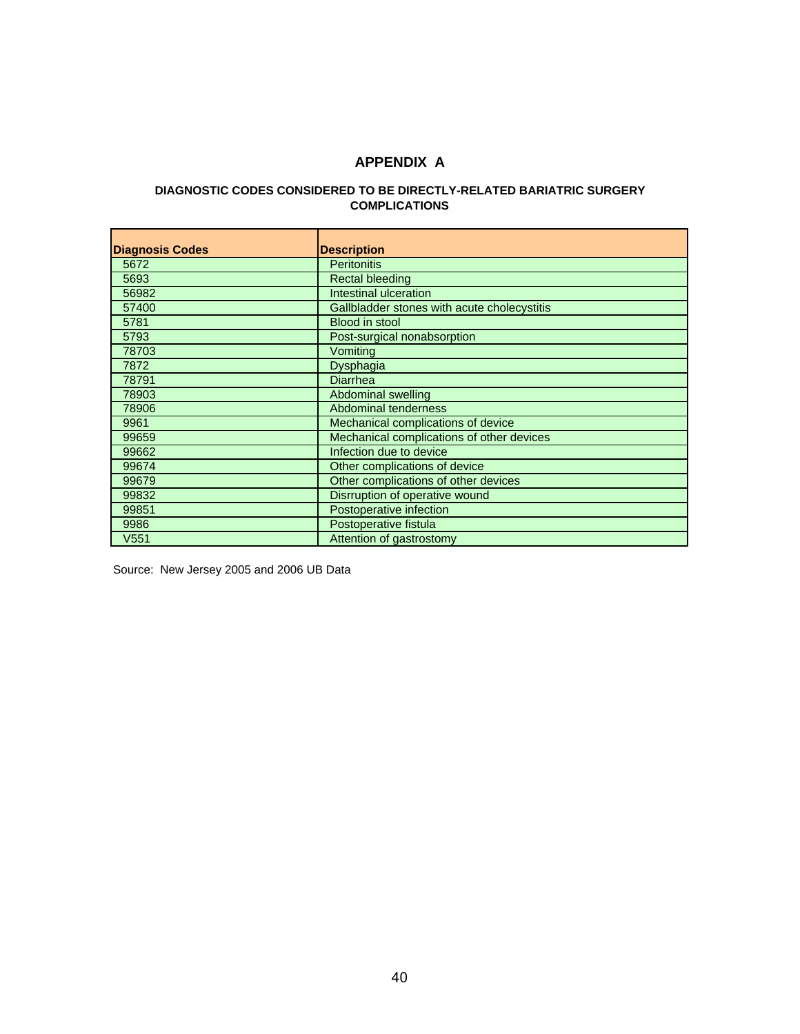# APPENDIX A

## DIAGNOSTIC CODES CONSIDERED TO BE DIRECTLY-RELATED BARIATRIC SURGERY COMPLICATIONS

| Diagnosis Codes | Description |
|---|---|
| 5672 | Peritonitis |
| 5693 | Rectal bleeding |
| 56982 | Intestinal ulceration |
| 57400 | Gallbladder stones with acute cholecystitis |
| 5781 | Blood in stool |
| 5793 | Post-surgical nonabsorption |
| 78703 | Vomiting |
| 7872 | Dysphagia |
| 78791 | Diarrhea |
| 78903 | Abdominal swelling |
| 78906 | Abdominal tenderness |
| 9961 | Mechanical complications of device |
| 99659 | Mechanical complications of other devices |
| 99662 | Infection due to device |
| 99674 | Other complications of device |
| 99679 | Other complications of other devices |
| 99832 | Disrruption of operative wound |
| 99851 | Postoperative infection |
| 9986 | Postoperative fistula |
| V551 | Attention of gastrostomy |

Source: New Jersey 2005 and 2006 UB Data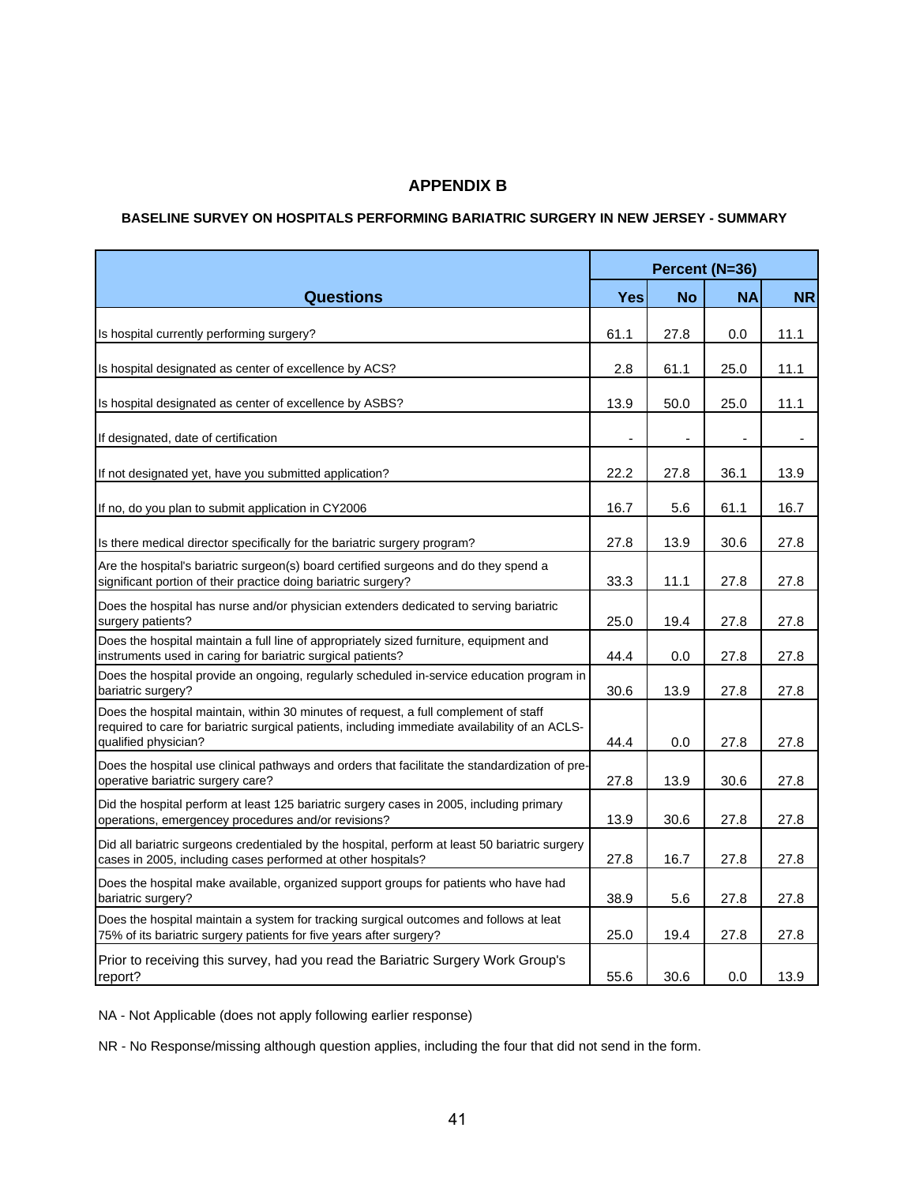# APPENDIX B

## BASELINE SURVEY ON HOSPITALS PERFORMING BARIATRIC SURGERY IN NEW JERSEY - SUMMARY

| Questions | Percent (N=36) | | | |
|---|---|---|---|---|
| | Yes | No | NA | NR |
| Is hospital currently performing surgery? | 61.1 | 27.8 | 0.0 | 11.1 |
| Is hospital designated as center of excellence by ACS? | 2.8 | 61.1 | 25.0 | 11.1 |
| Is hospital designated as center of excellence by ASBS? | 13.9 | 50.0 | 25.0 | 11.1 |
| If designated, date of certification | - | - | - | - |
| If not designated yet, have you submitted application? | 22.2 | 27.8 | 36.1 | 13.9 |
| If no, do you plan to submit application in CY2006 | 16.7 | 5.6 | 61.1 | 16.7 |
| Is there medical director specifically for the bariatric surgery program? | 27.8 | 13.9 | 30.6 | 27.8 |
| Are the hospital's bariatric surgeon(s) board certified surgeons and do they spend a significant portion of their practice doing bariatric surgery? | 33.3 | 11.1 | 27.8 | 27.8 |
| Does the hospital has nurse and/or physician extenders dedicated to serving bariatric surgery patients? | 25.0 | 19.4 | 27.8 | 27.8 |
| Does the hospital maintain a full line of appropriately sized furniture, equipment and instruments used in caring for bariatric surgical patients? | 44.4 | 0.0 | 27.8 | 27.8 |
| Does the hospital provide an ongoing, regularly scheduled in-service education program in bariatric surgery? | 30.6 | 13.9 | 27.8 | 27.8 |
| Does the hospital maintain, within 30 minutes of request, a full complement of staff required to care for bariatric surgical patients, including immediate availability of an ACLS-qualified physician? | 44.4 | 0.0 | 27.8 | 27.8 |
| Does the hospital use clinical pathways and orders that facilitate the standardization of pre-operative bariatric surgery care? | 27.8 | 13.9 | 30.6 | 27.8 |
| Did the hospital perform at least 125 bariatric surgery cases in 2005, including primary operations, emergencey procedures and/or revisions? | 13.9 | 30.6 | 27.8 | 27.8 |
| Did all bariatric surgeons credentialed by the hospital, perform at least 50 bariatric surgery cases in 2005, including cases performed at other hospitals? | 27.8 | 16.7 | 27.8 | 27.8 |
| Does the hospital make available, organized support groups for patients who have had bariatric surgery? | 38.9 | 5.6 | 27.8 | 27.8 |
| Does the hospital maintain a system for tracking surgical outcomes and follows at leat 75% of its bariatric surgery patients for five years after surgery? | 25.0 | 19.4 | 27.8 | 27.8 |
| Prior to receiving this survey, had you read the Bariatric Surgery Work Group's report? | 55.6 | 30.6 | 0.0 | 13.9 |

NA - Not Applicable (does not apply following earlier response)

NR - No Response/missing although question applies, including the four that did not send in the form.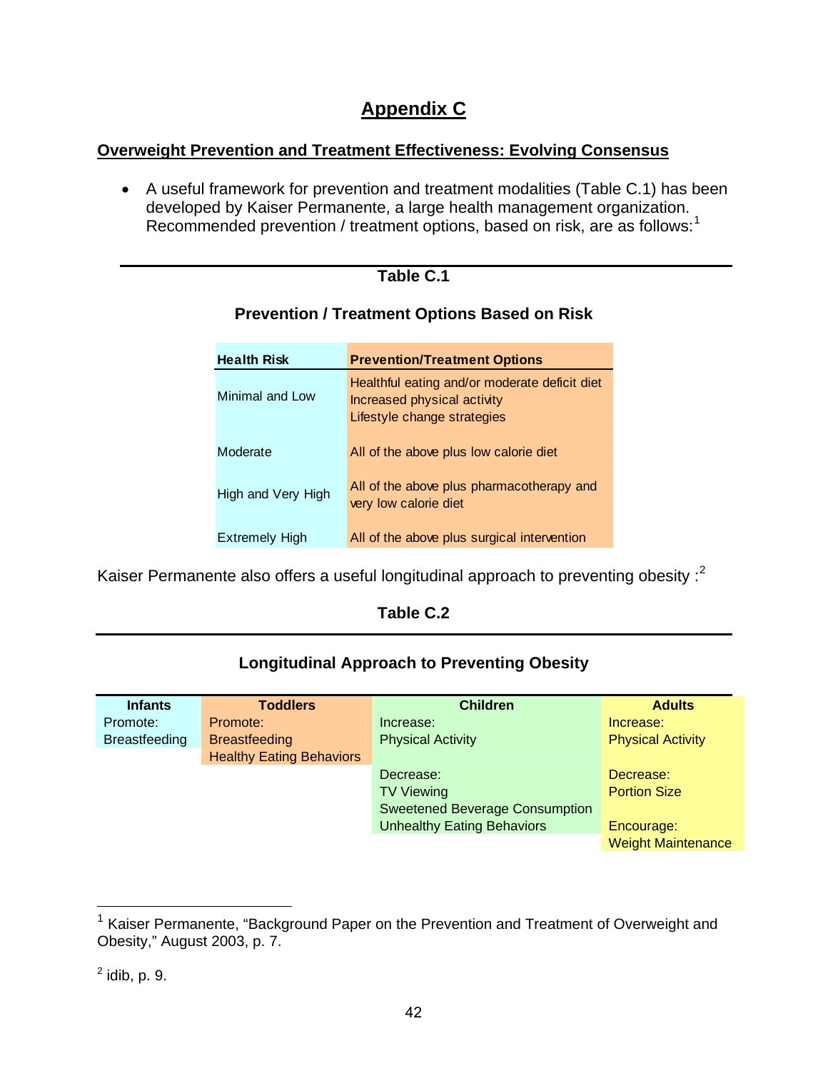# Appendix C

## Overweight Prevention and Treatment Effectiveness: Evolving Consensus

- A useful framework for prevention and treatment modalities (Table C.1) has been developed by Kaiser Permanente, a large health management organization. Recommended prevention / treatment options, based on risk, are as follows:[1]

**Table C.1**

**Prevention / Treatment Options Based on Risk**

| Health Risk | Prevention/Treatment Options |
|---|---|
| Minimal and Low | Healthful eating and/or moderate deficit diet<br>Increased physical activity<br>Lifestyle change strategies |
| Moderate | All of the above plus low calorie diet |
| High and Very High | All of the above plus pharmacotherapy and very low calorie diet |
| Extremely High | All of the above plus surgical intervention |

Kaiser Permanente also offers a useful longitudinal approach to preventing obesity :[2]

**Table C.2**

**Longitudinal Approach to Preventing Obesity**

| Infants | Toddlers | Children | Adults |
|---|---|---|---|
| Promote:<br>Breastfeeding | Promote:<br>Breastfeeding<br>Healthy Eating Behaviors | Increase:<br>Physical Activity | Increase:<br>Physical Activity |
| | | Decrease:<br>TV Viewing<br>Sweetened Beverage Consumption<br>Unhealthy Eating Behaviors | Decrease:<br>Portion Size |
| | | | Encourage:<br>Weight Maintenance |

---

[1] Kaiser Permanente, "Background Paper on the Prevention and Treatment of Overweight and Obesity," August 2003, p. 7.

[2] idib, p. 9.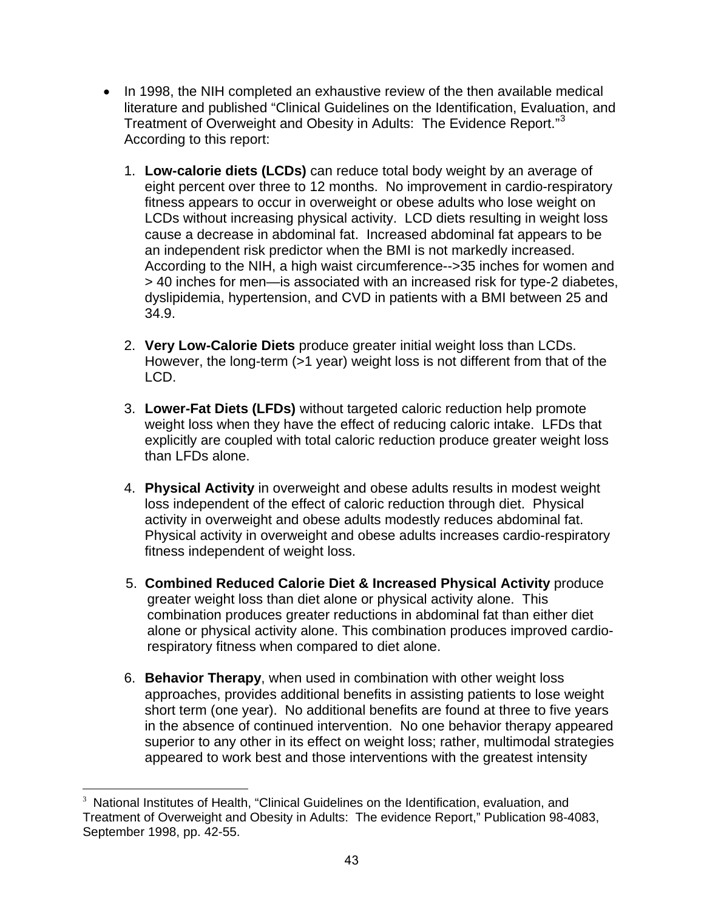- In 1998, the NIH completed an exhaustive review of the then available medical literature and published “Clinical Guidelines on the Identification, Evaluation, and Treatment of Overweight and Obesity in Adults: The Evidence Report.”[3] According to this report:

  1. **Low-calorie diets (LCDs)** can reduce total body weight by an average of eight percent over three to 12 months. No improvement in cardio-respiratory fitness appears to occur in overweight or obese adults who lose weight on LCDs without increasing physical activity. LCD diets resulting in weight loss cause a decrease in abdominal fat. Increased abdominal fat appears to be an independent risk predictor when the BMI is not markedly increased. According to the NIH, a high waist circumference-->35 inches for women and > 40 inches for men—is associated with an increased risk for type-2 diabetes, dyslipidemia, hypertension, and CVD in patients with a BMI between 25 and 34.9.

  2. **Very Low-Calorie Diets** produce greater initial weight loss than LCDs. However, the long-term (>1 year) weight loss is not different from that of the LCD.

  3. **Lower-Fat Diets (LFDs)** without targeted caloric reduction help promote weight loss when they have the effect of reducing caloric intake. LFDs that explicitly are coupled with total caloric reduction produce greater weight loss than LFDs alone.

  4. **Physical Activity** in overweight and obese adults results in modest weight loss independent of the effect of caloric reduction through diet. Physical activity in overweight and obese adults modestly reduces abdominal fat. Physical activity in overweight and obese adults increases cardio-respiratory fitness independent of weight loss.

  5. **Combined Reduced Calorie Diet & Increased Physical Activity** produce greater weight loss than diet alone or physical activity alone. This combination produces greater reductions in abdominal fat than either diet alone or physical activity alone. This combination produces improved cardio-respiratory fitness when compared to diet alone.

  6. **Behavior Therapy**, when used in combination with other weight loss approaches, provides additional benefits in assisting patients to lose weight short term (one year). No additional benefits are found at three to five years in the absence of continued intervention. No one behavior therapy appeared superior to any other in its effect on weight loss; rather, multimodal strategies appeared to work best and those interventions with the greatest intensity

---

[3] National Institutes of Health, “Clinical Guidelines on the Identification, evaluation, and Treatment of Overweight and Obesity in Adults: The evidence Report,” Publication 98-4083, September 1998, pp. 42-55.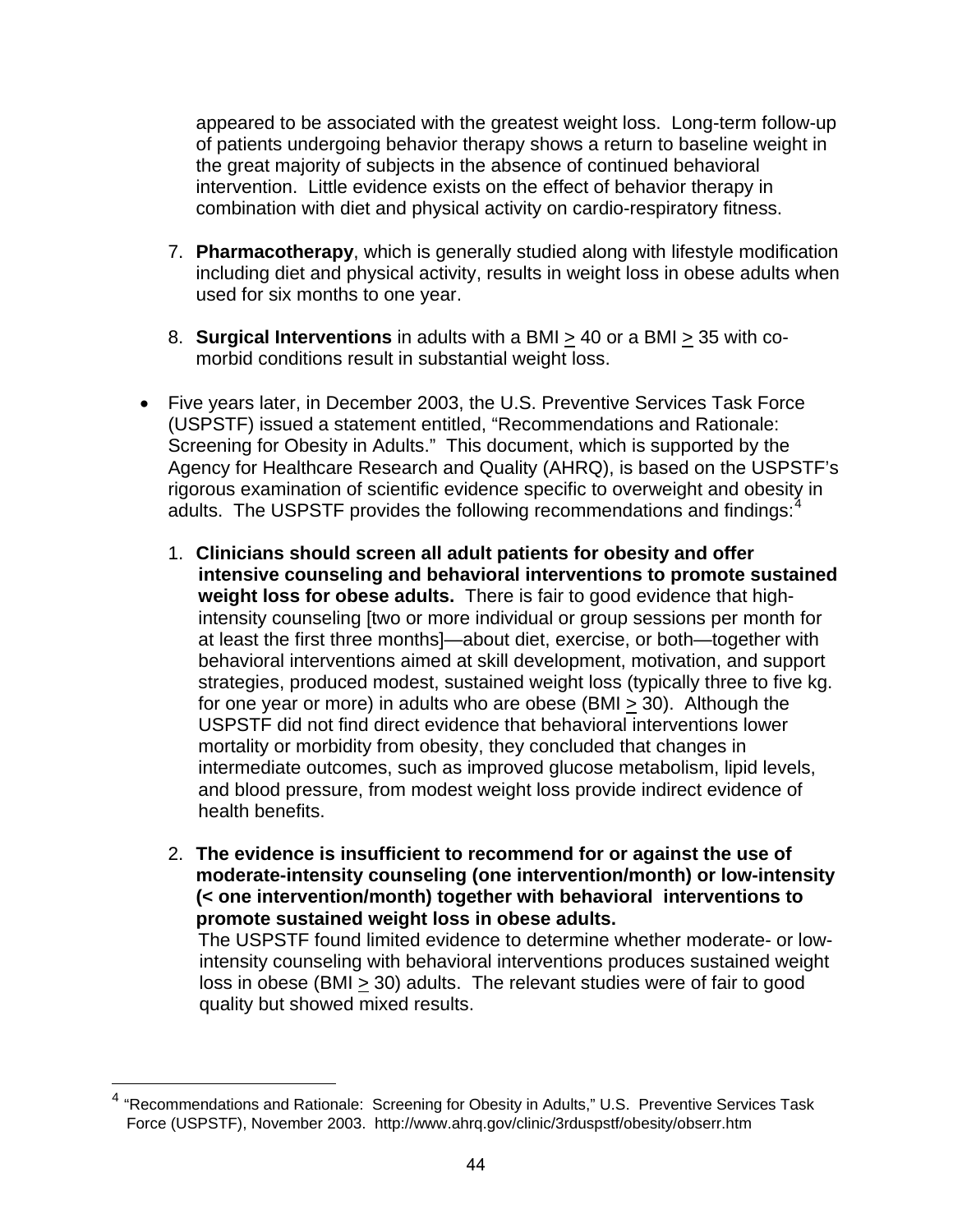appeared to be associated with the greatest weight loss. Long-term follow-up of patients undergoing behavior therapy shows a return to baseline weight in the great majority of subjects in the absence of continued behavioral intervention. Little evidence exists on the effect of behavior therapy in combination with diet and physical activity on cardio-respiratory fitness.

7. **Pharmacotherapy**, which is generally studied along with lifestyle modification including diet and physical activity, results in weight loss in obese adults when used for six months to one year.

8. **Surgical Interventions** in adults with a BMI $\geq$ 40 or a BMI $\geq$ 35 with co-morbid conditions result in substantial weight loss.

- Five years later, in December 2003, the U.S. Preventive Services Task Force (USPSTF) issued a statement entitled, "Recommendations and Rationale: Screening for Obesity in Adults." This document, which is supported by the Agency for Healthcare Research and Quality (AHRQ), is based on the USPSTF's rigorous examination of scientific evidence specific to overweight and obesity in adults. The USPSTF provides the following recommendations and findings:[4]

  1. **Clinicians should screen all adult patients for obesity and offer intensive counseling and behavioral interventions to promote sustained weight loss for obese adults.** There is fair to good evidence that high-intensity counseling [two or more individual or group sessions per month for at least the first three months]—about diet, exercise, or both—together with behavioral interventions aimed at skill development, motivation, and support strategies, produced modest, sustained weight loss (typically three to five kg. for one year or more) in adults who are obese (BMI $\geq$ 30). Although the USPSTF did not find direct evidence that behavioral interventions lower mortality or morbidity from obesity, they concluded that changes in intermediate outcomes, such as improved glucose metabolism, lipid levels, and blood pressure, from modest weight loss provide indirect evidence of health benefits.

  2. **The evidence is insufficient to recommend for or against the use of moderate-intensity counseling (one intervention/month) or low-intensity (< one intervention/month) together with behavioral interventions to promote sustained weight loss in obese adults.** The USPSTF found limited evidence to determine whether moderate- or low-intensity counseling with behavioral interventions produces sustained weight loss in obese (BMI $\geq$ 30) adults. The relevant studies were of fair to good quality but showed mixed results.

[4] "Recommendations and Rationale: Screening for Obesity in Adults," U.S. Preventive Services Task Force (USPSTF), November 2003. http://www.ahrq.gov/clinic/3rduspstf/obesity/obserr.htm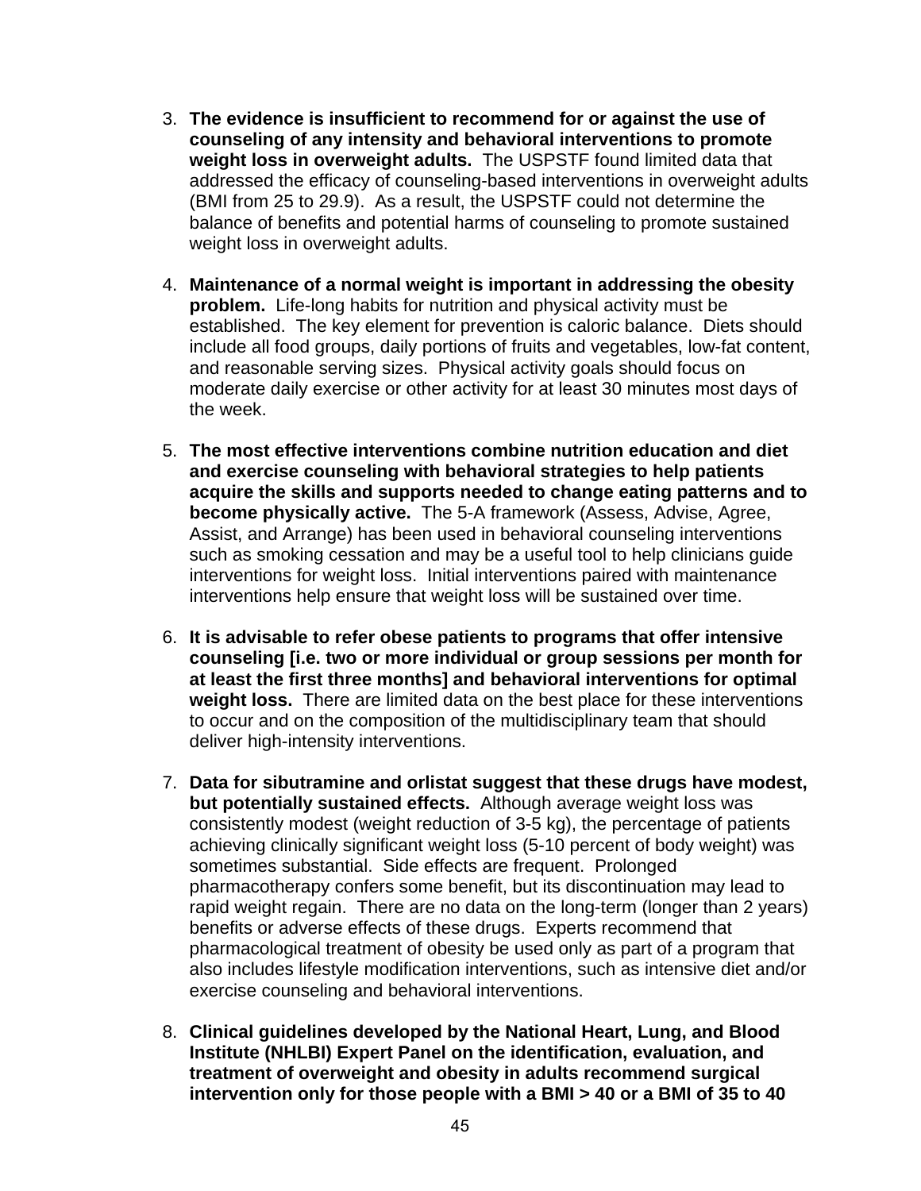3. **The evidence is insufficient to recommend for or against the use of counseling of any intensity and behavioral interventions to promote weight loss in overweight adults.** The USPSTF found limited data that addressed the efficacy of counseling-based interventions in overweight adults (BMI from 25 to 29.9). As a result, the USPSTF could not determine the balance of benefits and potential harms of counseling to promote sustained weight loss in overweight adults.

4. **Maintenance of a normal weight is important in addressing the obesity problem.** Life-long habits for nutrition and physical activity must be established. The key element for prevention is caloric balance. Diets should include all food groups, daily portions of fruits and vegetables, low-fat content, and reasonable serving sizes. Physical activity goals should focus on moderate daily exercise or other activity for at least 30 minutes most days of the week.

5. **The most effective interventions combine nutrition education and diet and exercise counseling with behavioral strategies to help patients acquire the skills and supports needed to change eating patterns and to become physically active.** The 5-A framework (Assess, Advise, Agree, Assist, and Arrange) has been used in behavioral counseling interventions such as smoking cessation and may be a useful tool to help clinicians guide interventions for weight loss. Initial interventions paired with maintenance interventions help ensure that weight loss will be sustained over time.

6. **It is advisable to refer obese patients to programs that offer intensive counseling [i.e. two or more individual or group sessions per month for at least the first three months] and behavioral interventions for optimal weight loss.** There are limited data on the best place for these interventions to occur and on the composition of the multidisciplinary team that should deliver high-intensity interventions.

7. **Data for sibutramine and orlistat suggest that these drugs have modest, but potentially sustained effects.** Although average weight loss was consistently modest (weight reduction of 3-5 kg), the percentage of patients achieving clinically significant weight loss (5-10 percent of body weight) was sometimes substantial. Side effects are frequent. Prolonged pharmacotherapy confers some benefit, but its discontinuation may lead to rapid weight regain. There are no data on the long-term (longer than 2 years) benefits or adverse effects of these drugs. Experts recommend that pharmacological treatment of obesity be used only as part of a program that also includes lifestyle modification interventions, such as intensive diet and/or exercise counseling and behavioral interventions.

8. **Clinical guidelines developed by the National Heart, Lung, and Blood Institute (NHLBI) Expert Panel on the identification, evaluation, and treatment of overweight and obesity in adults recommend surgical intervention only for those people with a BMI > 40 or a BMI of 35 to 40**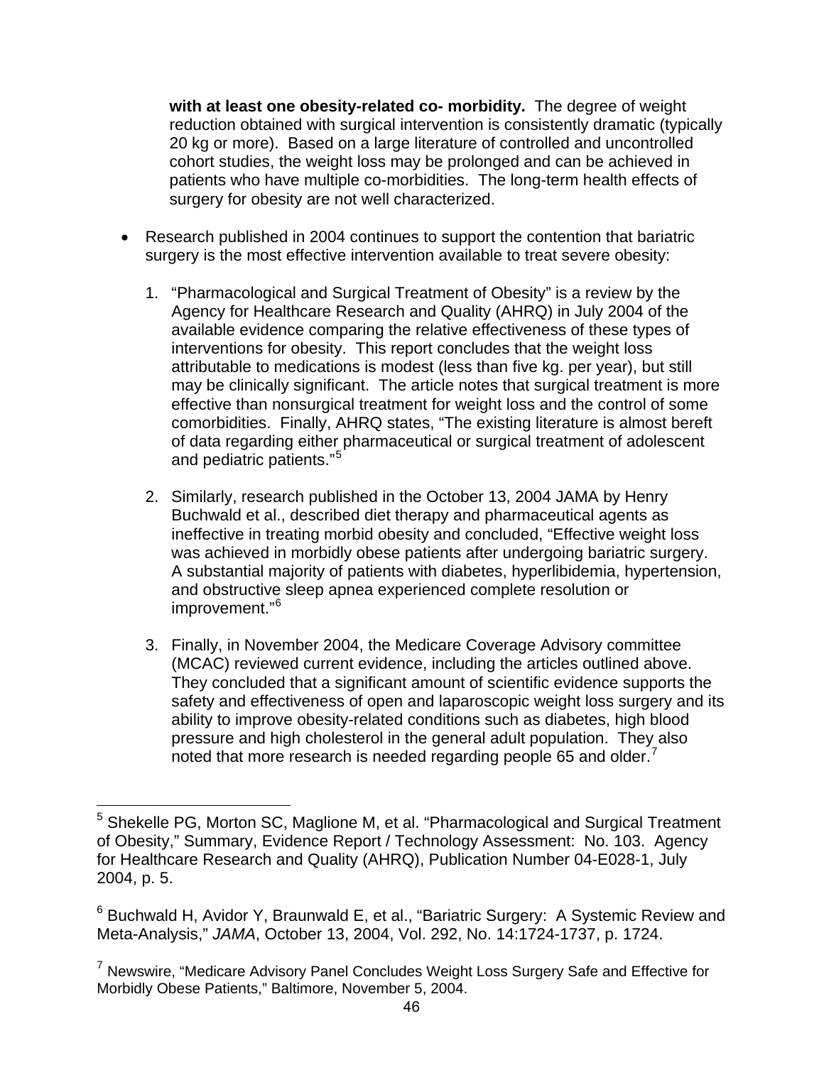**with at least one obesity-related co- morbidity.** The degree of weight reduction obtained with surgical intervention is consistently dramatic (typically 20 kg or more). Based on a large literature of controlled and uncontrolled cohort studies, the weight loss may be prolonged and can be achieved in patients who have multiple co-morbidities. The long-term health effects of surgery for obesity are not well characterized.

- Research published in 2004 continues to support the contention that bariatric surgery is the most effective intervention available to treat severe obesity:

  1. "Pharmacological and Surgical Treatment of Obesity" is a review by the Agency for Healthcare Research and Quality (AHRQ) in July 2004 of the available evidence comparing the relative effectiveness of these types of interventions for obesity. This report concludes that the weight loss attributable to medications is modest (less than five kg. per year), but still may be clinically significant. The article notes that surgical treatment is more effective than nonsurgical treatment for weight loss and the control of some comorbidities. Finally, AHRQ states, "The existing literature is almost bereft of data regarding either pharmaceutical or surgical treatment of adolescent and pediatric patients."[5]

  2. Similarly, research published in the October 13, 2004 JAMA by Henry Buchwald et al., described diet therapy and pharmaceutical agents as ineffective in treating morbid obesity and concluded, "Effective weight loss was achieved in morbidly obese patients after undergoing bariatric surgery. A substantial majority of patients with diabetes, hyperlibidemia, hypertension, and obstructive sleep apnea experienced complete resolution or improvement."[6]

  3. Finally, in November 2004, the Medicare Coverage Advisory committee (MCAC) reviewed current evidence, including the articles outlined above. They concluded that a significant amount of scientific evidence supports the safety and effectiveness of open and laparoscopic weight loss surgery and its ability to improve obesity-related conditions such as diabetes, high blood pressure and high cholesterol in the general adult population. They also noted that more research is needed regarding people 65 and older.[7]

---

[5] Shekelle PG, Morton SC, Maglione M, et al. "Pharmacological and Surgical Treatment of Obesity," Summary, Evidence Report / Technology Assessment: No. 103. Agency for Healthcare Research and Quality (AHRQ), Publication Number 04-E028-1, July 2004, p. 5.

[6] Buchwald H, Avidor Y, Braunwald E, et al., "Bariatric Surgery: A Systemic Review and Meta-Analysis," *JAMA*, October 13, 2004, Vol. 292, No. 14:1724-1737, p. 1724.

[7] Newswire, "Medicare Advisory Panel Concludes Weight Loss Surgery Safe and Effective for Morbidly Obese Patients," Baltimore, November 5, 2004.